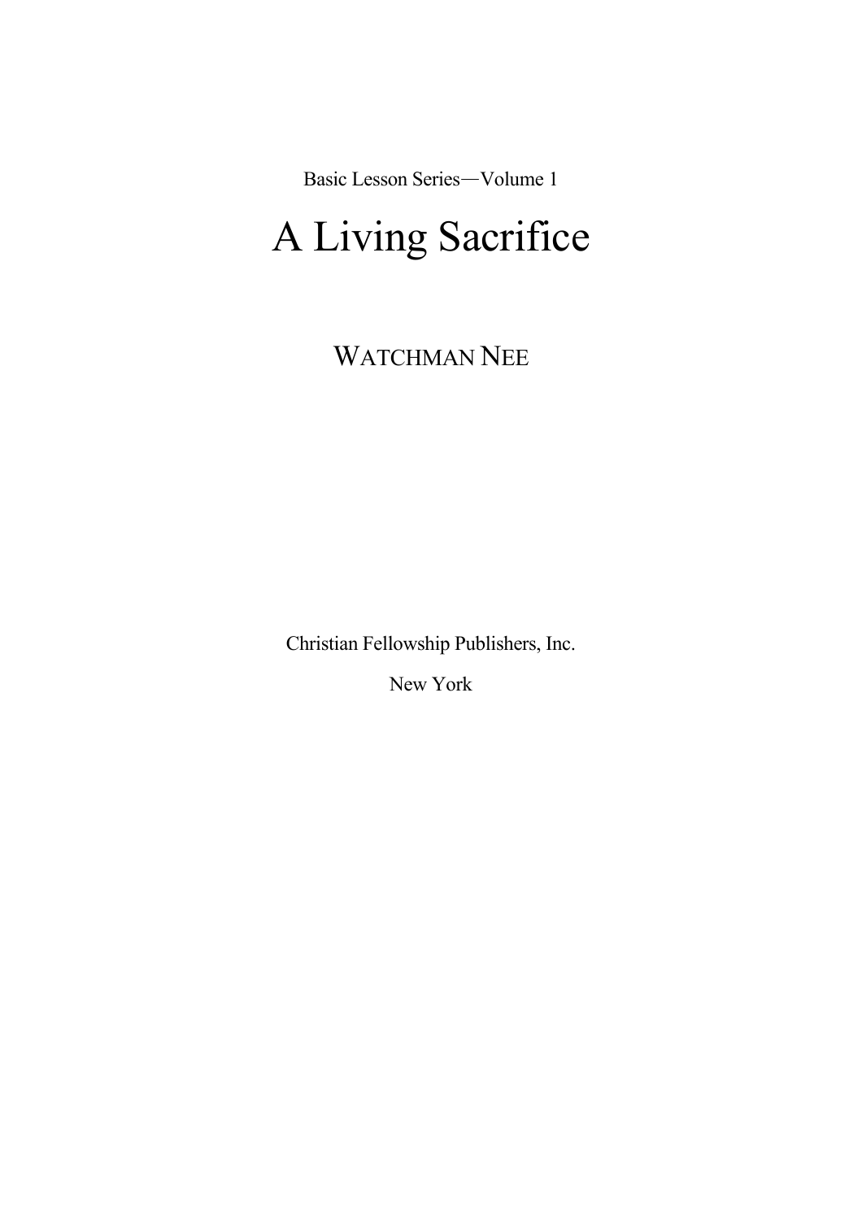Basic Lesson Series—Volume 1

# A Living Sacrifice

WATCHMAN NEE

Christian Fellowship Publishers, Inc.

New York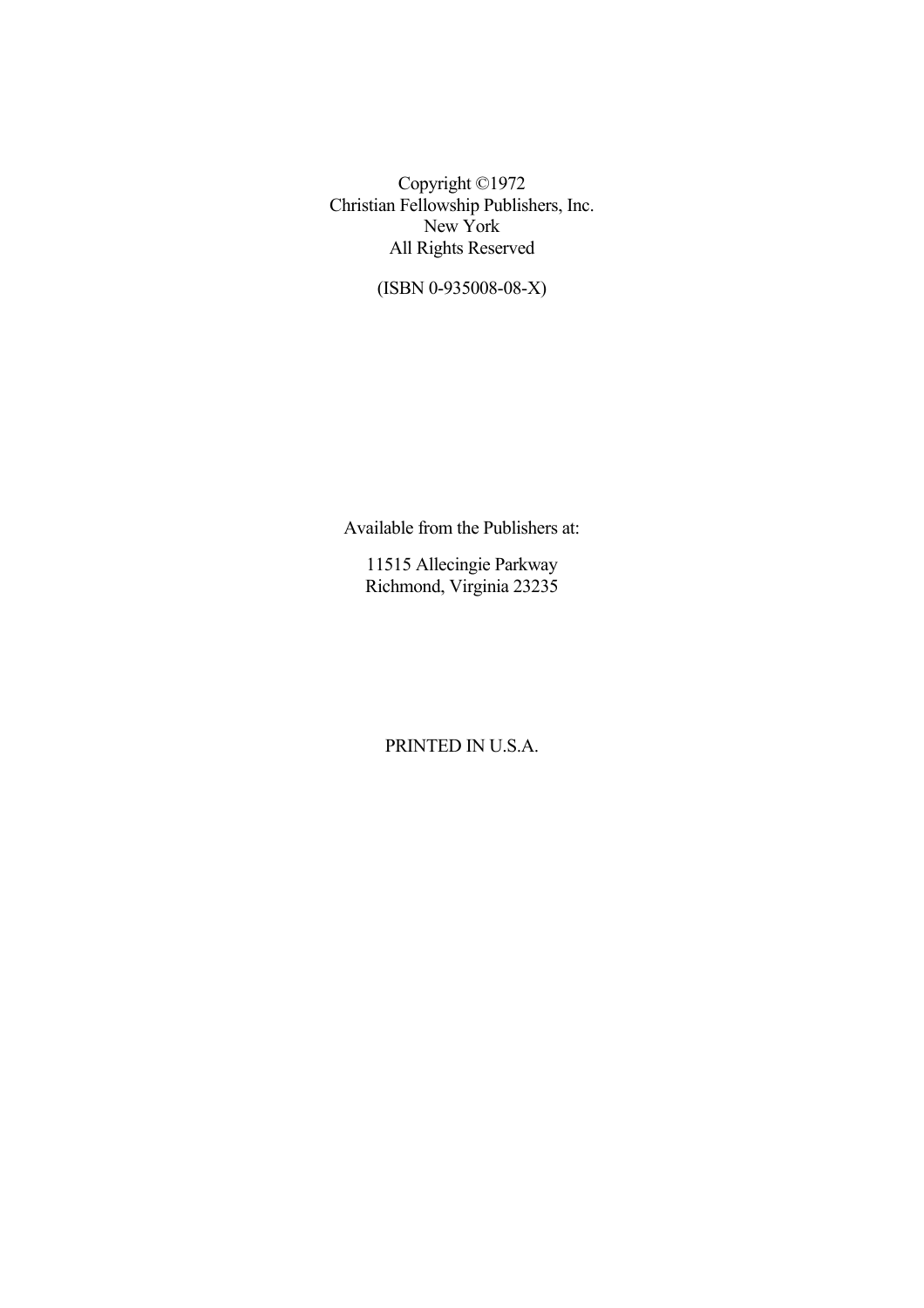Copyright ©1972
Christian Fellowship Publishers, Inc.
New York
All Rights Reserved

(ISBN 0-935008-08-X)

Available from the Publishers at:

11515 Allecingie Parkway
Richmond, Virginia 23235

PRINTED IN U.S.A.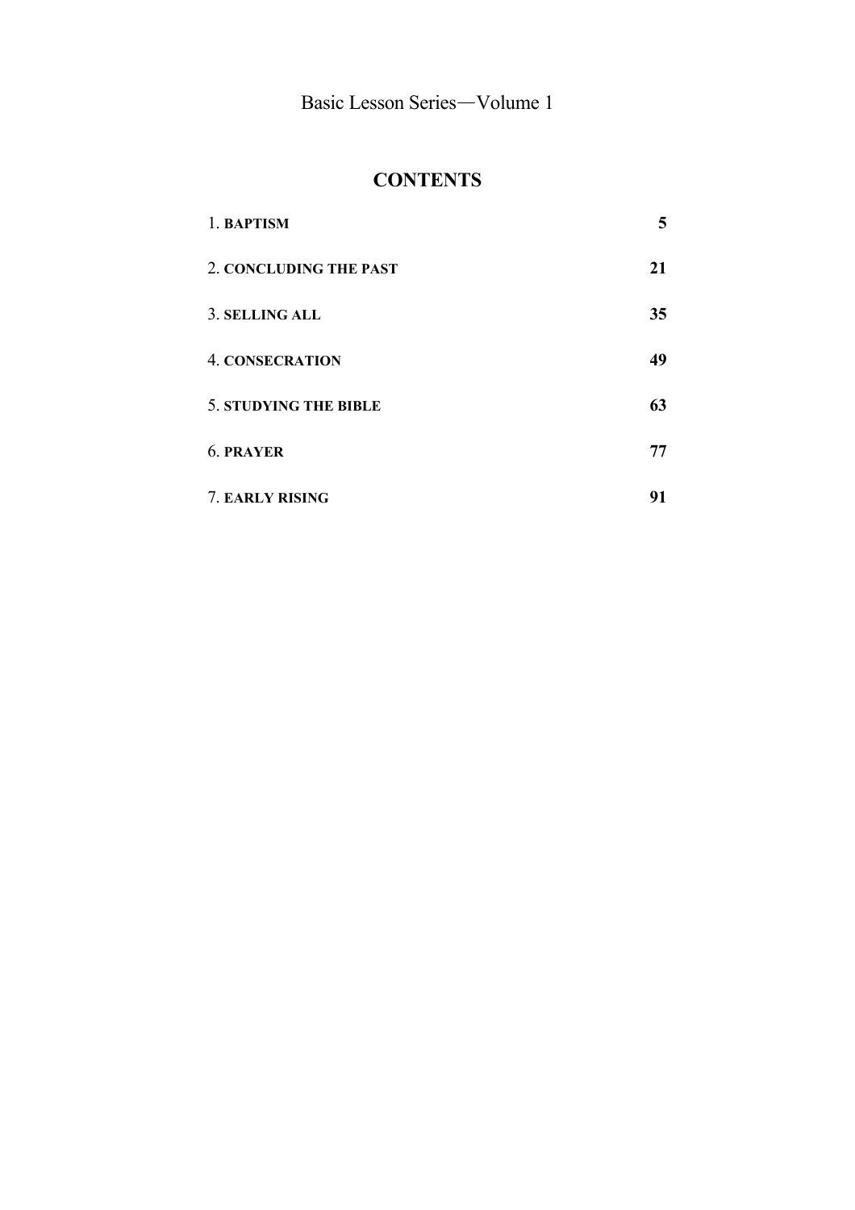Basic Lesson Series—Volume 1

# CONTENTS

| | |
|---|---|
| 1. **BAPTISM** | **5** |
| 2. **CONCLUDING THE PAST** | **21** |
| 3. **SELLING ALL** | **35** |
| 4. **CONSECRATION** | **49** |
| 5. **STUDYING THE BIBLE** | **63** |
| 6. **PRAYER** | **77** |
| 7. **EARLY RISING** | **91** |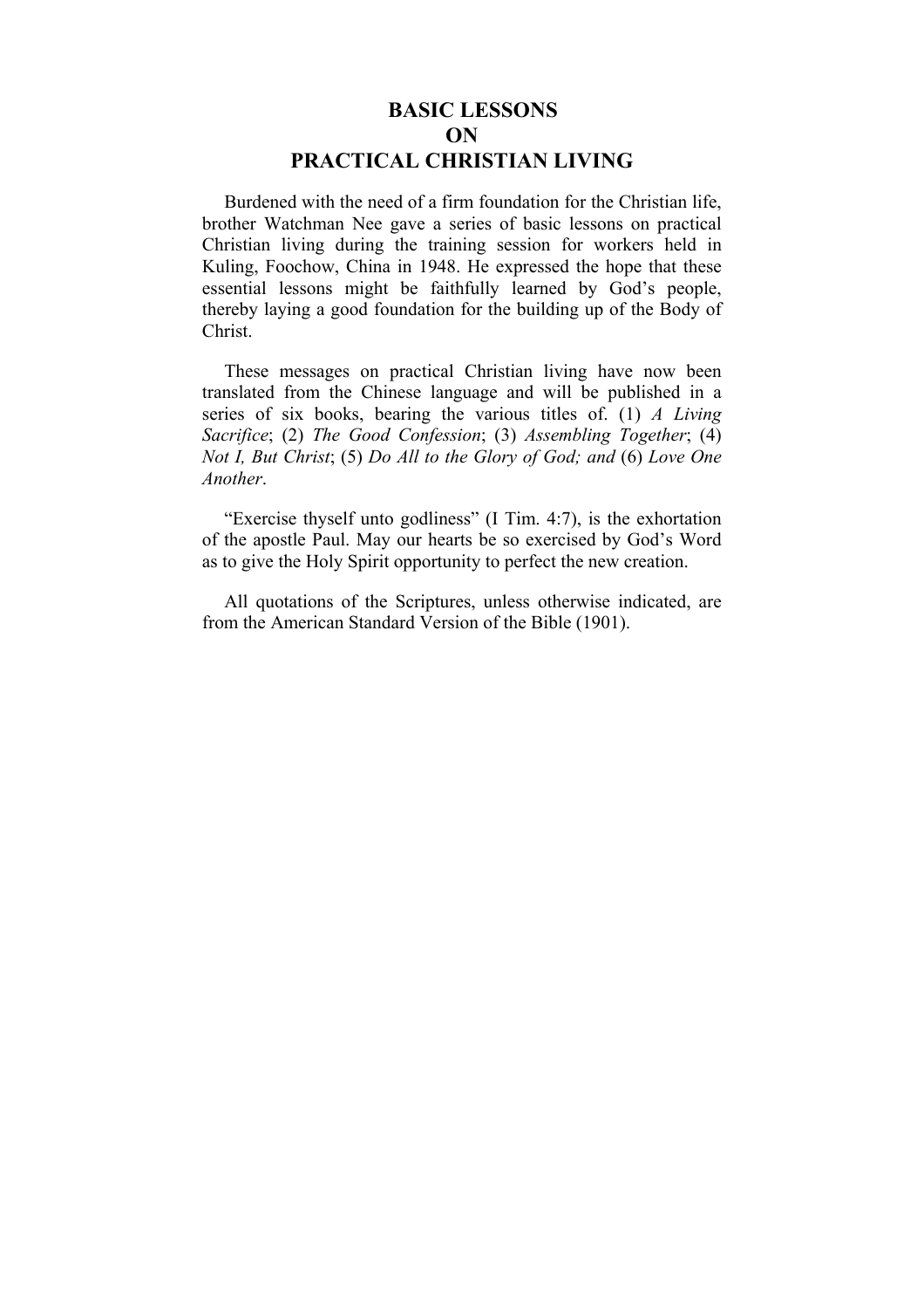# BASIC LESSONS ON PRACTICAL CHRISTIAN LIVING

Burdened with the need of a firm foundation for the Christian life, brother Watchman Nee gave a series of basic lessons on practical Christian living during the training session for workers held in Kuling, Foochow, China in 1948. He expressed the hope that these essential lessons might be faithfully learned by God's people, thereby laying a good foundation for the building up of the Body of Christ.

These messages on practical Christian living have now been translated from the Chinese language and will be published in a series of six books, bearing the various titles of. (1) *A Living Sacrifice*; (2) *The Good Confession*; (3) *Assembling Together*; (4) *Not I, But Christ*; (5) *Do All to the Glory of God; and* (6) *Love One Another*.

"Exercise thyself unto godliness" (I Tim. 4:7), is the exhortation of the apostle Paul. May our hearts be so exercised by God's Word as to give the Holy Spirit opportunity to perfect the new creation.

All quotations of the Scriptures, unless otherwise indicated, are from the American Standard Version of the Bible (1901).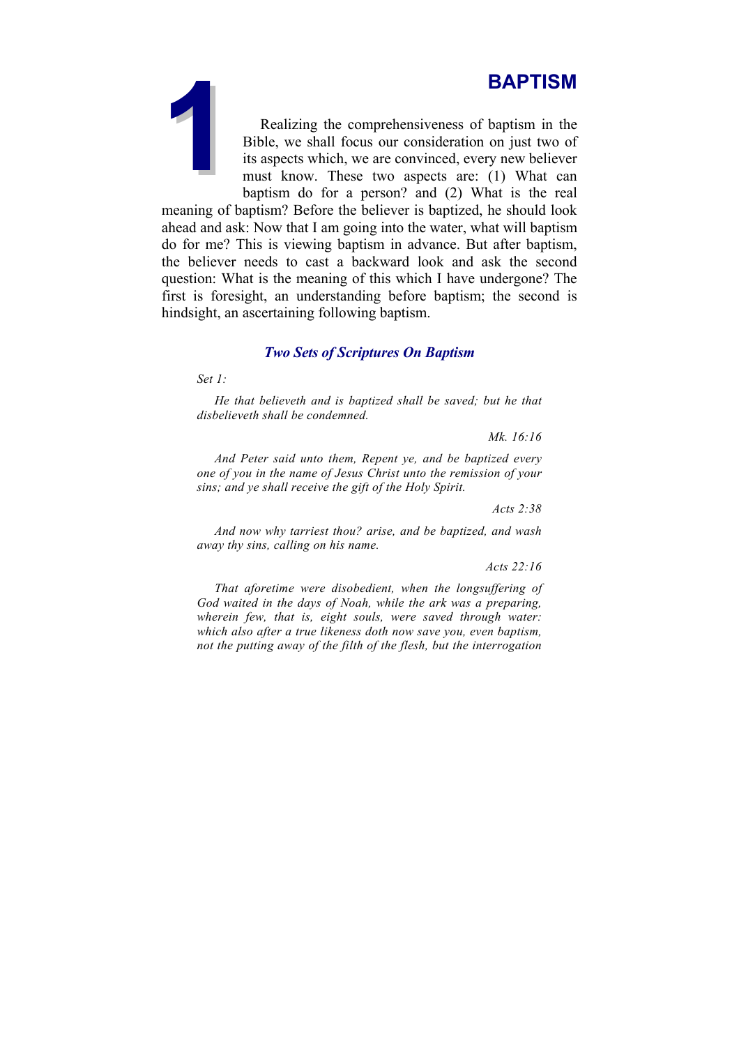# 1 BAPTISM

Realizing the comprehensiveness of baptism in the Bible, we shall focus our consideration on just two of its aspects which, we are convinced, every new believer must know. These two aspects are: (1) What can baptism do for a person? and (2) What is the real meaning of baptism? Before the believer is baptized, he should look ahead and ask: Now that I am going into the water, what will baptism do for me? This is viewing baptism in advance. But after baptism, the believer needs to cast a backward look and ask the second question: What is the meaning of this which I have undergone? The first is foresight, an understanding before baptism; the second is hindsight, an ascertaining following baptism.

### *Two Sets of Scriptures On Baptism*

*Set 1:*

*He that believeth and is baptized shall be saved; but he that disbelieveth shall be condemned.*

*Mk. 16:16*

*And Peter said unto them, Repent ye, and be baptized every one of you in the name of Jesus Christ unto the remission of your sins; and ye shall receive the gift of the Holy Spirit.*

*Acts 2:38*

*And now why tarriest thou? arise, and be baptized, and wash away thy sins, calling on his name.*

*Acts 22:16*

*That aforetime were disobedient, when the longsuffering of God waited in the days of Noah, while the ark was a preparing, wherein few, that is, eight souls, were saved through water: which also after a true likeness doth now save you, even baptism, not the putting away of the filth of the flesh, but the interrogation*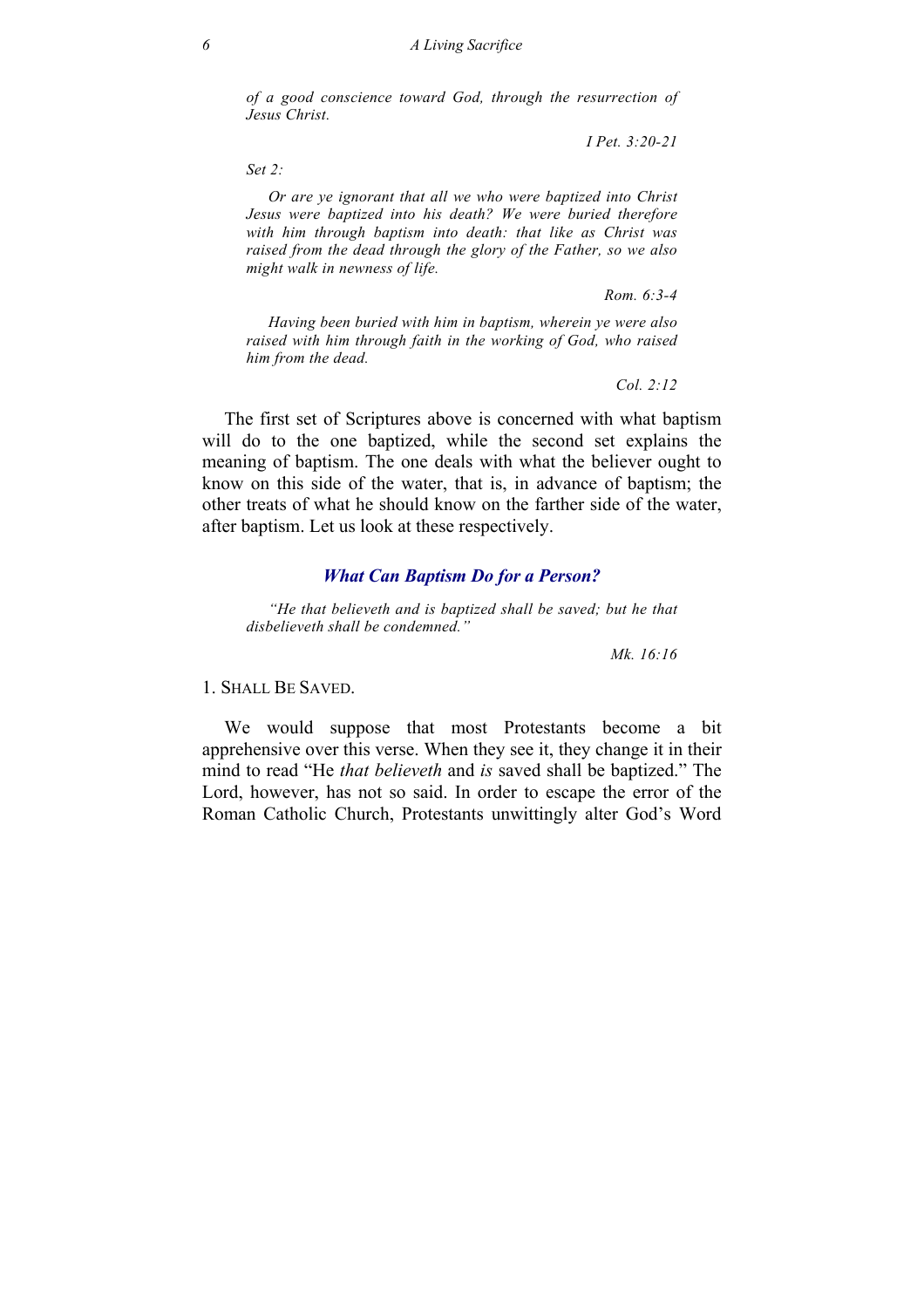*of a good conscience toward God, through the resurrection of Jesus Christ.*

*I Pet. 3:20-21*

*Set 2:*

*Or are ye ignorant that all we who were baptized into Christ Jesus were baptized into his death? We were buried therefore with him through baptism into death: that like as Christ was raised from the dead through the glory of the Father, so we also might walk in newness of life.*

*Rom. 6:3-4*

*Having been buried with him in baptism, wherein ye were also raised with him through faith in the working of God, who raised him from the dead.*

*Col. 2:12*

The first set of Scriptures above is concerned with what baptism will do to the one baptized, while the second set explains the meaning of baptism. The one deals with what the believer ought to know on this side of the water, that is, in advance of baptism; the other treats of what he should know on the farther side of the water, after baptism. Let us look at these respectively.

### *What Can Baptism Do for a Person?*

*"He that believeth and is baptized shall be saved; but he that disbelieveth shall be condemned."*

*Mk. 16:16*

1. SHALL BE SAVED.

We would suppose that most Protestants become a bit apprehensive over this verse. When they see it, they change it in their mind to read "He *that believeth* and *is* saved shall be baptized." The Lord, however, has not so said. In order to escape the error of the Roman Catholic Church, Protestants unwittingly alter God's Word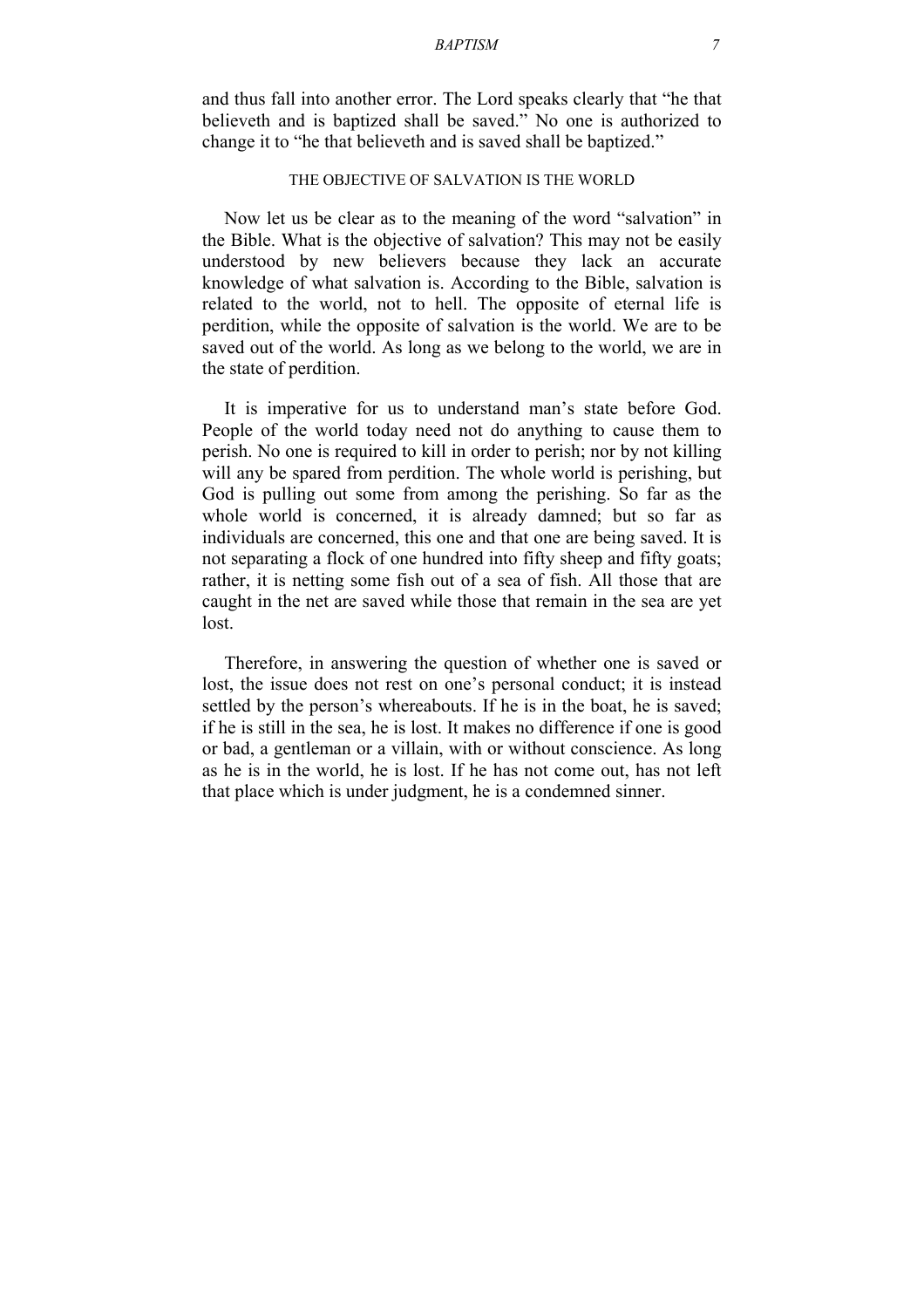and thus fall into another error. The Lord speaks clearly that "he that believeth and is baptized shall be saved." No one is authorized to change it to "he that believeth and is saved shall be baptized."

## THE OBJECTIVE OF SALVATION IS THE WORLD

Now let us be clear as to the meaning of the word "salvation" in the Bible. What is the objective of salvation? This may not be easily understood by new believers because they lack an accurate knowledge of what salvation is. According to the Bible, salvation is related to the world, not to hell. The opposite of eternal life is perdition, while the opposite of salvation is the world. We are to be saved out of the world. As long as we belong to the world, we are in the state of perdition.

It is imperative for us to understand man's state before God. People of the world today need not do anything to cause them to perish. No one is required to kill in order to perish; nor by not killing will any be spared from perdition. The whole world is perishing, but God is pulling out some from among the perishing. So far as the whole world is concerned, it is already damned; but so far as individuals are concerned, this one and that one are being saved. It is not separating a flock of one hundred into fifty sheep and fifty goats; rather, it is netting some fish out of a sea of fish. All those that are caught in the net are saved while those that remain in the sea are yet lost.

Therefore, in answering the question of whether one is saved or lost, the issue does not rest on one's personal conduct; it is instead settled by the person's whereabouts. If he is in the boat, he is saved; if he is still in the sea, he is lost. It makes no difference if one is good or bad, a gentleman or a villain, with or without conscience. As long as he is in the world, he is lost. If he has not come out, has not left that place which is under judgment, he is a condemned sinner.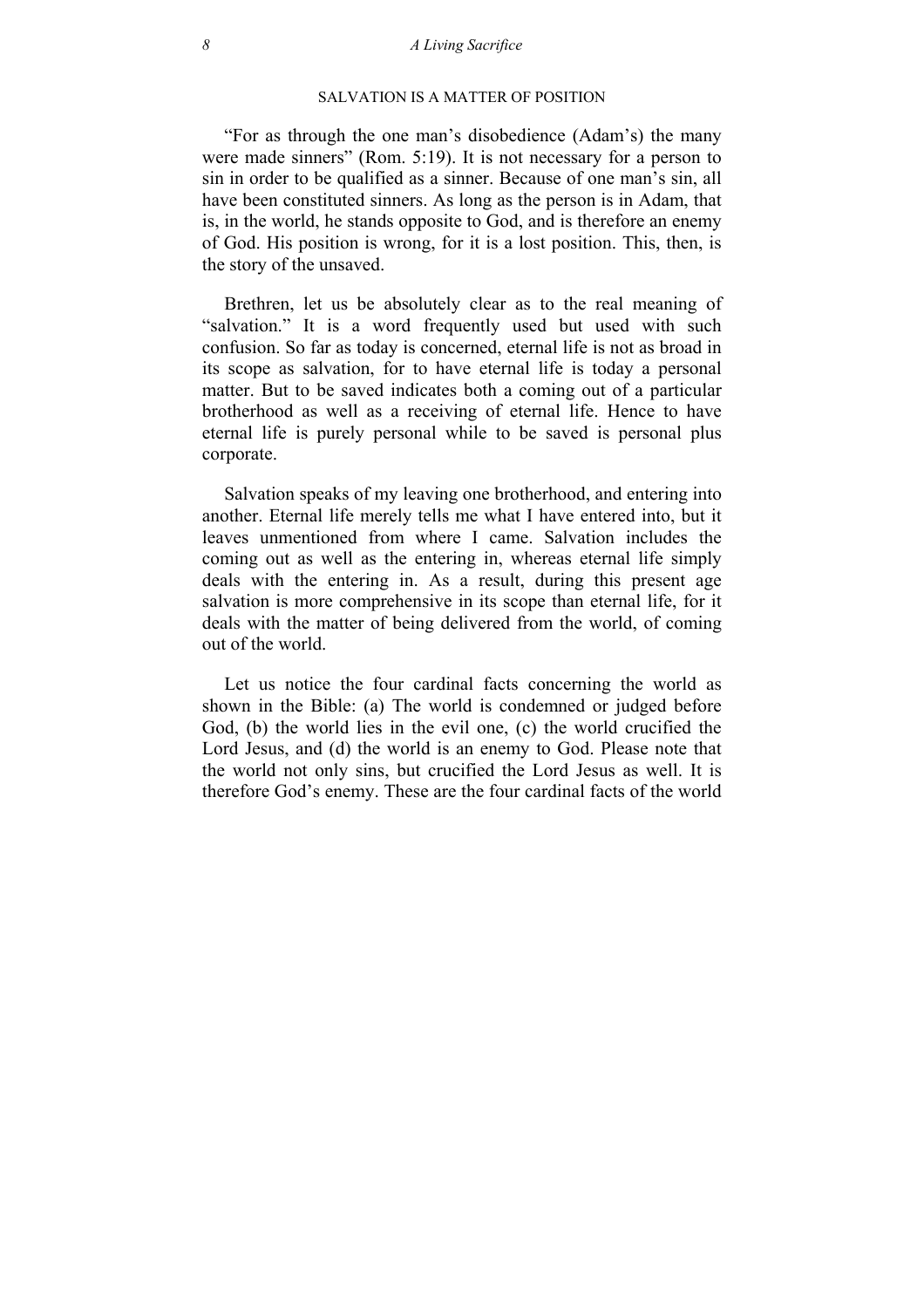## SALVATION IS A MATTER OF POSITION

"For as through the one man's disobedience (Adam's) the many were made sinners" (Rom. 5:19). It is not necessary for a person to sin in order to be qualified as a sinner. Because of one man's sin, all have been constituted sinners. As long as the person is in Adam, that is, in the world, he stands opposite to God, and is therefore an enemy of God. His position is wrong, for it is a lost position. This, then, is the story of the unsaved.

Brethren, let us be absolutely clear as to the real meaning of "salvation." It is a word frequently used but used with such confusion. So far as today is concerned, eternal life is not as broad in its scope as salvation, for to have eternal life is today a personal matter. But to be saved indicates both a coming out of a particular brotherhood as well as a receiving of eternal life. Hence to have eternal life is purely personal while to be saved is personal plus corporate.

Salvation speaks of my leaving one brotherhood, and entering into another. Eternal life merely tells me what I have entered into, but it leaves unmentioned from where I came. Salvation includes the coming out as well as the entering in, whereas eternal life simply deals with the entering in. As a result, during this present age salvation is more comprehensive in its scope than eternal life, for it deals with the matter of being delivered from the world, of coming out of the world.

Let us notice the four cardinal facts concerning the world as shown in the Bible: (a) The world is condemned or judged before God, (b) the world lies in the evil one, (c) the world crucified the Lord Jesus, and (d) the world is an enemy to God. Please note that the world not only sins, but crucified the Lord Jesus as well. It is therefore God's enemy. These are the four cardinal facts of the world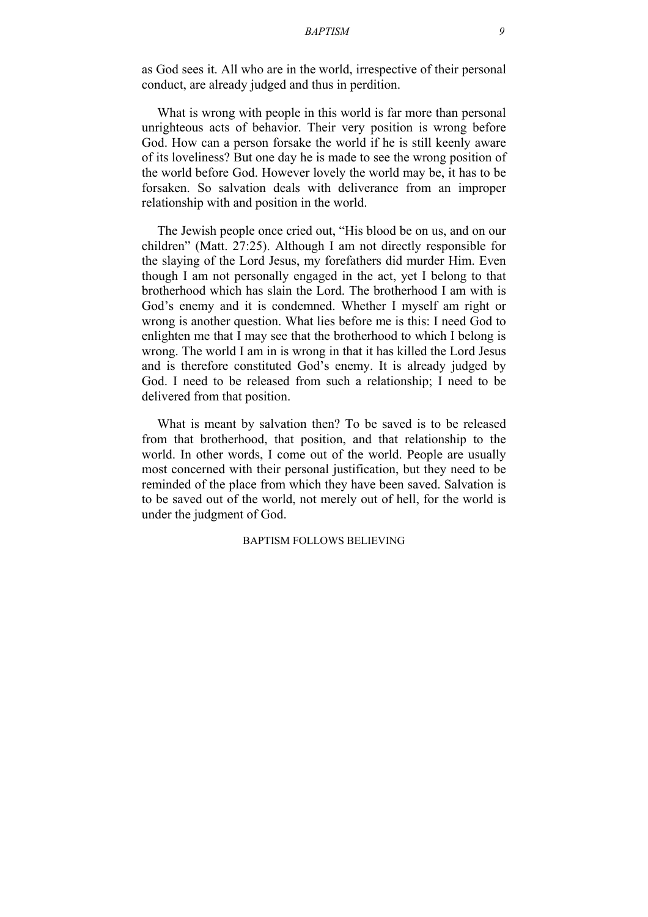as God sees it. All who are in the world, irrespective of their personal conduct, are already judged and thus in perdition.

What is wrong with people in this world is far more than personal unrighteous acts of behavior. Their very position is wrong before God. How can a person forsake the world if he is still keenly aware of its loveliness? But one day he is made to see the wrong position of the world before God. However lovely the world may be, it has to be forsaken. So salvation deals with deliverance from an improper relationship with and position in the world.

The Jewish people once cried out, "His blood be on us, and on our children" (Matt. 27:25). Although I am not directly responsible for the slaying of the Lord Jesus, my forefathers did murder Him. Even though I am not personally engaged in the act, yet I belong to that brotherhood which has slain the Lord. The brotherhood I am with is God's enemy and it is condemned. Whether I myself am right or wrong is another question. What lies before me is this: I need God to enlighten me that I may see that the brotherhood to which I belong is wrong. The world I am in is wrong in that it has killed the Lord Jesus and is therefore constituted God's enemy. It is already judged by God. I need to be released from such a relationship; I need to be delivered from that position.

What is meant by salvation then? To be saved is to be released from that brotherhood, that position, and that relationship to the world. In other words, I come out of the world. People are usually most concerned with their personal justification, but they need to be reminded of the place from which they have been saved. Salvation is to be saved out of the world, not merely out of hell, for the world is under the judgment of God.

## BAPTISM FOLLOWS BELIEVING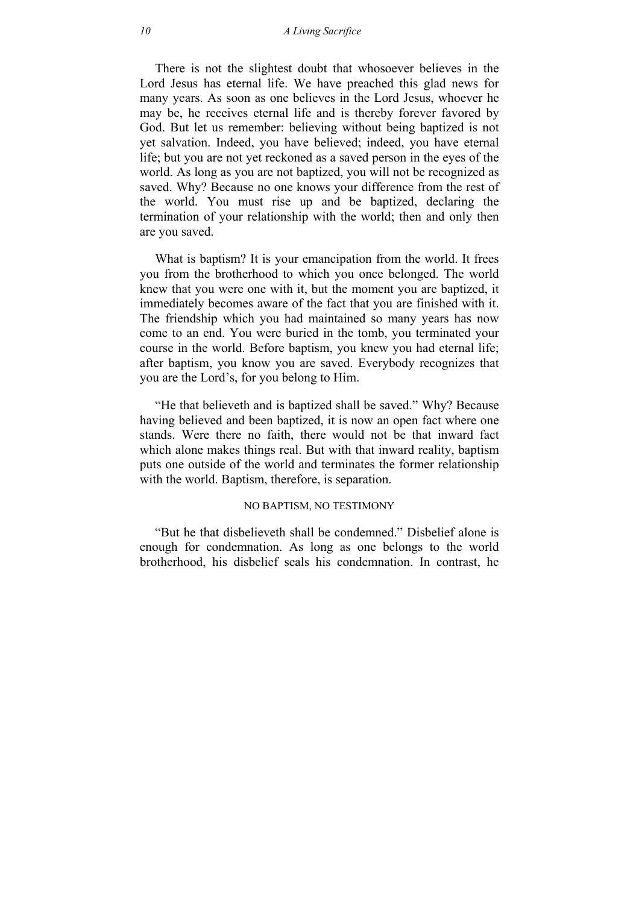There is not the slightest doubt that whosoever believes in the Lord Jesus has eternal life. We have preached this glad news for many years. As soon as one believes in the Lord Jesus, whoever he may be, he receives eternal life and is thereby forever favored by God. But let us remember: believing without being baptized is not yet salvation. Indeed, you have believed; indeed, you have eternal life; but you are not yet reckoned as a saved person in the eyes of the world. As long as you are not baptized, you will not be recognized as saved. Why? Because no one knows your difference from the rest of the world. You must rise up and be baptized, declaring the termination of your relationship with the world; then and only then are you saved.

What is baptism? It is your emancipation from the world. It frees you from the brotherhood to which you once belonged. The world knew that you were one with it, but the moment you are baptized, it immediately becomes aware of the fact that you are finished with it. The friendship which you had maintained so many years has now come to an end. You were buried in the tomb, you terminated your course in the world. Before baptism, you knew you had eternal life; after baptism, you know you are saved. Everybody recognizes that you are the Lord's, for you belong to Him.

"He that believeth and is baptized shall be saved." Why? Because having believed and been baptized, it is now an open fact where one stands. Were there no faith, there would not be that inward fact which alone makes things real. But with that inward reality, baptism puts one outside of the world and terminates the former relationship with the world. Baptism, therefore, is separation.

### NO BAPTISM, NO TESTIMONY

"But he that disbelieveth shall be condemned." Disbelief alone is enough for condemnation. As long as one belongs to the world brotherhood, his disbelief seals his condemnation. In contrast, he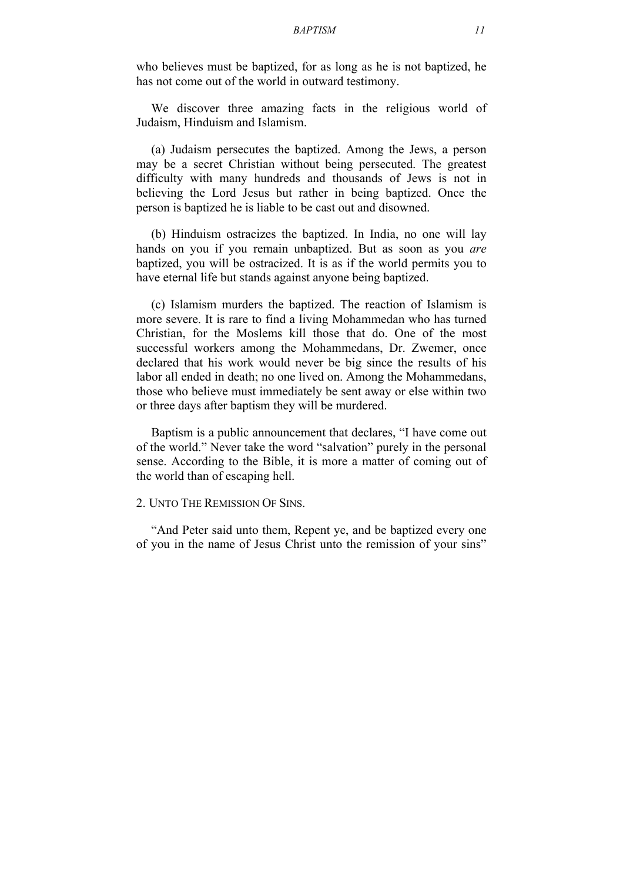who believes must be baptized, for as long as he is not baptized, he has not come out of the world in outward testimony.

We discover three amazing facts in the religious world of Judaism, Hinduism and Islamism.

(a) Judaism persecutes the baptized. Among the Jews, a person may be a secret Christian without being persecuted. The greatest difficulty with many hundreds and thousands of Jews is not in believing the Lord Jesus but rather in being baptized. Once the person is baptized he is liable to be cast out and disowned.

(b) Hinduism ostracizes the baptized. In India, no one will lay hands on you if you remain unbaptized. But as soon as you *are* baptized, you will be ostracized. It is as if the world permits you to have eternal life but stands against anyone being baptized.

(c) Islamism murders the baptized. The reaction of Islamism is more severe. It is rare to find a living Mohammedan who has turned Christian, for the Moslems kill those that do. One of the most successful workers among the Mohammedans, Dr. Zwemer, once declared that his work would never be big since the results of his labor all ended in death; no one lived on. Among the Mohammedans, those who believe must immediately be sent away or else within two or three days after baptism they will be murdered.

Baptism is a public announcement that declares, "I have come out of the world." Never take the word "salvation" purely in the personal sense. According to the Bible, it is more a matter of coming out of the world than of escaping hell.

2. UNTO THE REMISSION OF SINS.

"And Peter said unto them, Repent ye, and be baptized every one of you in the name of Jesus Christ unto the remission of your sins"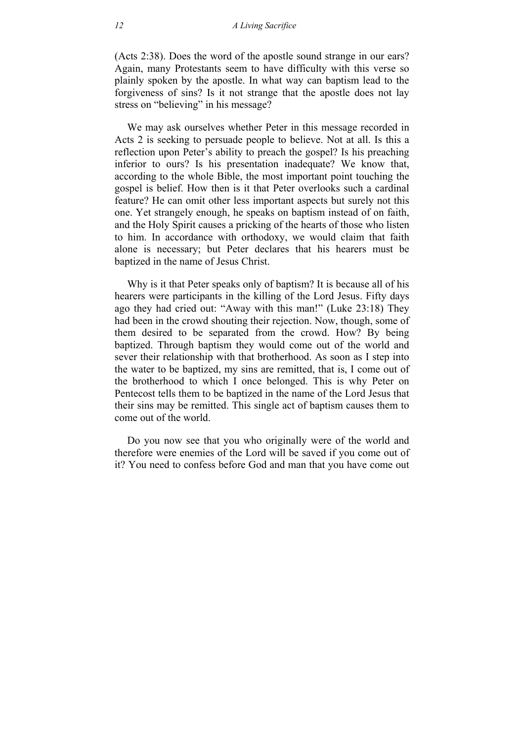(Acts 2:38). Does the word of the apostle sound strange in our ears? Again, many Protestants seem to have difficulty with this verse so plainly spoken by the apostle. In what way can baptism lead to the forgiveness of sins? Is it not strange that the apostle does not lay stress on "believing" in his message?

We may ask ourselves whether Peter in this message recorded in Acts 2 is seeking to persuade people to believe. Not at all. Is this a reflection upon Peter's ability to preach the gospel? Is his preaching inferior to ours? Is his presentation inadequate? We know that, according to the whole Bible, the most important point touching the gospel is belief. How then is it that Peter overlooks such a cardinal feature? He can omit other less important aspects but surely not this one. Yet strangely enough, he speaks on baptism instead of on faith, and the Holy Spirit causes a pricking of the hearts of those who listen to him. In accordance with orthodoxy, we would claim that faith alone is necessary; but Peter declares that his hearers must be baptized in the name of Jesus Christ.

Why is it that Peter speaks only of baptism? It is because all of his hearers were participants in the killing of the Lord Jesus. Fifty days ago they had cried out: "Away with this man!" (Luke 23:18) They had been in the crowd shouting their rejection. Now, though, some of them desired to be separated from the crowd. How? By being baptized. Through baptism they would come out of the world and sever their relationship with that brotherhood. As soon as I step into the water to be baptized, my sins are remitted, that is, I come out of the brotherhood to which I once belonged. This is why Peter on Pentecost tells them to be baptized in the name of the Lord Jesus that their sins may be remitted. This single act of baptism causes them to come out of the world.

Do you now see that you who originally were of the world and therefore were enemies of the Lord will be saved if you come out of it? You need to confess before God and man that you have come out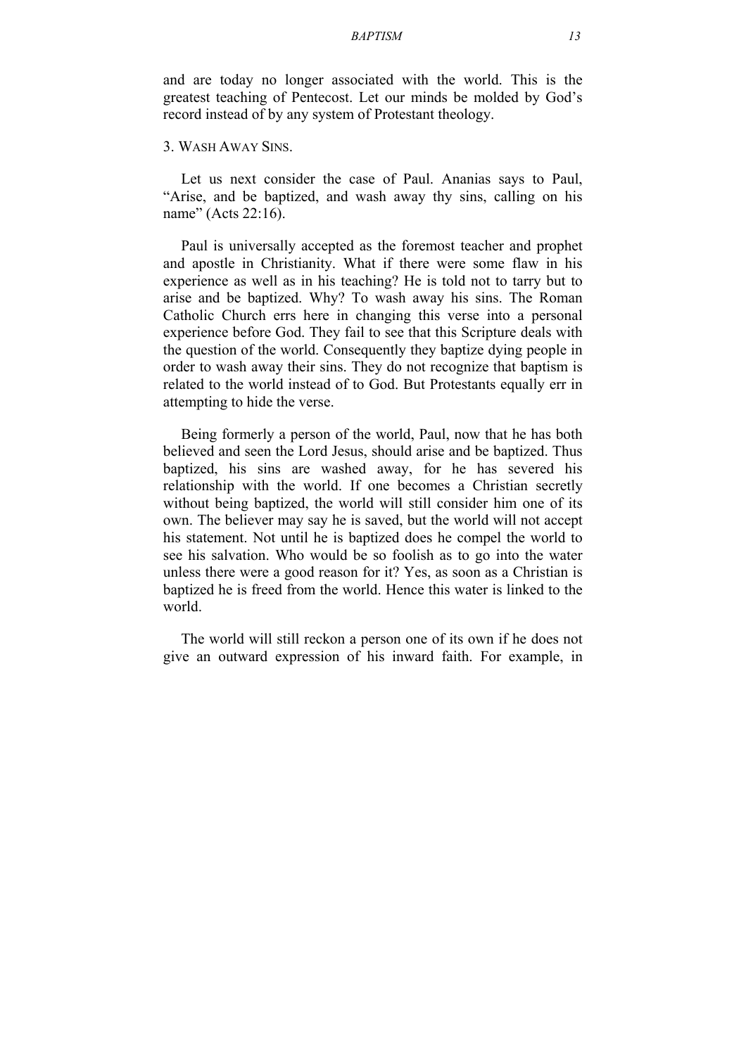and are today no longer associated with the world. This is the greatest teaching of Pentecost. Let our minds be molded by God's record instead of by any system of Protestant theology.

### 3. Wash Away Sins.

Let us next consider the case of Paul. Ananias says to Paul, "Arise, and be baptized, and wash away thy sins, calling on his name" (Acts 22:16).

Paul is universally accepted as the foremost teacher and prophet and apostle in Christianity. What if there were some flaw in his experience as well as in his teaching? He is told not to tarry but to arise and be baptized. Why? To wash away his sins. The Roman Catholic Church errs here in changing this verse into a personal experience before God. They fail to see that this Scripture deals with the question of the world. Consequently they baptize dying people in order to wash away their sins. They do not recognize that baptism is related to the world instead of to God. But Protestants equally err in attempting to hide the verse.

Being formerly a person of the world, Paul, now that he has both believed and seen the Lord Jesus, should arise and be baptized. Thus baptized, his sins are washed away, for he has severed his relationship with the world. If one becomes a Christian secretly without being baptized, the world will still consider him one of its own. The believer may say he is saved, but the world will not accept his statement. Not until he is baptized does he compel the world to see his salvation. Who would be so foolish as to go into the water unless there were a good reason for it? Yes, as soon as a Christian is baptized he is freed from the world. Hence this water is linked to the world.

The world will still reckon a person one of its own if he does not give an outward expression of his inward faith. For example, in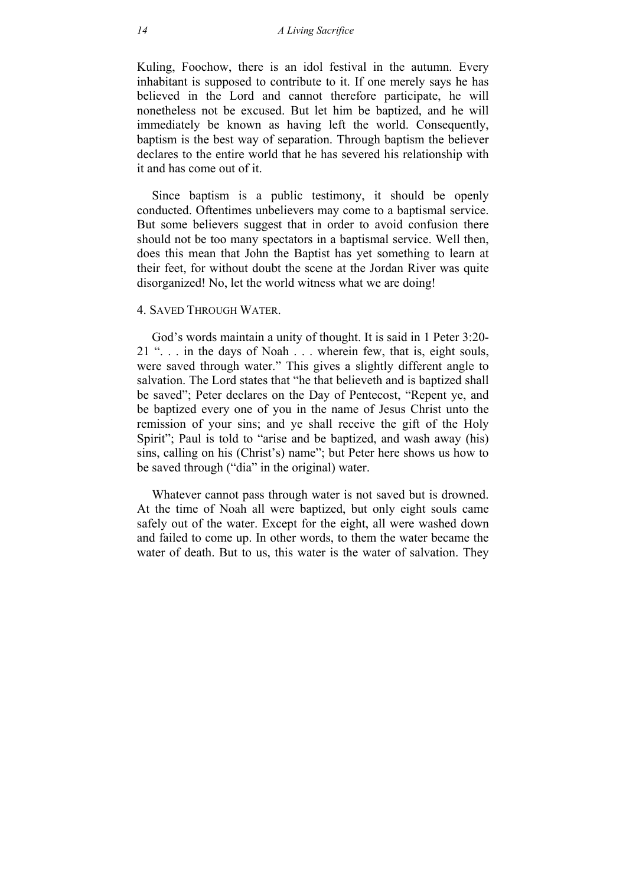Kuling, Foochow, there is an idol festival in the autumn. Every inhabitant is supposed to contribute to it. If one merely says he has believed in the Lord and cannot therefore participate, he will nonetheless not be excused. But let him be baptized, and he will immediately be known as having left the world. Consequently, baptism is the best way of separation. Through baptism the believer declares to the entire world that he has severed his relationship with it and has come out of it.

Since baptism is a public testimony, it should be openly conducted. Oftentimes unbelievers may come to a baptismal service. But some believers suggest that in order to avoid confusion there should not be too many spectators in a baptismal service. Well then, does this mean that John the Baptist has yet something to learn at their feet, for without doubt the scene at the Jordan River was quite disorganized! No, let the world witness what we are doing!

4. Saved Through Water.

God's words maintain a unity of thought. It is said in 1 Peter 3:20-21 ". . . in the days of Noah . . . wherein few, that is, eight souls, were saved through water." This gives a slightly different angle to salvation. The Lord states that "he that believeth and is baptized shall be saved"; Peter declares on the Day of Pentecost, "Repent ye, and be baptized every one of you in the name of Jesus Christ unto the remission of your sins; and ye shall receive the gift of the Holy Spirit"; Paul is told to "arise and be baptized, and wash away (his) sins, calling on his (Christ's) name"; but Peter here shows us how to be saved through ("dia" in the original) water.

Whatever cannot pass through water is not saved but is drowned. At the time of Noah all were baptized, but only eight souls came safely out of the water. Except for the eight, all were washed down and failed to come up. In other words, to them the water became the water of death. But to us, this water is the water of salvation. They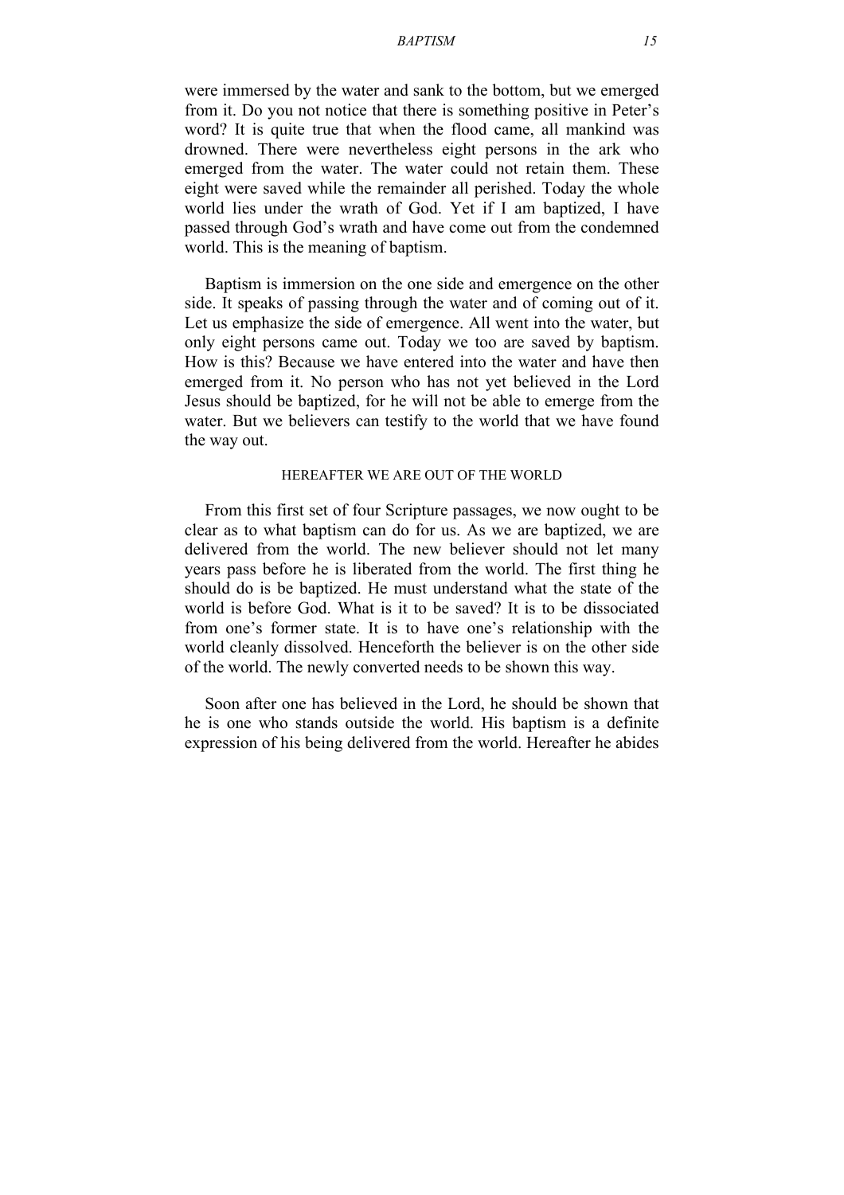were immersed by the water and sank to the bottom, but we emerged from it. Do you not notice that there is something positive in Peter's word? It is quite true that when the flood came, all mankind was drowned. There were nevertheless eight persons in the ark who emerged from the water. The water could not retain them. These eight were saved while the remainder all perished. Today the whole world lies under the wrath of God. Yet if I am baptized, I have passed through God's wrath and have come out from the condemned world. This is the meaning of baptism.

Baptism is immersion on the one side and emergence on the other side. It speaks of passing through the water and of coming out of it. Let us emphasize the side of emergence. All went into the water, but only eight persons came out. Today we too are saved by baptism. How is this? Because we have entered into the water and have then emerged from it. No person who has not yet believed in the Lord Jesus should be baptized, for he will not be able to emerge from the water. But we believers can testify to the world that we have found the way out.

## HEREAFTER WE ARE OUT OF THE WORLD

From this first set of four Scripture passages, we now ought to be clear as to what baptism can do for us. As we are baptized, we are delivered from the world. The new believer should not let many years pass before he is liberated from the world. The first thing he should do is be baptized. He must understand what the state of the world is before God. What is it to be saved? It is to be dissociated from one's former state. It is to have one's relationship with the world cleanly dissolved. Henceforth the believer is on the other side of the world. The newly converted needs to be shown this way.

Soon after one has believed in the Lord, he should be shown that he is one who stands outside the world. His baptism is a definite expression of his being delivered from the world. Hereafter he abides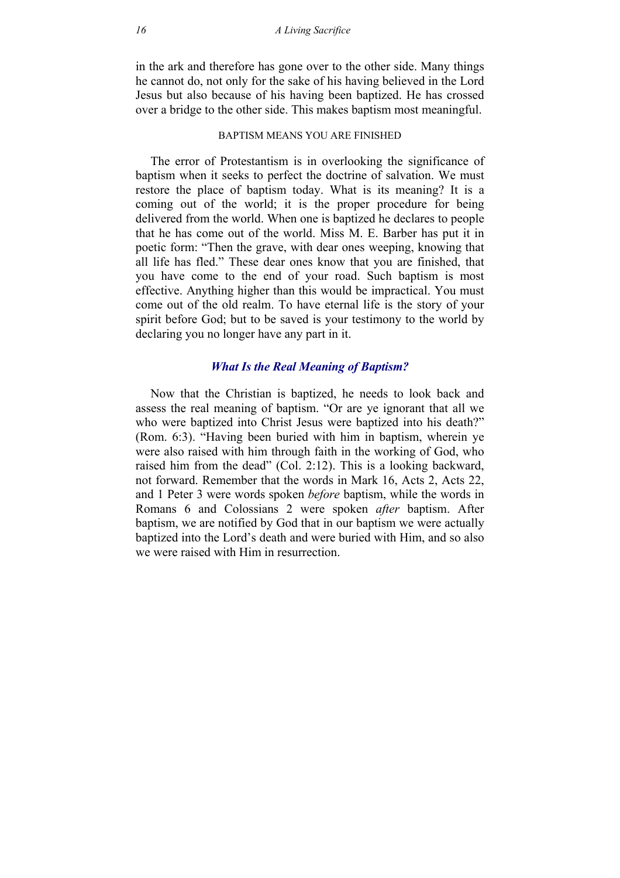in the ark and therefore has gone over to the other side. Many things he cannot do, not only for the sake of his having believed in the Lord Jesus but also because of his having been baptized. He has crossed over a bridge to the other side. This makes baptism most meaningful.

#### BAPTISM MEANS YOU ARE FINISHED

The error of Protestantism is in overlooking the significance of baptism when it seeks to perfect the doctrine of salvation. We must restore the place of baptism today. What is its meaning? It is a coming out of the world; it is the proper procedure for being delivered from the world. When one is baptized he declares to people that he has come out of the world. Miss M. E. Barber has put it in poetic form: "Then the grave, with dear ones weeping, knowing that all life has fled." These dear ones know that you are finished, that you have come to the end of your road. Such baptism is most effective. Anything higher than this would be impractical. You must come out of the old realm. To have eternal life is the story of your spirit before God; but to be saved is your testimony to the world by declaring you no longer have any part in it.

### *What Is the Real Meaning of Baptism?*

Now that the Christian is baptized, he needs to look back and assess the real meaning of baptism. "Or are ye ignorant that all we who were baptized into Christ Jesus were baptized into his death?" (Rom. 6:3). "Having been buried with him in baptism, wherein ye were also raised with him through faith in the working of God, who raised him from the dead" (Col. 2:12). This is a looking backward, not forward. Remember that the words in Mark 16, Acts 2, Acts 22, and 1 Peter 3 were words spoken *before* baptism, while the words in Romans 6 and Colossians 2 were spoken *after* baptism. After baptism, we are notified by God that in our baptism we were actually baptized into the Lord's death and were buried with Him, and so also we were raised with Him in resurrection.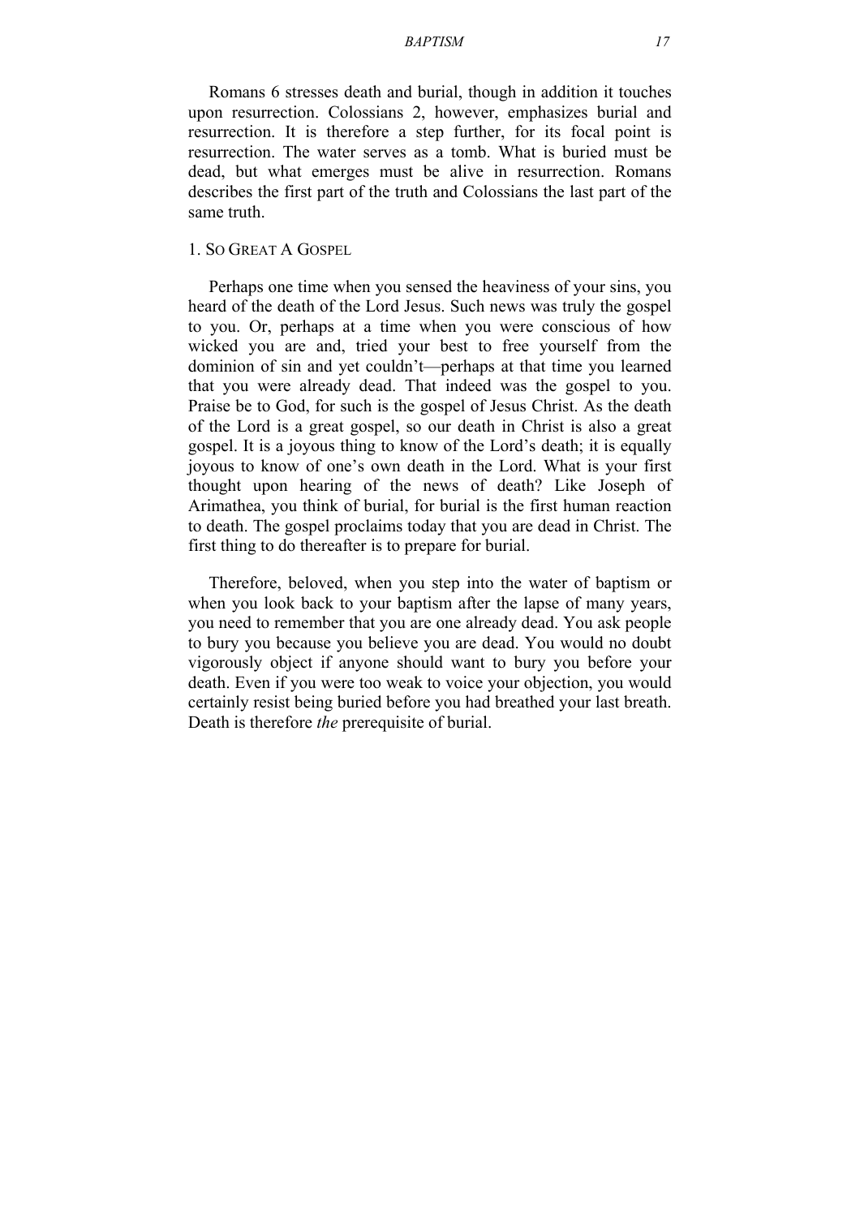Romans 6 stresses death and burial, though in addition it touches upon resurrection. Colossians 2, however, emphasizes burial and resurrection. It is therefore a step further, for its focal point is resurrection. The water serves as a tomb. What is buried must be dead, but what emerges must be alive in resurrection. Romans describes the first part of the truth and Colossians the last part of the same truth.

### 1. So Great A Gospel

Perhaps one time when you sensed the heaviness of your sins, you heard of the death of the Lord Jesus. Such news was truly the gospel to you. Or, perhaps at a time when you were conscious of how wicked you are and, tried your best to free yourself from the dominion of sin and yet couldn't—perhaps at that time you learned that you were already dead. That indeed was the gospel to you. Praise be to God, for such is the gospel of Jesus Christ. As the death of the Lord is a great gospel, so our death in Christ is also a great gospel. It is a joyous thing to know of the Lord's death; it is equally joyous to know of one's own death in the Lord. What is your first thought upon hearing of the news of death? Like Joseph of Arimathea, you think of burial, for burial is the first human reaction to death. The gospel proclaims today that you are dead in Christ. The first thing to do thereafter is to prepare for burial.

Therefore, beloved, when you step into the water of baptism or when you look back to your baptism after the lapse of many years, you need to remember that you are one already dead. You ask people to bury you because you believe you are dead. You would no doubt vigorously object if anyone should want to bury you before your death. Even if you were too weak to voice your objection, you would certainly resist being buried before you had breathed your last breath. Death is therefore *the* prerequisite of burial.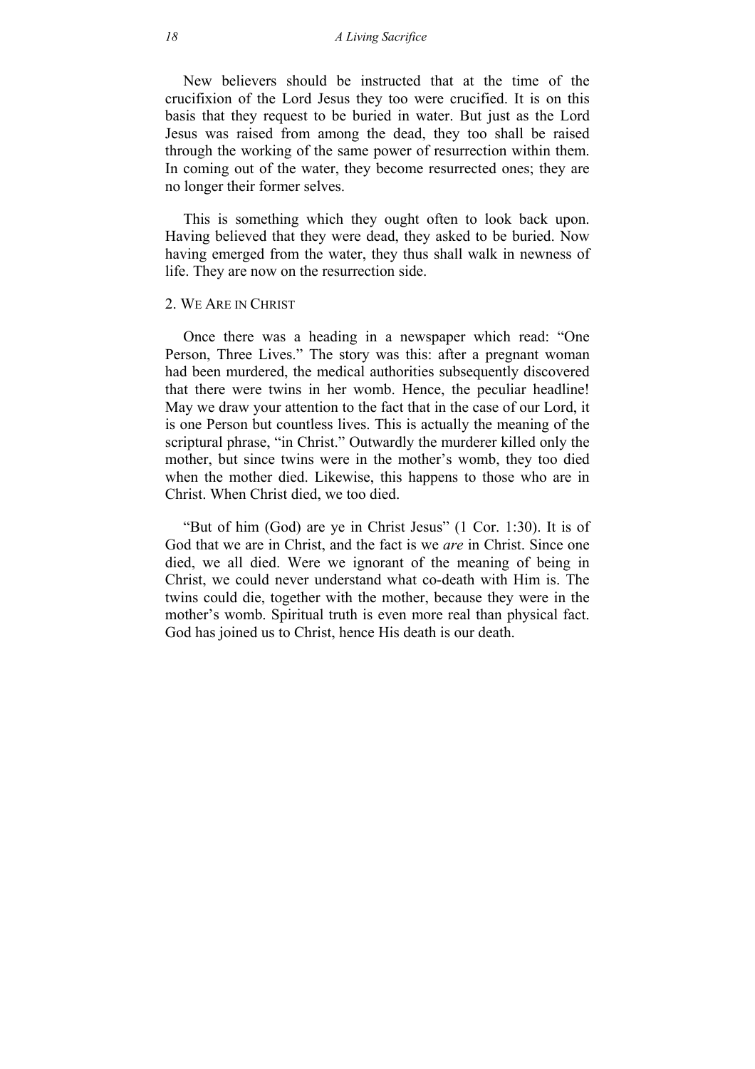New believers should be instructed that at the time of the crucifixion of the Lord Jesus they too were crucified. It is on this basis that they request to be buried in water. But just as the Lord Jesus was raised from among the dead, they too shall be raised through the working of the same power of resurrection within them. In coming out of the water, they become resurrected ones; they are no longer their former selves.

This is something which they ought often to look back upon. Having believed that they were dead, they asked to be buried. Now having emerged from the water, they thus shall walk in newness of life. They are now on the resurrection side.

### 2. We Are in Christ

Once there was a heading in a newspaper which read: "One Person, Three Lives." The story was this: after a pregnant woman had been murdered, the medical authorities subsequently discovered that there were twins in her womb. Hence, the peculiar headline! May we draw your attention to the fact that in the case of our Lord, it is one Person but countless lives. This is actually the meaning of the scriptural phrase, "in Christ." Outwardly the murderer killed only the mother, but since twins were in the mother's womb, they too died when the mother died. Likewise, this happens to those who are in Christ. When Christ died, we too died.

"But of him (God) are ye in Christ Jesus" (1 Cor. 1:30). It is of God that we are in Christ, and the fact is we *are* in Christ. Since one died, we all died. Were we ignorant of the meaning of being in Christ, we could never understand what co-death with Him is. The twins could die, together with the mother, because they were in the mother's womb. Spiritual truth is even more real than physical fact. God has joined us to Christ, hence His death is our death.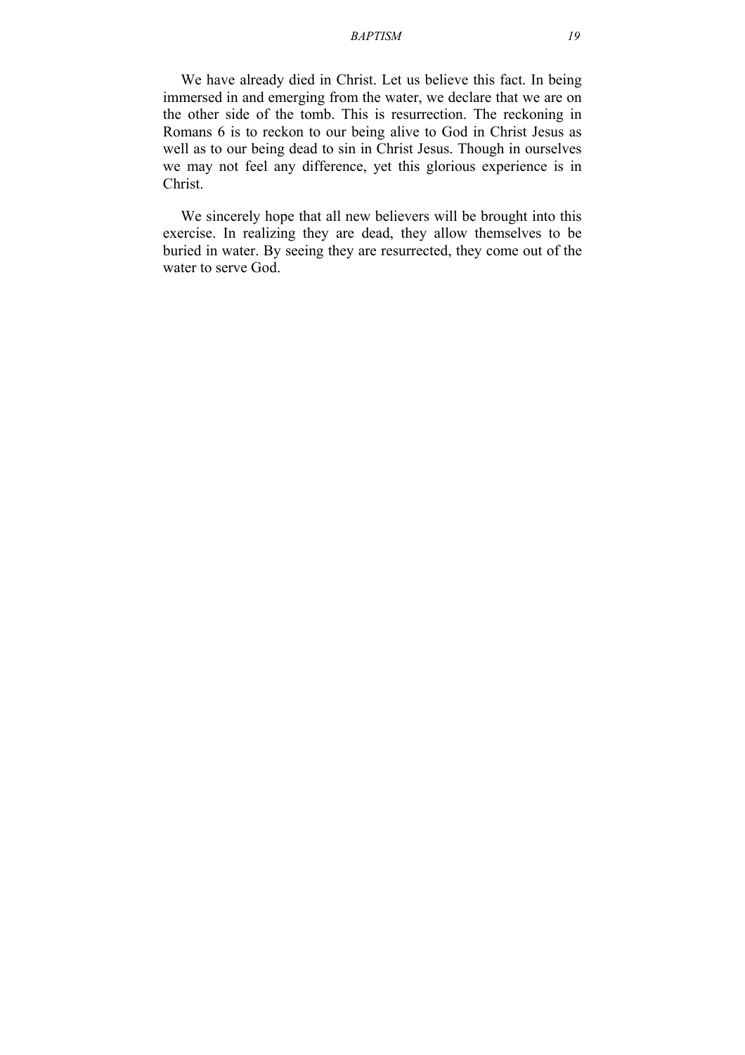We have already died in Christ. Let us believe this fact. In being immersed in and emerging from the water, we declare that we are on the other side of the tomb. This is resurrection. The reckoning in Romans 6 is to reckon to our being alive to God in Christ Jesus as well as to our being dead to sin in Christ Jesus. Though in ourselves we may not feel any difference, yet this glorious experience is in Christ.

We sincerely hope that all new believers will be brought into this exercise. In realizing they are dead, they allow themselves to be buried in water. By seeing they are resurrected, they come out of the water to serve God.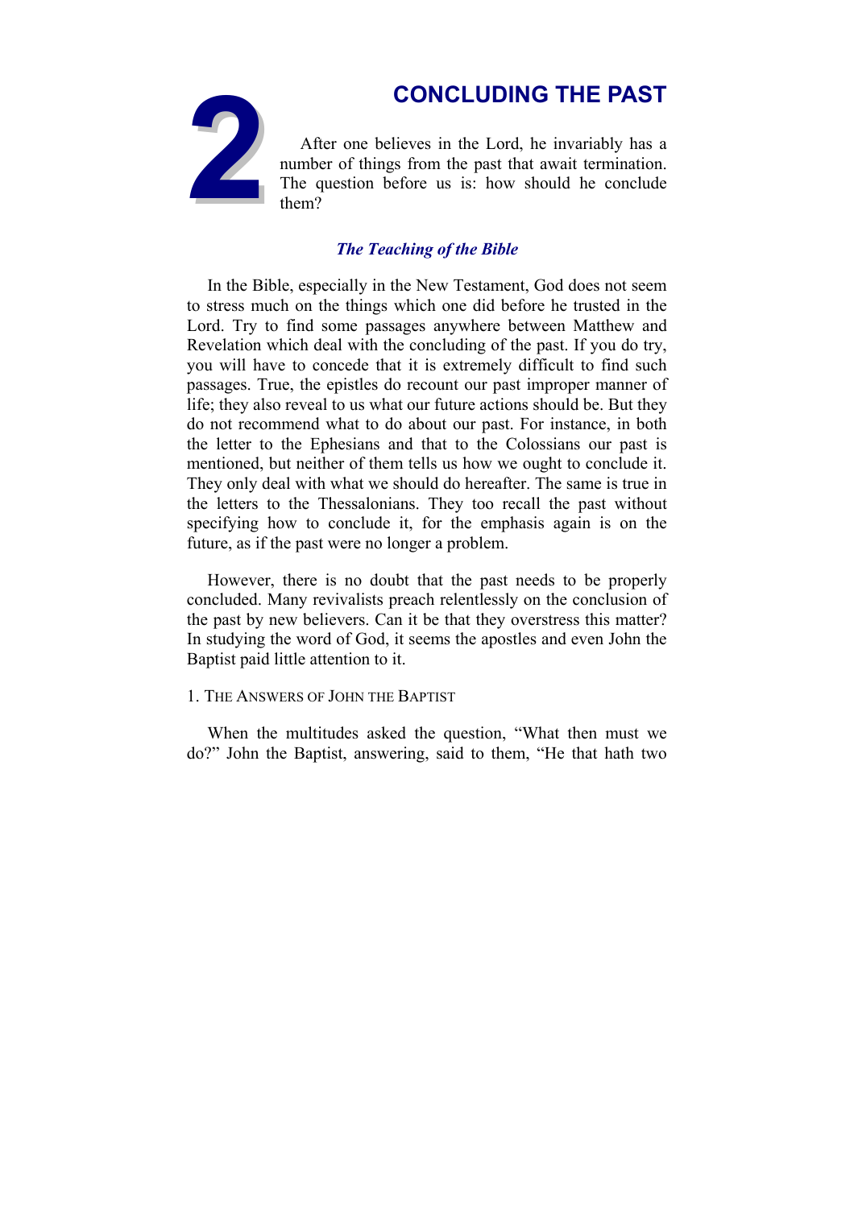# 2 CONCLUDING THE PAST

After one believes in the Lord, he invariably has a number of things from the past that await termination. The question before us is: how should he conclude them?

### *The Teaching of the Bible*

In the Bible, especially in the New Testament, God does not seem to stress much on the things which one did before he trusted in the Lord. Try to find some passages anywhere between Matthew and Revelation which deal with the concluding of the past. If you do try, you will have to concede that it is extremely difficult to find such passages. True, the epistles do recount our past improper manner of life; they also reveal to us what our future actions should be. But they do not recommend what to do about our past. For instance, in both the letter to the Ephesians and that to the Colossians our past is mentioned, but neither of them tells us how we ought to conclude it. They only deal with what we should do hereafter. The same is true in the letters to the Thessalonians. They too recall the past without specifying how to conclude it, for the emphasis again is on the future, as if the past were no longer a problem.

However, there is no doubt that the past needs to be properly concluded. Many revivalists preach relentlessly on the conclusion of the past by new believers. Can it be that they overstress this matter? In studying the word of God, it seems the apostles and even John the Baptist paid little attention to it.

1. The Answers of John the Baptist

When the multitudes asked the question, "What then must we do?" John the Baptist, answering, said to them, "He that hath two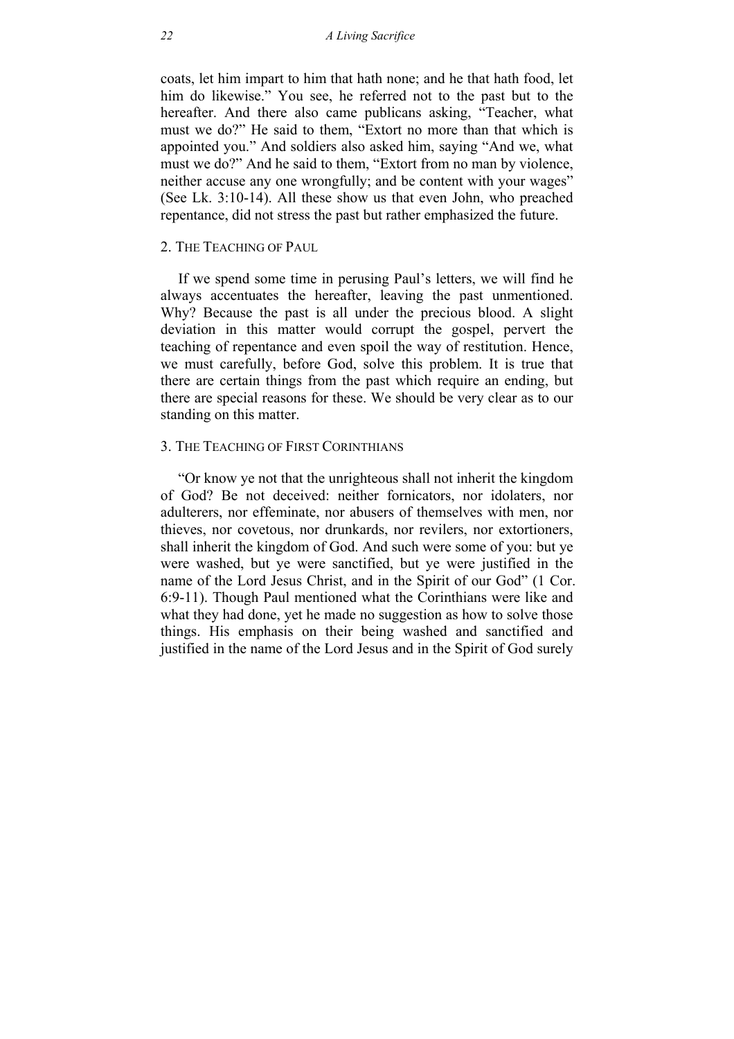coats, let him impart to him that hath none; and he that hath food, let him do likewise." You see, he referred not to the past but to the hereafter. And there also came publicans asking, "Teacher, what must we do?" He said to them, "Extort no more than that which is appointed you." And soldiers also asked him, saying "And we, what must we do?" And he said to them, "Extort from no man by violence, neither accuse any one wrongfully; and be content with your wages" (See Lk. 3:10-14). All these show us that even John, who preached repentance, did not stress the past but rather emphasized the future.

### 2. The Teaching of Paul

If we spend some time in perusing Paul's letters, we will find he always accentuates the hereafter, leaving the past unmentioned. Why? Because the past is all under the precious blood. A slight deviation in this matter would corrupt the gospel, pervert the teaching of repentance and even spoil the way of restitution. Hence, we must carefully, before God, solve this problem. It is true that there are certain things from the past which require an ending, but there are special reasons for these. We should be very clear as to our standing on this matter.

### 3. The Teaching of First Corinthians

"Or know ye not that the unrighteous shall not inherit the kingdom of God? Be not deceived: neither fornicators, nor idolaters, nor adulterers, nor effeminate, nor abusers of themselves with men, nor thieves, nor covetous, nor drunkards, nor revilers, nor extortioners, shall inherit the kingdom of God. And such were some of you: but ye were washed, but ye were sanctified, but ye were justified in the name of the Lord Jesus Christ, and in the Spirit of our God" (1 Cor. 6:9-11). Though Paul mentioned what the Corinthians were like and what they had done, yet he made no suggestion as how to solve those things. His emphasis on their being washed and sanctified and justified in the name of the Lord Jesus and in the Spirit of God surely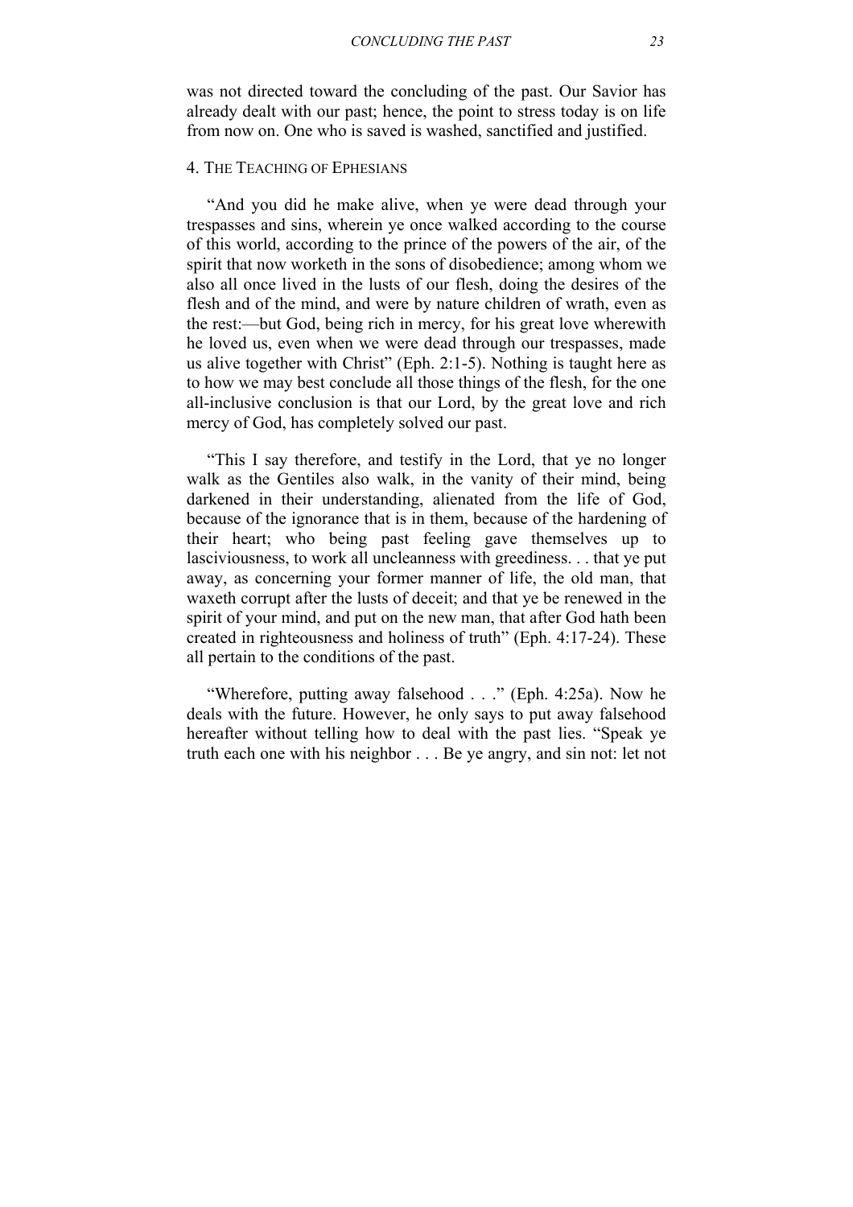was not directed toward the concluding of the past. Our Savior has already dealt with our past; hence, the point to stress today is on life from now on. One who is saved is washed, sanctified and justified.

### 4. The Teaching of Ephesians

"And you did he make alive, when ye were dead through your trespasses and sins, wherein ye once walked according to the course of this world, according to the prince of the powers of the air, of the spirit that now worketh in the sons of disobedience; among whom we also all once lived in the lusts of our flesh, doing the desires of the flesh and of the mind, and were by nature children of wrath, even as the rest:—but God, being rich in mercy, for his great love wherewith he loved us, even when we were dead through our trespasses, made us alive together with Christ" (Eph. 2:1-5). Nothing is taught here as to how we may best conclude all those things of the flesh, for the one all-inclusive conclusion is that our Lord, by the great love and rich mercy of God, has completely solved our past.

"This I say therefore, and testify in the Lord, that ye no longer walk as the Gentiles also walk, in the vanity of their mind, being darkened in their understanding, alienated from the life of God, because of the ignorance that is in them, because of the hardening of their heart; who being past feeling gave themselves up to lasciviousness, to work all uncleanness with greediness. . . that ye put away, as concerning your former manner of life, the old man, that waxeth corrupt after the lusts of deceit; and that ye be renewed in the spirit of your mind, and put on the new man, that after God hath been created in righteousness and holiness of truth" (Eph. 4:17-24). These all pertain to the conditions of the past.

"Wherefore, putting away falsehood . . ." (Eph. 4:25a). Now he deals with the future. However, he only says to put away falsehood hereafter without telling how to deal with the past lies. "Speak ye truth each one with his neighbor . . . Be ye angry, and sin not: let not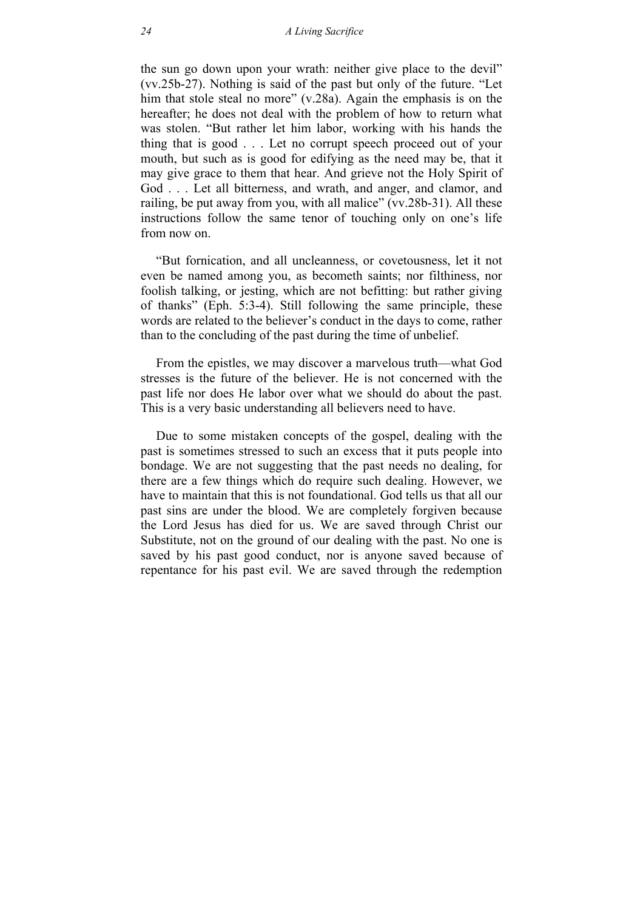the sun go down upon your wrath: neither give place to the devil" (vv.25b-27). Nothing is said of the past but only of the future. "Let him that stole steal no more" (v.28a). Again the emphasis is on the hereafter; he does not deal with the problem of how to return what was stolen. "But rather let him labor, working with his hands the thing that is good . . . Let no corrupt speech proceed out of your mouth, but such as is good for edifying as the need may be, that it may give grace to them that hear. And grieve not the Holy Spirit of God . . . Let all bitterness, and wrath, and anger, and clamor, and railing, be put away from you, with all malice" (vv.28b-31). All these instructions follow the same tenor of touching only on one's life from now on.

"But fornication, and all uncleanness, or covetousness, let it not even be named among you, as becometh saints; nor filthiness, nor foolish talking, or jesting, which are not befitting: but rather giving of thanks" (Eph. 5:3-4). Still following the same principle, these words are related to the believer's conduct in the days to come, rather than to the concluding of the past during the time of unbelief.

From the epistles, we may discover a marvelous truth—what God stresses is the future of the believer. He is not concerned with the past life nor does He labor over what we should do about the past. This is a very basic understanding all believers need to have.

Due to some mistaken concepts of the gospel, dealing with the past is sometimes stressed to such an excess that it puts people into bondage. We are not suggesting that the past needs no dealing, for there are a few things which do require such dealing. However, we have to maintain that this is not foundational. God tells us that all our past sins are under the blood. We are completely forgiven because the Lord Jesus has died for us. We are saved through Christ our Substitute, not on the ground of our dealing with the past. No one is saved by his past good conduct, nor is anyone saved because of repentance for his past evil. We are saved through the redemption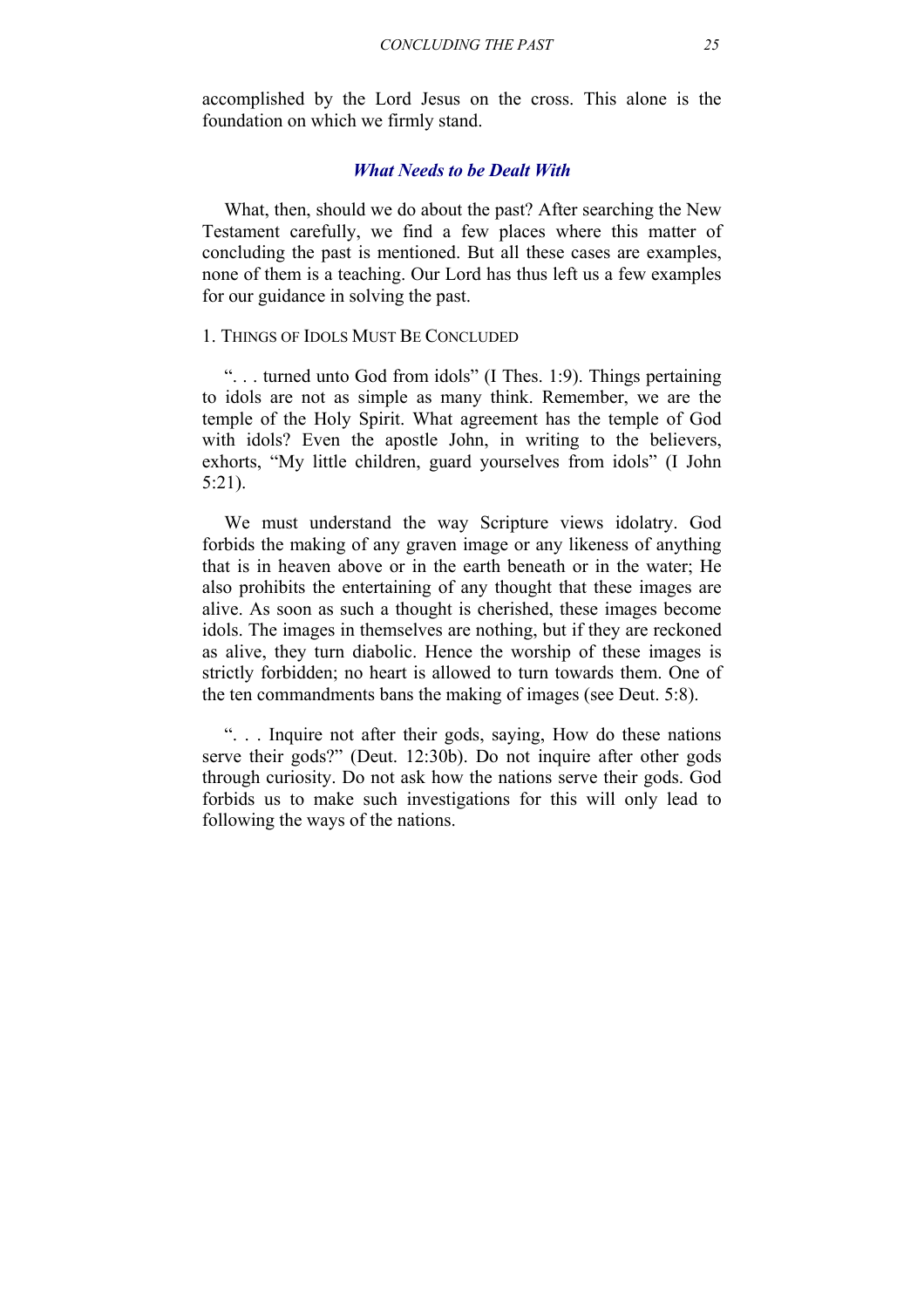accomplished by the Lord Jesus on the cross. This alone is the foundation on which we firmly stand.

### *What Needs to be Dealt With*

What, then, should we do about the past? After searching the New Testament carefully, we find a few places where this matter of concluding the past is mentioned. But all these cases are examples, none of them is a teaching. Our Lord has thus left us a few examples for our guidance in solving the past.

#### 1. Things of Idols Must Be Concluded

". . . turned unto God from idols" (I Thes. 1:9). Things pertaining to idols are not as simple as many think. Remember, we are the temple of the Holy Spirit. What agreement has the temple of God with idols? Even the apostle John, in writing to the believers, exhorts, "My little children, guard yourselves from idols" (I John 5:21).

We must understand the way Scripture views idolatry. God forbids the making of any graven image or any likeness of anything that is in heaven above or in the earth beneath or in the water; He also prohibits the entertaining of any thought that these images are alive. As soon as such a thought is cherished, these images become idols. The images in themselves are nothing, but if they are reckoned as alive, they turn diabolic. Hence the worship of these images is strictly forbidden; no heart is allowed to turn towards them. One of the ten commandments bans the making of images (see Deut. 5:8).

". . . Inquire not after their gods, saying, How do these nations serve their gods?" (Deut. 12:30b). Do not inquire after other gods through curiosity. Do not ask how the nations serve their gods. God forbids us to make such investigations for this will only lead to following the ways of the nations.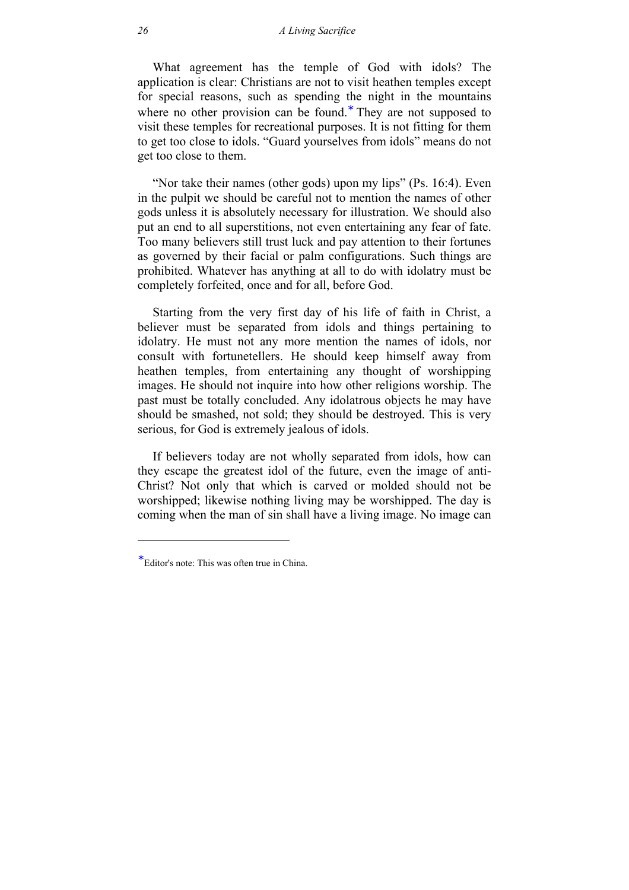What agreement has the temple of God with idols? The application is clear: Christians are not to visit heathen temples except for special reasons, such as spending the night in the mountains where no other provision can be found.* They are not supposed to visit these temples for recreational purposes. It is not fitting for them to get too close to idols. "Guard yourselves from idols" means do not get too close to them.

"Nor take their names (other gods) upon my lips" (Ps. 16:4). Even in the pulpit we should be careful not to mention the names of other gods unless it is absolutely necessary for illustration. We should also put an end to all superstitions, not even entertaining any fear of fate. Too many believers still trust luck and pay attention to their fortunes as governed by their facial or palm configurations. Such things are prohibited. Whatever has anything at all to do with idolatry must be completely forfeited, once and for all, before God.

Starting from the very first day of his life of faith in Christ, a believer must be separated from idols and things pertaining to idolatry. He must not any more mention the names of idols, nor consult with fortunetellers. He should keep himself away from heathen temples, from entertaining any thought of worshipping images. He should not inquire into how other religions worship. The past must be totally concluded. Any idolatrous objects he may have should be smashed, not sold; they should be destroyed. This is very serious, for God is extremely jealous of idols.

If believers today are not wholly separated from idols, how can they escape the greatest idol of the future, even the image of anti-Christ? Not only that which is carved or molded should not be worshipped; likewise nothing living may be worshipped. The day is coming when the man of sin shall have a living image. No image can

---

* Editor's note: This was often true in China.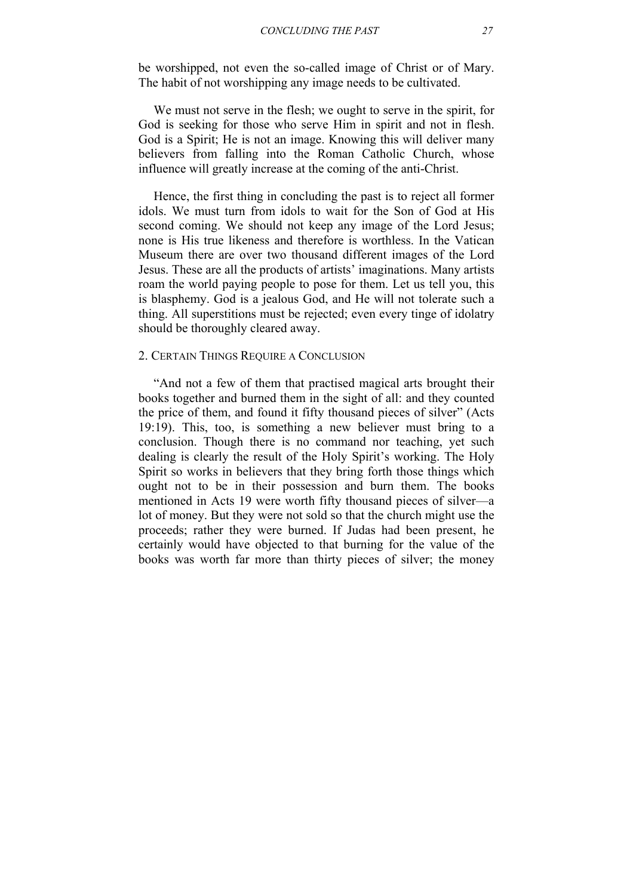be worshipped, not even the so-called image of Christ or of Mary. The habit of not worshipping any image needs to be cultivated.

We must not serve in the flesh; we ought to serve in the spirit, for God is seeking for those who serve Him in spirit and not in flesh. God is a Spirit; He is not an image. Knowing this will deliver many believers from falling into the Roman Catholic Church, whose influence will greatly increase at the coming of the anti-Christ.

Hence, the first thing in concluding the past is to reject all former idols. We must turn from idols to wait for the Son of God at His second coming. We should not keep any image of the Lord Jesus; none is His true likeness and therefore is worthless. In the Vatican Museum there are over two thousand different images of the Lord Jesus. These are all the products of artists' imaginations. Many artists roam the world paying people to pose for them. Let us tell you, this is blasphemy. God is a jealous God, and He will not tolerate such a thing. All superstitions must be rejected; even every tinge of idolatry should be thoroughly cleared away.

### 2. Certain Things Require a Conclusion

"And not a few of them that practised magical arts brought their books together and burned them in the sight of all: and they counted the price of them, and found it fifty thousand pieces of silver" (Acts 19:19). This, too, is something a new believer must bring to a conclusion. Though there is no command nor teaching, yet such dealing is clearly the result of the Holy Spirit's working. The Holy Spirit so works in believers that they bring forth those things which ought not to be in their possession and burn them. The books mentioned in Acts 19 were worth fifty thousand pieces of silver—a lot of money. But they were not sold so that the church might use the proceeds; rather they were burned. If Judas had been present, he certainly would have objected to that burning for the value of the books was worth far more than thirty pieces of silver; the money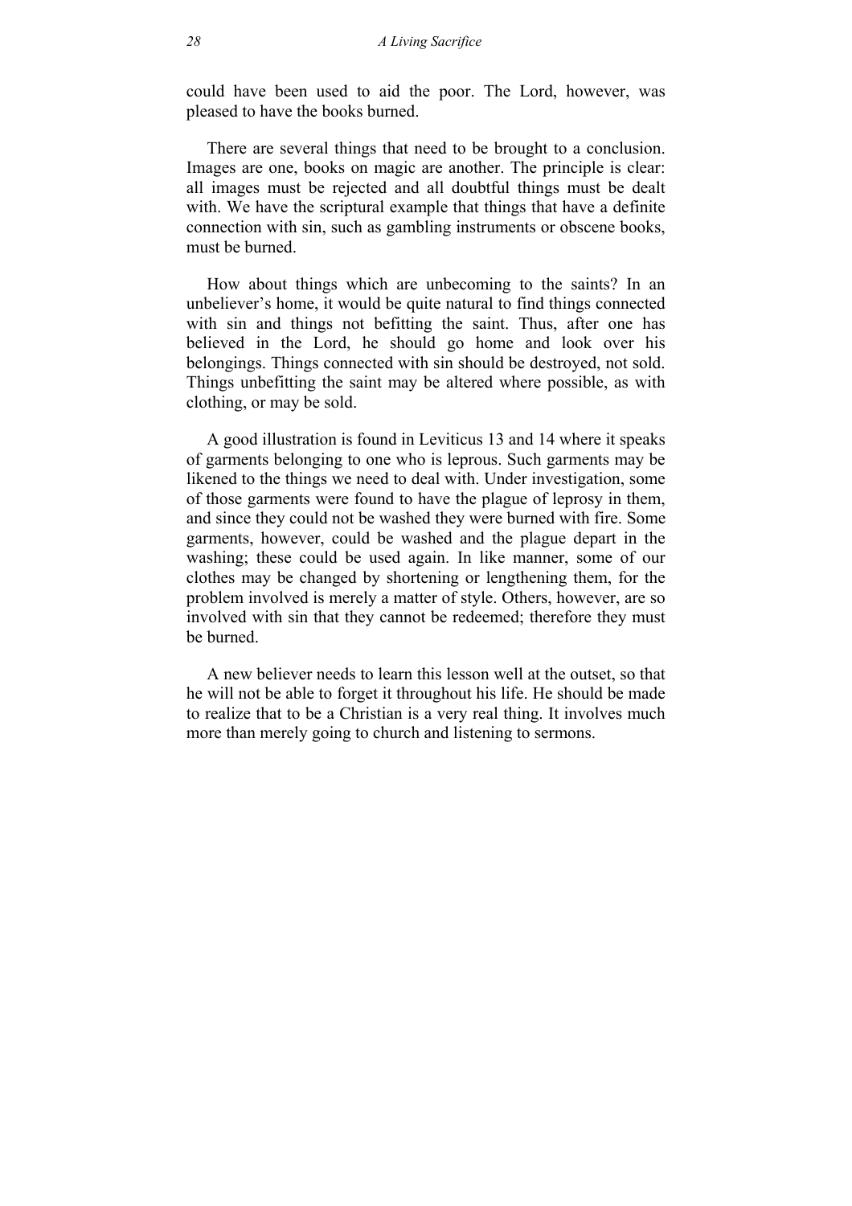could have been used to aid the poor. The Lord, however, was pleased to have the books burned.

There are several things that need to be brought to a conclusion. Images are one, books on magic are another. The principle is clear: all images must be rejected and all doubtful things must be dealt with. We have the scriptural example that things that have a definite connection with sin, such as gambling instruments or obscene books, must be burned.

How about things which are unbecoming to the saints? In an unbeliever's home, it would be quite natural to find things connected with sin and things not befitting the saint. Thus, after one has believed in the Lord, he should go home and look over his belongings. Things connected with sin should be destroyed, not sold. Things unbefitting the saint may be altered where possible, as with clothing, or may be sold.

A good illustration is found in Leviticus 13 and 14 where it speaks of garments belonging to one who is leprous. Such garments may be likened to the things we need to deal with. Under investigation, some of those garments were found to have the plague of leprosy in them, and since they could not be washed they were burned with fire. Some garments, however, could be washed and the plague depart in the washing; these could be used again. In like manner, some of our clothes may be changed by shortening or lengthening them, for the problem involved is merely a matter of style. Others, however, are so involved with sin that they cannot be redeemed; therefore they must be burned.

A new believer needs to learn this lesson well at the outset, so that he will not be able to forget it throughout his life. He should be made to realize that to be a Christian is a very real thing. It involves much more than merely going to church and listening to sermons.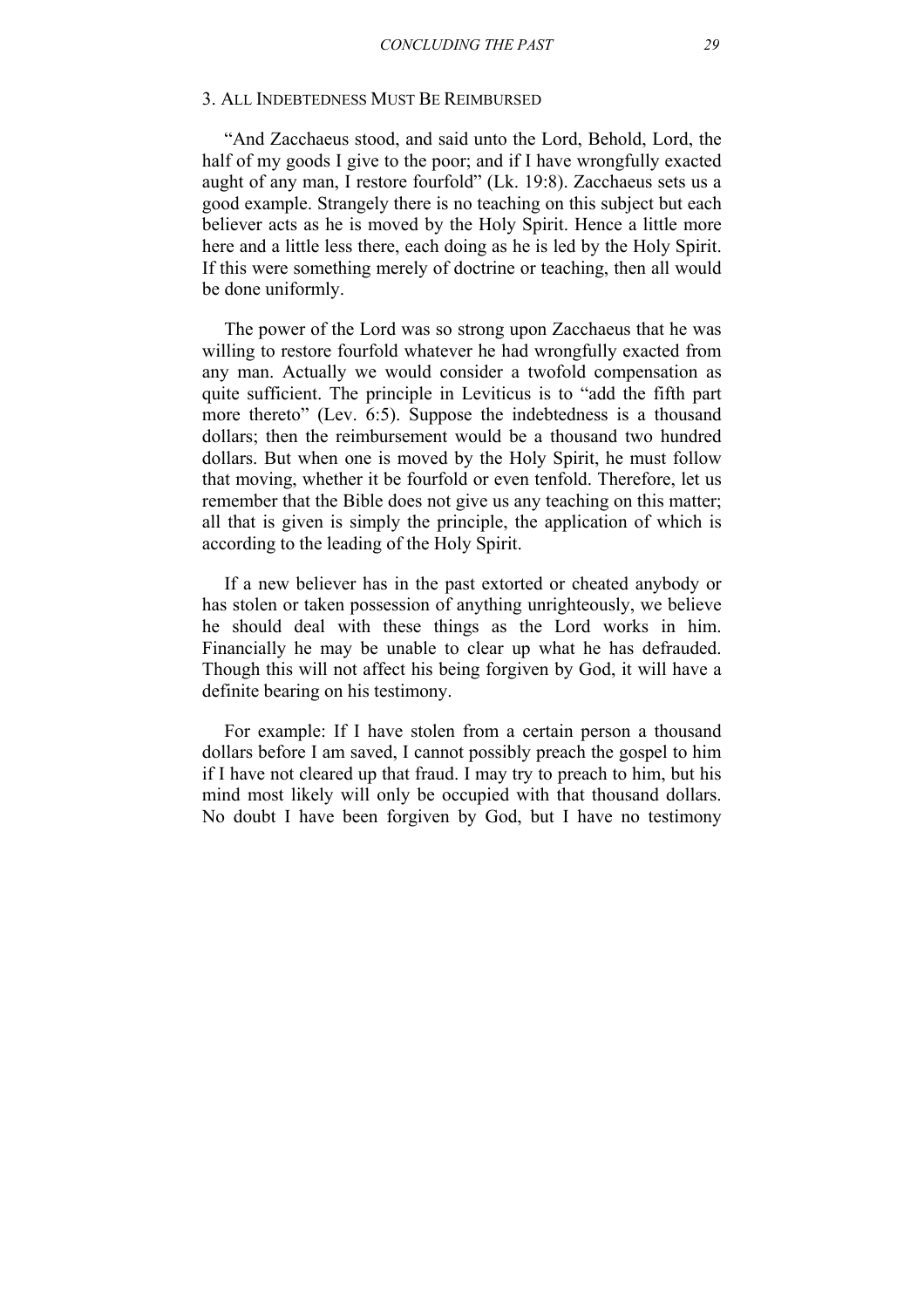### 3. All Indebtedness Must Be Reimbursed

"And Zacchaeus stood, and said unto the Lord, Behold, Lord, the half of my goods I give to the poor; and if I have wrongfully exacted aught of any man, I restore fourfold" (Lk. 19:8). Zacchaeus sets us a good example. Strangely there is no teaching on this subject but each believer acts as he is moved by the Holy Spirit. Hence a little more here and a little less there, each doing as he is led by the Holy Spirit. If this were something merely of doctrine or teaching, then all would be done uniformly.

The power of the Lord was so strong upon Zacchaeus that he was willing to restore fourfold whatever he had wrongfully exacted from any man. Actually we would consider a twofold compensation as quite sufficient. The principle in Leviticus is to "add the fifth part more thereto" (Lev. 6:5). Suppose the indebtedness is a thousand dollars; then the reimbursement would be a thousand two hundred dollars. But when one is moved by the Holy Spirit, he must follow that moving, whether it be fourfold or even tenfold. Therefore, let us remember that the Bible does not give us any teaching on this matter; all that is given is simply the principle, the application of which is according to the leading of the Holy Spirit.

If a new believer has in the past extorted or cheated anybody or has stolen or taken possession of anything unrighteously, we believe he should deal with these things as the Lord works in him. Financially he may be unable to clear up what he has defrauded. Though this will not affect his being forgiven by God, it will have a definite bearing on his testimony.

For example: If I have stolen from a certain person a thousand dollars before I am saved, I cannot possibly preach the gospel to him if I have not cleared up that fraud. I may try to preach to him, but his mind most likely will only be occupied with that thousand dollars. No doubt I have been forgiven by God, but I have no testimony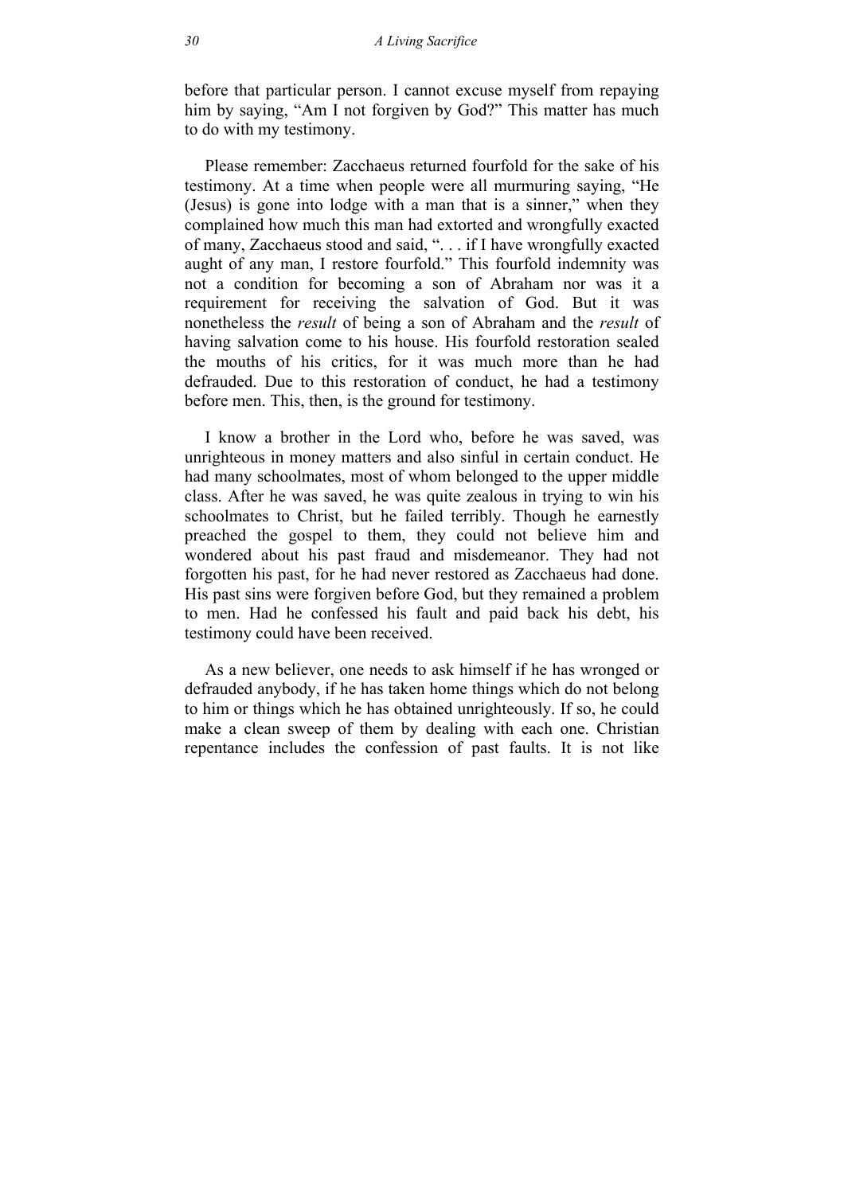before that particular person. I cannot excuse myself from repaying him by saying, "Am I not forgiven by God?" This matter has much to do with my testimony.

Please remember: Zacchaeus returned fourfold for the sake of his testimony. At a time when people were all murmuring saying, "He (Jesus) is gone into lodge with a man that is a sinner," when they complained how much this man had extorted and wrongfully exacted of many, Zacchaeus stood and said, ". . . if I have wrongfully exacted aught of any man, I restore fourfold." This fourfold indemnity was not a condition for becoming a son of Abraham nor was it a requirement for receiving the salvation of God. But it was nonetheless the *result* of being a son of Abraham and the *result* of having salvation come to his house. His fourfold restoration sealed the mouths of his critics, for it was much more than he had defrauded. Due to this restoration of conduct, he had a testimony before men. This, then, is the ground for testimony.

I know a brother in the Lord who, before he was saved, was unrighteous in money matters and also sinful in certain conduct. He had many schoolmates, most of whom belonged to the upper middle class. After he was saved, he was quite zealous in trying to win his schoolmates to Christ, but he failed terribly. Though he earnestly preached the gospel to them, they could not believe him and wondered about his past fraud and misdemeanor. They had not forgotten his past, for he had never restored as Zacchaeus had done. His past sins were forgiven before God, but they remained a problem to men. Had he confessed his fault and paid back his debt, his testimony could have been received.

As a new believer, one needs to ask himself if he has wronged or defrauded anybody, if he has taken home things which do not belong to him or things which he has obtained unrighteously. If so, he could make a clean sweep of them by dealing with each one. Christian repentance includes the confession of past faults. It is not like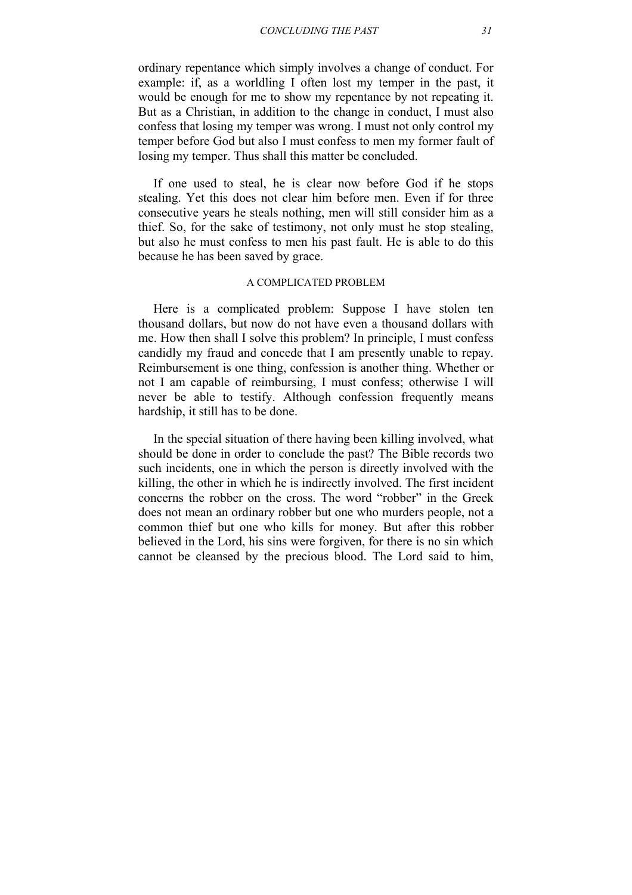ordinary repentance which simply involves a change of conduct. For example: if, as a worldling I often lost my temper in the past, it would be enough for me to show my repentance by not repeating it. But as a Christian, in addition to the change in conduct, I must also confess that losing my temper was wrong. I must not only control my temper before God but also I must confess to men my former fault of losing my temper. Thus shall this matter be concluded.

If one used to steal, he is clear now before God if he stops stealing. Yet this does not clear him before men. Even if for three consecutive years he steals nothing, men will still consider him as a thief. So, for the sake of testimony, not only must he stop stealing, but also he must confess to men his past fault. He is able to do this because he has been saved by grace.

### A COMPLICATED PROBLEM

Here is a complicated problem: Suppose I have stolen ten thousand dollars, but now do not have even a thousand dollars with me. How then shall I solve this problem? In principle, I must confess candidly my fraud and concede that I am presently unable to repay. Reimbursement is one thing, confession is another thing. Whether or not I am capable of reimbursing, I must confess; otherwise I will never be able to testify. Although confession frequently means hardship, it still has to be done.

In the special situation of there having been killing involved, what should be done in order to conclude the past? The Bible records two such incidents, one in which the person is directly involved with the killing, the other in which he is indirectly involved. The first incident concerns the robber on the cross. The word "robber" in the Greek does not mean an ordinary robber but one who murders people, not a common thief but one who kills for money. But after this robber believed in the Lord, his sins were forgiven, for there is no sin which cannot be cleansed by the precious blood. The Lord said to him,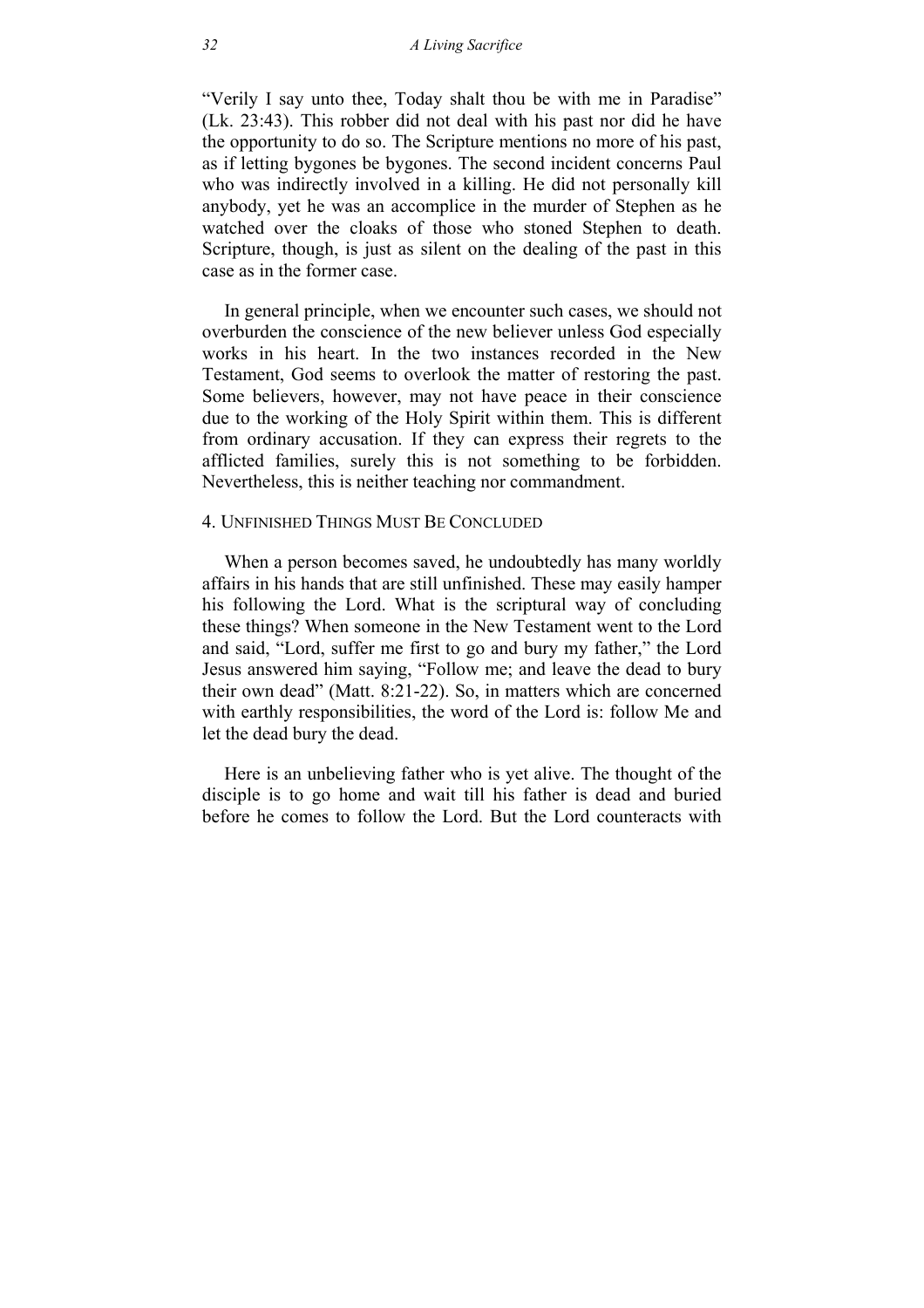"Verily I say unto thee, Today shalt thou be with me in Paradise" (Lk. 23:43). This robber did not deal with his past nor did he have the opportunity to do so. The Scripture mentions no more of his past, as if letting bygones be bygones. The second incident concerns Paul who was indirectly involved in a killing. He did not personally kill anybody, yet he was an accomplice in the murder of Stephen as he watched over the cloaks of those who stoned Stephen to death. Scripture, though, is just as silent on the dealing of the past in this case as in the former case.

In general principle, when we encounter such cases, we should not overburden the conscience of the new believer unless God especially works in his heart. In the two instances recorded in the New Testament, God seems to overlook the matter of restoring the past. Some believers, however, may not have peace in their conscience due to the working of the Holy Spirit within them. This is different from ordinary accusation. If they can express their regrets to the afflicted families, surely this is not something to be forbidden. Nevertheless, this is neither teaching nor commandment.

### 4. Unfinished Things Must Be Concluded

When a person becomes saved, he undoubtedly has many worldly affairs in his hands that are still unfinished. These may easily hamper his following the Lord. What is the scriptural way of concluding these things? When someone in the New Testament went to the Lord and said, "Lord, suffer me first to go and bury my father," the Lord Jesus answered him saying, "Follow me; and leave the dead to bury their own dead" (Matt. 8:21-22). So, in matters which are concerned with earthly responsibilities, the word of the Lord is: follow Me and let the dead bury the dead.

Here is an unbelieving father who is yet alive. The thought of the disciple is to go home and wait till his father is dead and buried before he comes to follow the Lord. But the Lord counteracts with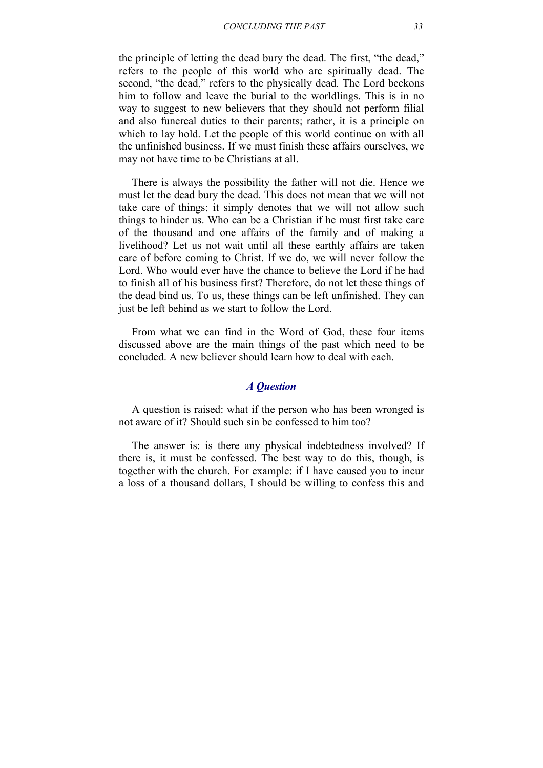the principle of letting the dead bury the dead. The first, "the dead," refers to the people of this world who are spiritually dead. The second, "the dead," refers to the physically dead. The Lord beckons him to follow and leave the burial to the worldlings. This is in no way to suggest to new believers that they should not perform filial and also funereal duties to their parents; rather, it is a principle on which to lay hold. Let the people of this world continue on with all the unfinished business. If we must finish these affairs ourselves, we may not have time to be Christians at all.

There is always the possibility the father will not die. Hence we must let the dead bury the dead. This does not mean that we will not take care of things; it simply denotes that we will not allow such things to hinder us. Who can be a Christian if he must first take care of the thousand and one affairs of the family and of making a livelihood? Let us not wait until all these earthly affairs are taken care of before coming to Christ. If we do, we will never follow the Lord. Who would ever have the chance to believe the Lord if he had to finish all of his business first? Therefore, do not let these things of the dead bind us. To us, these things can be left unfinished. They can just be left behind as we start to follow the Lord.

From what we can find in the Word of God, these four items discussed above are the main things of the past which need to be concluded. A new believer should learn how to deal with each.

### *A Question*

A question is raised: what if the person who has been wronged is not aware of it? Should such sin be confessed to him too?

The answer is: is there any physical indebtedness involved? If there is, it must be confessed. The best way to do this, though, is together with the church. For example: if I have caused you to incur a loss of a thousand dollars, I should be willing to confess this and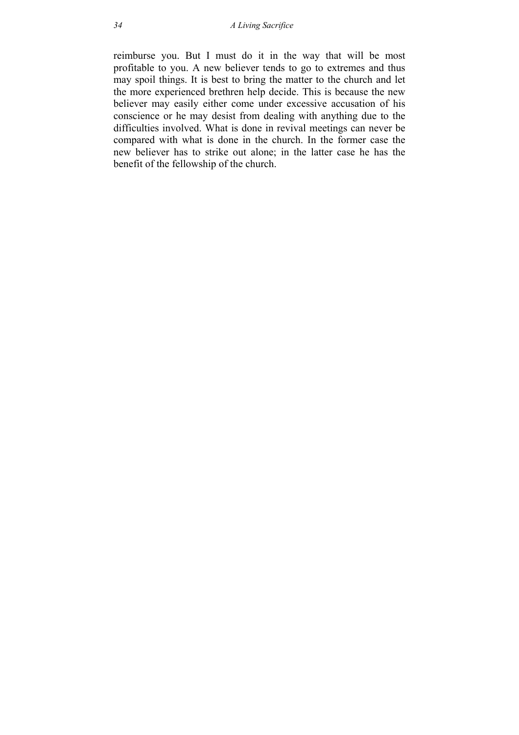reimburse you. But I must do it in the way that will be most profitable to you. A new believer tends to go to extremes and thus may spoil things. It is best to bring the matter to the church and let the more experienced brethren help decide. This is because the new believer may easily either come under excessive accusation of his conscience or he may desist from dealing with anything due to the difficulties involved. What is done in revival meetings can never be compared with what is done in the church. In the former case the new believer has to strike out alone; in the latter case he has the benefit of the fellowship of the church.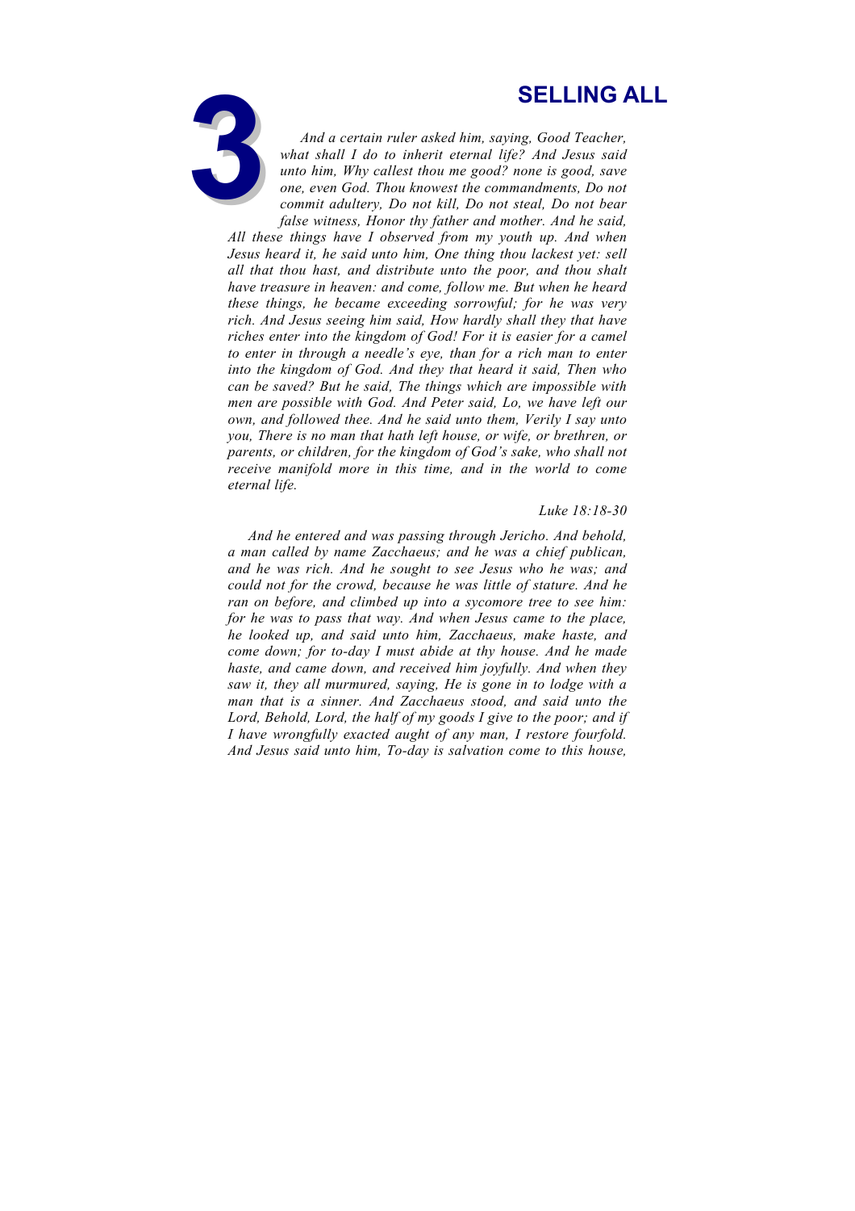# 3 SELLING ALL

*And a certain ruler asked him, saying, Good Teacher, what shall I do to inherit eternal life? And Jesus said unto him, Why callest thou me good? none is good, save one, even God. Thou knowest the commandments, Do not commit adultery, Do not kill, Do not steal, Do not bear false witness, Honor thy father and mother. And he said, All these things have I observed from my youth up. And when Jesus heard it, he said unto him, One thing thou lackest yet: sell all that thou hast, and distribute unto the poor, and thou shalt have treasure in heaven: and come, follow me. But when he heard these things, he became exceeding sorrowful; for he was very rich. And Jesus seeing him said, How hardly shall they that have riches enter into the kingdom of God! For it is easier for a camel to enter in through a needle's eye, than for a rich man to enter into the kingdom of God. And they that heard it said, Then who can be saved? But he said, The things which are impossible with men are possible with God. And Peter said, Lo, we have left our own, and followed thee. And he said unto them, Verily I say unto you, There is no man that hath left house, or wife, or brethren, or parents, or children, for the kingdom of God's sake, who shall not receive manifold more in this time, and in the world to come eternal life.*

*Luke 18:18-30*

*And he entered and was passing through Jericho. And behold, a man called by name Zacchaeus; and he was a chief publican, and he was rich. And he sought to see Jesus who he was; and could not for the crowd, because he was little of stature. And he ran on before, and climbed up into a sycomore tree to see him: for he was to pass that way. And when Jesus came to the place, he looked up, and said unto him, Zacchaeus, make haste, and come down; for to-day I must abide at thy house. And he made haste, and came down, and received him joyfully. And when they saw it, they all murmured, saying, He is gone in to lodge with a man that is a sinner. And Zacchaeus stood, and said unto the Lord, Behold, Lord, the half of my goods I give to the poor; and if I have wrongfully exacted aught of any man, I restore fourfold. And Jesus said unto him, To-day is salvation come to this house,*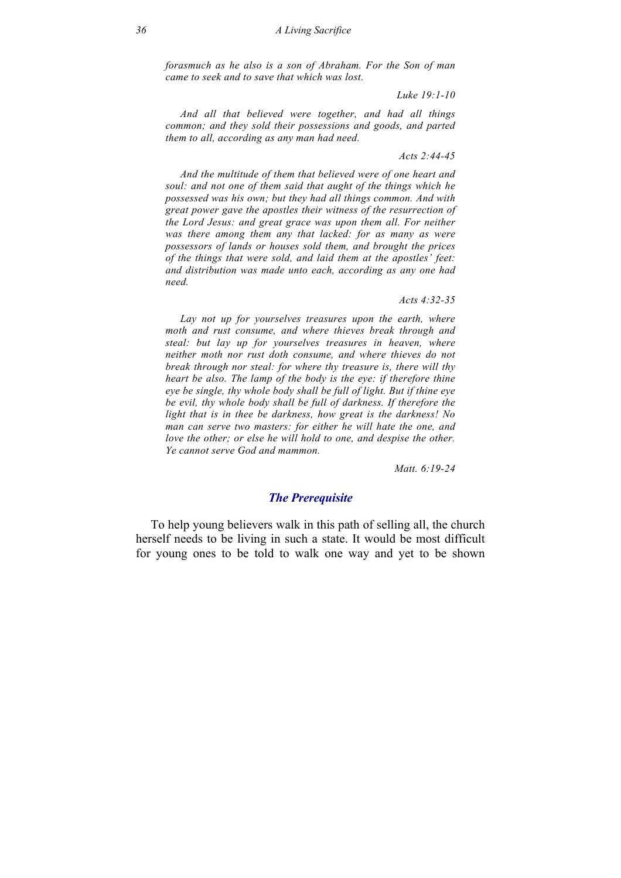*forasmuch as he also is a son of Abraham. For the Son of man came to seek and to save that which was lost.*

*Luke 19:1-10*

*And all that believed were together, and had all things common; and they sold their possessions and goods, and parted them to all, according as any man had need.*

*Acts 2:44-45*

*And the multitude of them that believed were of one heart and soul: and not one of them said that aught of the things which he possessed was his own; but they had all things common. And with great power gave the apostles their witness of the resurrection of the Lord Jesus: and great grace was upon them all. For neither was there among them any that lacked: for as many as were possessors of lands or houses sold them, and brought the prices of the things that were sold, and laid them at the apostles' feet: and distribution was made unto each, according as any one had need.*

*Acts 4:32-35*

*Lay not up for yourselves treasures upon the earth, where moth and rust consume, and where thieves break through and steal: but lay up for yourselves treasures in heaven, where neither moth nor rust doth consume, and where thieves do not break through nor steal: for where thy treasure is, there will thy heart be also. The lamp of the body is the eye: if therefore thine eye be single, thy whole body shall be full of light. But if thine eye be evil, thy whole body shall be full of darkness. If therefore the light that is in thee be darkness, how great is the darkness! No man can serve two masters: for either he will hate the one, and love the other; or else he will hold to one, and despise the other. Ye cannot serve God and mammon.*

*Matt. 6:19-24*

### ***The Prerequisite***

To help young believers walk in this path of selling all, the church herself needs to be living in such a state. It would be most difficult for young ones to be told to walk one way and yet to be shown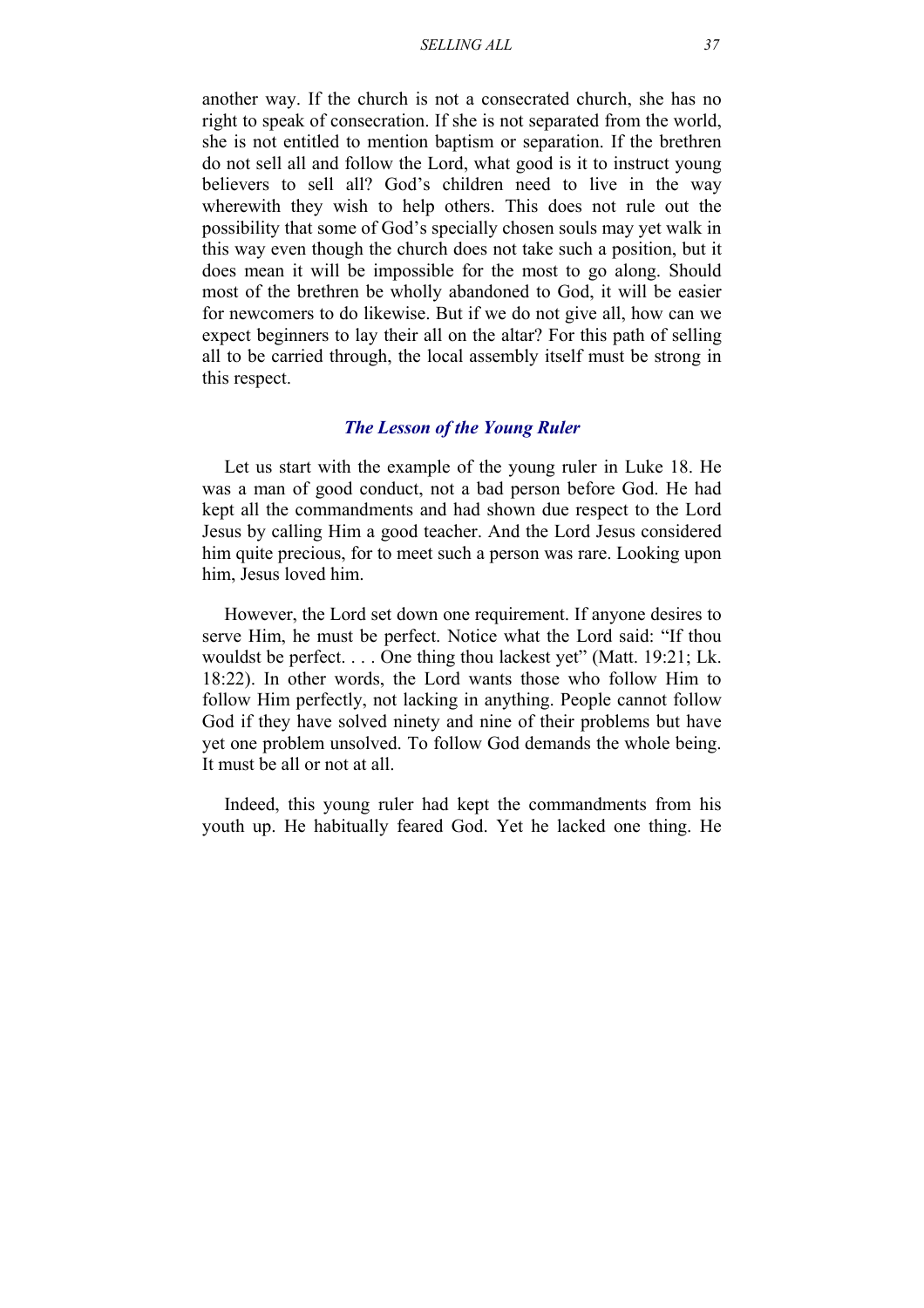another way. If the church is not a consecrated church, she has no right to speak of consecration. If she is not separated from the world, she is not entitled to mention baptism or separation. If the brethren do not sell all and follow the Lord, what good is it to instruct young believers to sell all? God's children need to live in the way wherewith they wish to help others. This does not rule out the possibility that some of God's specially chosen souls may yet walk in this way even though the church does not take such a position, but it does mean it will be impossible for the most to go along. Should most of the brethren be wholly abandoned to God, it will be easier for newcomers to do likewise. But if we do not give all, how can we expect beginners to lay their all on the altar? For this path of selling all to be carried through, the local assembly itself must be strong in this respect.

### *The Lesson of the Young Ruler*

Let us start with the example of the young ruler in Luke 18. He was a man of good conduct, not a bad person before God. He had kept all the commandments and had shown due respect to the Lord Jesus by calling Him a good teacher. And the Lord Jesus considered him quite precious, for to meet such a person was rare. Looking upon him, Jesus loved him.

However, the Lord set down one requirement. If anyone desires to serve Him, he must be perfect. Notice what the Lord said: "If thou wouldst be perfect. . . . One thing thou lackest yet" (Matt. 19:21; Lk. 18:22). In other words, the Lord wants those who follow Him to follow Him perfectly, not lacking in anything. People cannot follow God if they have solved ninety and nine of their problems but have yet one problem unsolved. To follow God demands the whole being. It must be all or not at all.

Indeed, this young ruler had kept the commandments from his youth up. He habitually feared God. Yet he lacked one thing. He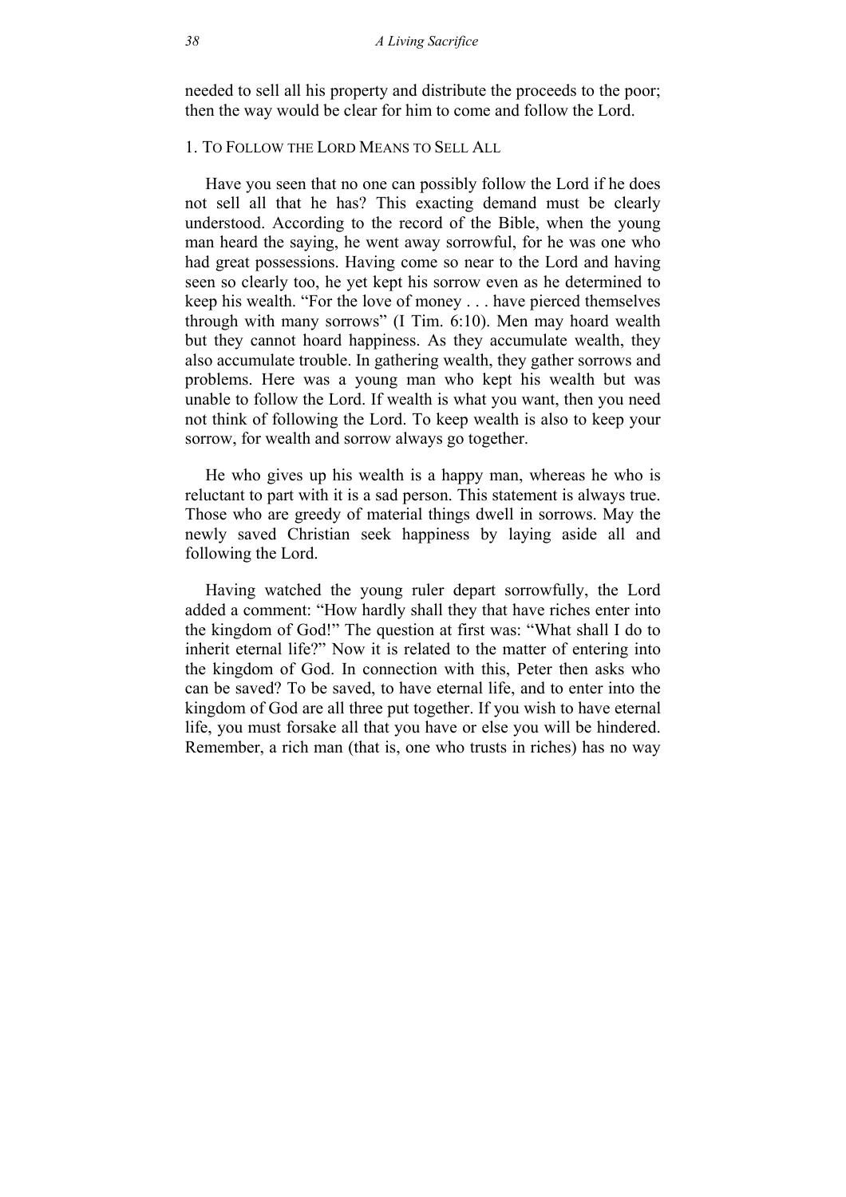needed to sell all his property and distribute the proceeds to the poor; then the way would be clear for him to come and follow the Lord.

### 1. To Follow the Lord Means to Sell All

Have you seen that no one can possibly follow the Lord if he does not sell all that he has? This exacting demand must be clearly understood. According to the record of the Bible, when the young man heard the saying, he went away sorrowful, for he was one who had great possessions. Having come so near to the Lord and having seen so clearly too, he yet kept his sorrow even as he determined to keep his wealth. "For the love of money . . . have pierced themselves through with many sorrows" (I Tim. 6:10). Men may hoard wealth but they cannot hoard happiness. As they accumulate wealth, they also accumulate trouble. In gathering wealth, they gather sorrows and problems. Here was a young man who kept his wealth but was unable to follow the Lord. If wealth is what you want, then you need not think of following the Lord. To keep wealth is also to keep your sorrow, for wealth and sorrow always go together.

He who gives up his wealth is a happy man, whereas he who is reluctant to part with it is a sad person. This statement is always true. Those who are greedy of material things dwell in sorrows. May the newly saved Christian seek happiness by laying aside all and following the Lord.

Having watched the young ruler depart sorrowfully, the Lord added a comment: "How hardly shall they that have riches enter into the kingdom of God!" The question at first was: "What shall I do to inherit eternal life?" Now it is related to the matter of entering into the kingdom of God. In connection with this, Peter then asks who can be saved? To be saved, to have eternal life, and to enter into the kingdom of God are all three put together. If you wish to have eternal life, you must forsake all that you have or else you will be hindered. Remember, a rich man (that is, one who trusts in riches) has no way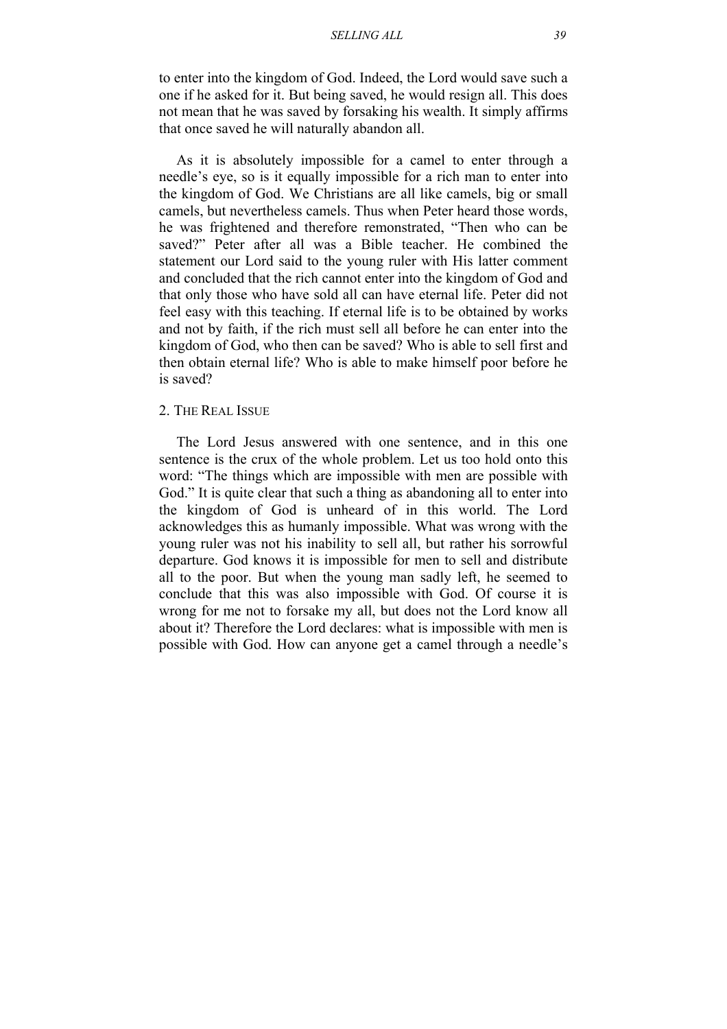to enter into the kingdom of God. Indeed, the Lord would save such a one if he asked for it. But being saved, he would resign all. This does not mean that he was saved by forsaking his wealth. It simply affirms that once saved he will naturally abandon all.

As it is absolutely impossible for a camel to enter through a needle's eye, so is it equally impossible for a rich man to enter into the kingdom of God. We Christians are all like camels, big or small camels, but nevertheless camels. Thus when Peter heard those words, he was frightened and therefore remonstrated, "Then who can be saved?" Peter after all was a Bible teacher. He combined the statement our Lord said to the young ruler with His latter comment and concluded that the rich cannot enter into the kingdom of God and that only those who have sold all can have eternal life. Peter did not feel easy with this teaching. If eternal life is to be obtained by works and not by faith, if the rich must sell all before he can enter into the kingdom of God, who then can be saved? Who is able to sell first and then obtain eternal life? Who is able to make himself poor before he is saved?

### 2. The Real Issue

The Lord Jesus answered with one sentence, and in this one sentence is the crux of the whole problem. Let us too hold onto this word: "The things which are impossible with men are possible with God." It is quite clear that such a thing as abandoning all to enter into the kingdom of God is unheard of in this world. The Lord acknowledges this as humanly impossible. What was wrong with the young ruler was not his inability to sell all, but rather his sorrowful departure. God knows it is impossible for men to sell and distribute all to the poor. But when the young man sadly left, he seemed to conclude that this was also impossible with God. Of course it is wrong for me not to forsake my all, but does not the Lord know all about it? Therefore the Lord declares: what is impossible with men is possible with God. How can anyone get a camel through a needle's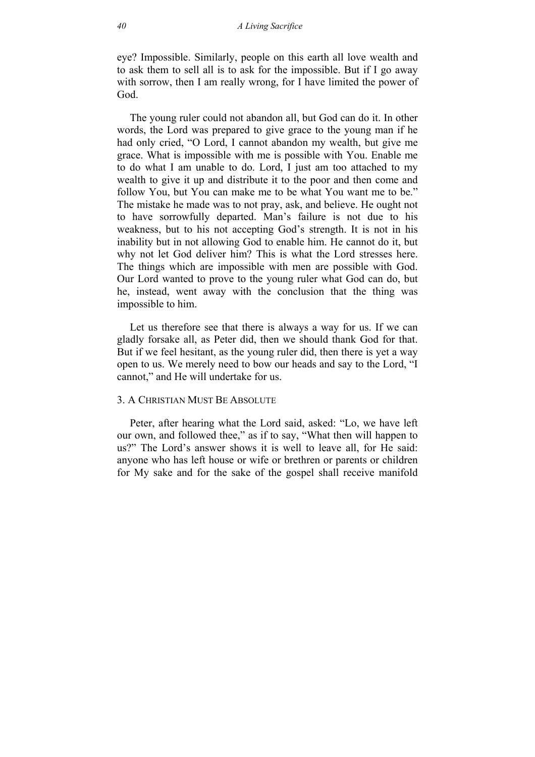eye? Impossible. Similarly, people on this earth all love wealth and to ask them to sell all is to ask for the impossible. But if I go away with sorrow, then I am really wrong, for I have limited the power of God.

The young ruler could not abandon all, but God can do it. In other words, the Lord was prepared to give grace to the young man if he had only cried, "O Lord, I cannot abandon my wealth, but give me grace. What is impossible with me is possible with You. Enable me to do what I am unable to do. Lord, I just am too attached to my wealth to give it up and distribute it to the poor and then come and follow You, but You can make me to be what You want me to be." The mistake he made was to not pray, ask, and believe. He ought not to have sorrowfully departed. Man's failure is not due to his weakness, but to his not accepting God's strength. It is not in his inability but in not allowing God to enable him. He cannot do it, but why not let God deliver him? This is what the Lord stresses here. The things which are impossible with men are possible with God. Our Lord wanted to prove to the young ruler what God can do, but he, instead, went away with the conclusion that the thing was impossible to him.

Let us therefore see that there is always a way for us. If we can gladly forsake all, as Peter did, then we should thank God for that. But if we feel hesitant, as the young ruler did, then there is yet a way open to us. We merely need to bow our heads and say to the Lord, "I cannot," and He will undertake for us.

### 3. A Christian Must Be Absolute

Peter, after hearing what the Lord said, asked: "Lo, we have left our own, and followed thee," as if to say, "What then will happen to us?" The Lord's answer shows it is well to leave all, for He said: anyone who has left house or wife or brethren or parents or children for My sake and for the sake of the gospel shall receive manifold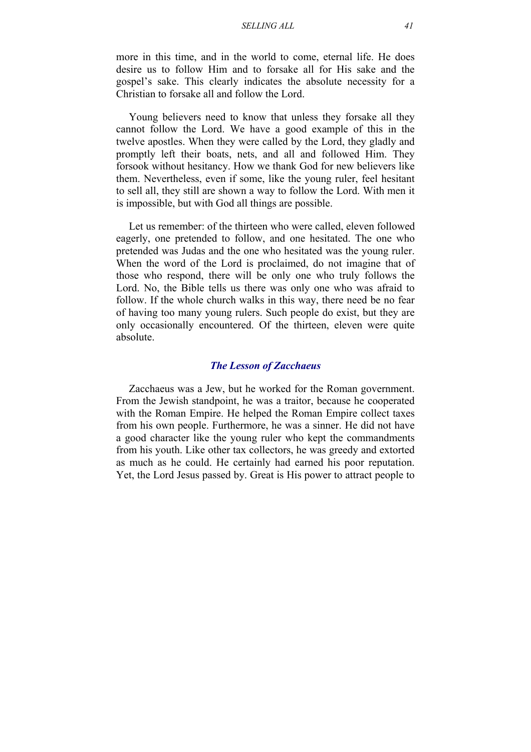more in this time, and in the world to come, eternal life. He does desire us to follow Him and to forsake all for His sake and the gospel's sake. This clearly indicates the absolute necessity for a Christian to forsake all and follow the Lord.

Young believers need to know that unless they forsake all they cannot follow the Lord. We have a good example of this in the twelve apostles. When they were called by the Lord, they gladly and promptly left their boats, nets, and all and followed Him. They forsook without hesitancy. How we thank God for new believers like them. Nevertheless, even if some, like the young ruler, feel hesitant to sell all, they still are shown a way to follow the Lord. With men it is impossible, but with God all things are possible.

Let us remember: of the thirteen who were called, eleven followed eagerly, one pretended to follow, and one hesitated. The one who pretended was Judas and the one who hesitated was the young ruler. When the word of the Lord is proclaimed, do not imagine that of those who respond, there will be only one who truly follows the Lord. No, the Bible tells us there was only one who was afraid to follow. If the whole church walks in this way, there need be no fear of having too many young rulers. Such people do exist, but they are only occasionally encountered. Of the thirteen, eleven were quite absolute.

### *The Lesson of Zacchaeus*

Zacchaeus was a Jew, but he worked for the Roman government. From the Jewish standpoint, he was a traitor, because he cooperated with the Roman Empire. He helped the Roman Empire collect taxes from his own people. Furthermore, he was a sinner. He did not have a good character like the young ruler who kept the commandments from his youth. Like other tax collectors, he was greedy and extorted as much as he could. He certainly had earned his poor reputation. Yet, the Lord Jesus passed by. Great is His power to attract people to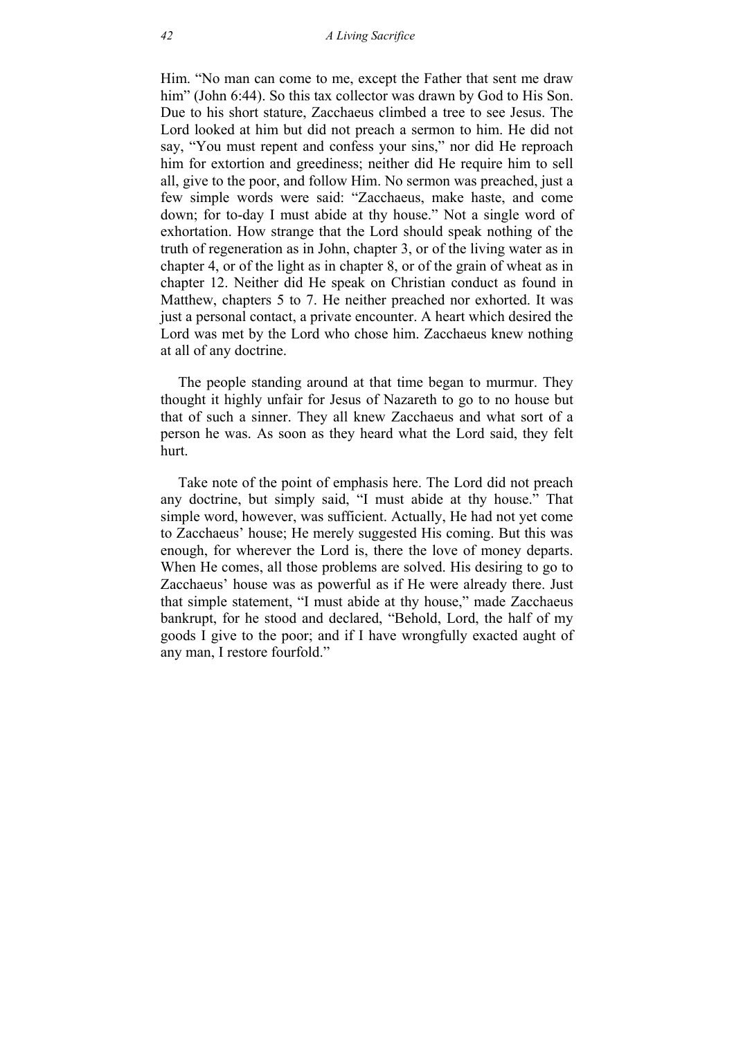Him. "No man can come to me, except the Father that sent me draw him" (John 6:44). So this tax collector was drawn by God to His Son. Due to his short stature, Zacchaeus climbed a tree to see Jesus. The Lord looked at him but did not preach a sermon to him. He did not say, "You must repent and confess your sins," nor did He reproach him for extortion and greediness; neither did He require him to sell all, give to the poor, and follow Him. No sermon was preached, just a few simple words were said: "Zacchaeus, make haste, and come down; for to-day I must abide at thy house." Not a single word of exhortation. How strange that the Lord should speak nothing of the truth of regeneration as in John, chapter 3, or of the living water as in chapter 4, or of the light as in chapter 8, or of the grain of wheat as in chapter 12. Neither did He speak on Christian conduct as found in Matthew, chapters 5 to 7. He neither preached nor exhorted. It was just a personal contact, a private encounter. A heart which desired the Lord was met by the Lord who chose him. Zacchaeus knew nothing at all of any doctrine.

The people standing around at that time began to murmur. They thought it highly unfair for Jesus of Nazareth to go to no house but that of such a sinner. They all knew Zacchaeus and what sort of a person he was. As soon as they heard what the Lord said, they felt hurt.

Take note of the point of emphasis here. The Lord did not preach any doctrine, but simply said, "I must abide at thy house." That simple word, however, was sufficient. Actually, He had not yet come to Zacchaeus' house; He merely suggested His coming. But this was enough, for wherever the Lord is, there the love of money departs. When He comes, all those problems are solved. His desiring to go to Zacchaeus' house was as powerful as if He were already there. Just that simple statement, "I must abide at thy house," made Zacchaeus bankrupt, for he stood and declared, "Behold, Lord, the half of my goods I give to the poor; and if I have wrongfully exacted aught of any man, I restore fourfold."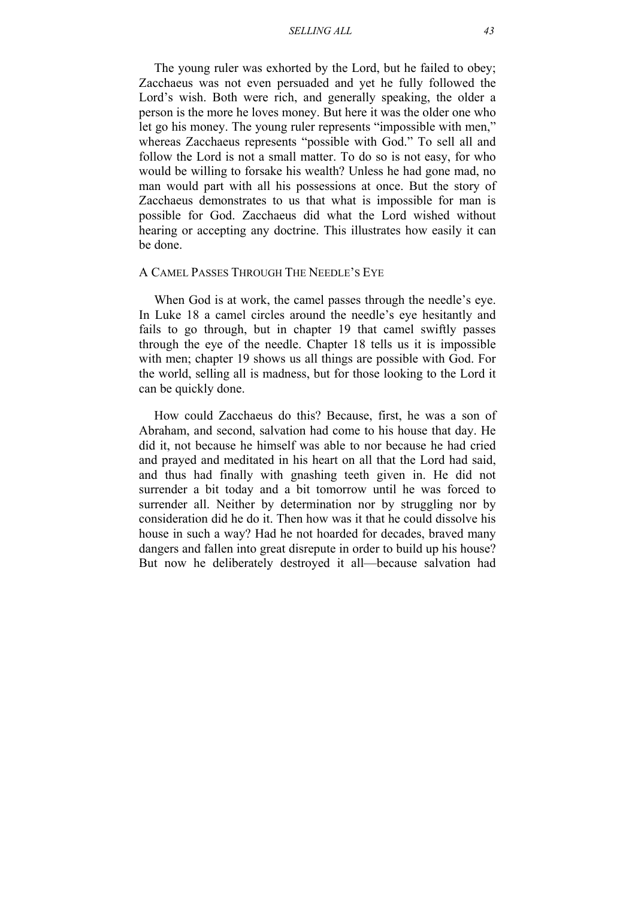The young ruler was exhorted by the Lord, but he failed to obey; Zacchaeus was not even persuaded and yet he fully followed the Lord's wish. Both were rich, and generally speaking, the older a person is the more he loves money. But here it was the older one who let go his money. The young ruler represents "impossible with men," whereas Zacchaeus represents "possible with God." To sell all and follow the Lord is not a small matter. To do so is not easy, for who would be willing to forsake his wealth? Unless he had gone mad, no man would part with all his possessions at once. But the story of Zacchaeus demonstrates to us that what is impossible for man is possible for God. Zacchaeus did what the Lord wished without hearing or accepting any doctrine. This illustrates how easily it can be done.

## A Camel Passes Through The Needle's Eye

When God is at work, the camel passes through the needle's eye. In Luke 18 a camel circles around the needle's eye hesitantly and fails to go through, but in chapter 19 that camel swiftly passes through the eye of the needle. Chapter 18 tells us it is impossible with men; chapter 19 shows us all things are possible with God. For the world, selling all is madness, but for those looking to the Lord it can be quickly done.

How could Zacchaeus do this? Because, first, he was a son of Abraham, and second, salvation had come to his house that day. He did it, not because he himself was able to nor because he had cried and prayed and meditated in his heart on all that the Lord had said, and thus had finally with gnashing teeth given in. He did not surrender a bit today and a bit tomorrow until he was forced to surrender all. Neither by determination nor by struggling nor by consideration did he do it. Then how was it that he could dissolve his house in such a way? Had he not hoarded for decades, braved many dangers and fallen into great disrepute in order to build up his house? But now he deliberately destroyed it all—because salvation had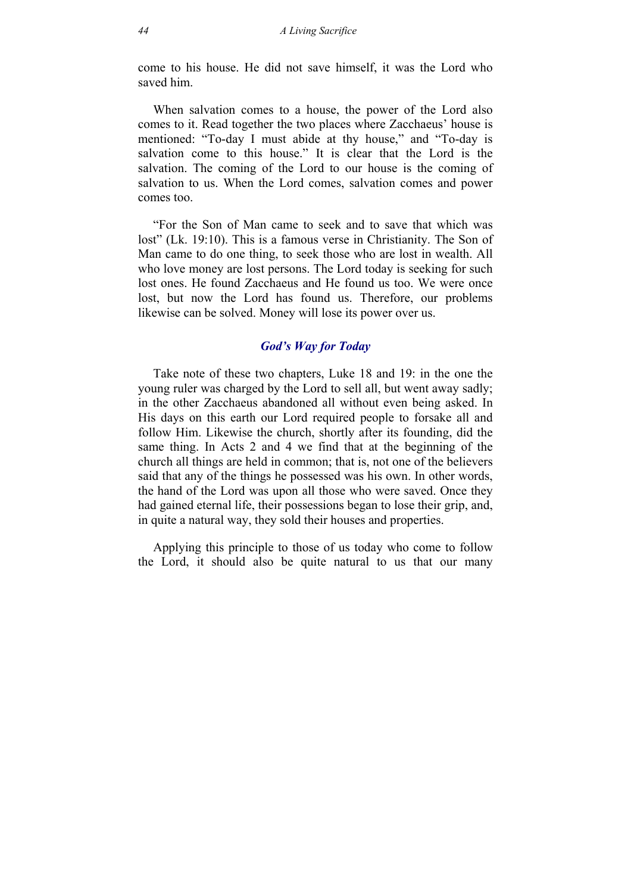come to his house. He did not save himself, it was the Lord who saved him.

When salvation comes to a house, the power of the Lord also comes to it. Read together the two places where Zacchaeus' house is mentioned: "To-day I must abide at thy house," and "To-day is salvation come to this house." It is clear that the Lord is the salvation. The coming of the Lord to our house is the coming of salvation to us. When the Lord comes, salvation comes and power comes too.

"For the Son of Man came to seek and to save that which was lost" (Lk. 19:10). This is a famous verse in Christianity. The Son of Man came to do one thing, to seek those who are lost in wealth. All who love money are lost persons. The Lord today is seeking for such lost ones. He found Zacchaeus and He found us too. We were once lost, but now the Lord has found us. Therefore, our problems likewise can solved. Money will lose its power over us.

### *God's Way for Today*

Take note of these two chapters, Luke 18 and 19: in the one the young ruler was charged by the Lord to sell all, but went away sadly; in the other Zacchaeus abandoned all without even being asked. In His days on this earth our Lord required people to forsake all and follow Him. Likewise the church, shortly after its founding, did the same thing. In Acts 2 and 4 we find that at the beginning of the church all things are held in common; that is, not one of the believers said that any of the things he possessed was his own. In other words, the hand of the Lord was upon all those who were saved. Once they had gained eternal life, their possessions began to lose their grip, and, in quite a natural way, they sold their houses and properties.

Applying this principle to those of us today who come to follow the Lord, it should also be quite natural to us that our many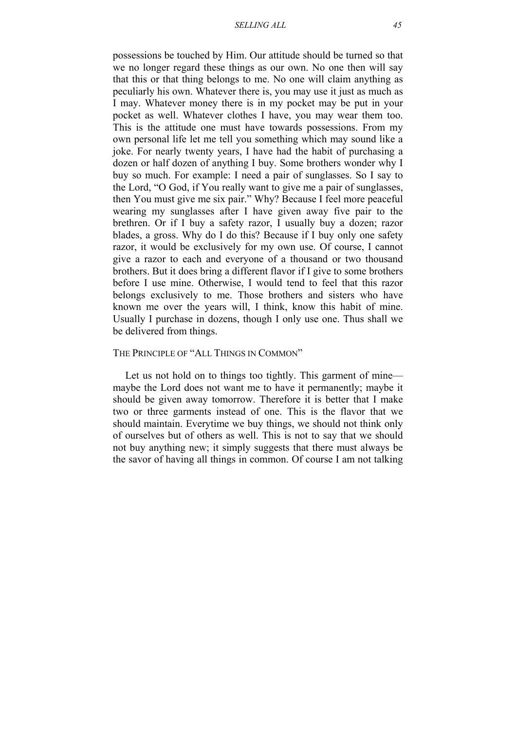possessions be touched by Him. Our attitude should be turned so that we no longer regard these things as our own. No one then will say that this or that thing belongs to me. No one will claim anything as peculiarly his own. Whatever there is, you may use it just as much as I may. Whatever money there is in my pocket may be put in your pocket as well. Whatever clothes I have, you may wear them too. This is the attitude one must have towards possessions. From my own personal life let me tell you something which may sound like a joke. For nearly twenty years, I have had the habit of purchasing a dozen or half dozen of anything I buy. Some brothers wonder why I buy so much. For example: I need a pair of sunglasses. So I say to the Lord, "O God, if You really want to give me a pair of sunglasses, then You must give me six pair." Why? Because I feel more peaceful wearing my sunglasses after I have given away five pair to the brethren. Or if I buy a safety razor, I usually buy a dozen; razor blades, a gross. Why do I do this? Because if I buy only one safety razor, it would be exclusively for my own use. Of course, I cannot give a razor to each and everyone of a thousand or two thousand brothers. But it does bring a different flavor if I give to some brothers before I use mine. Otherwise, I would tend to feel that this razor belongs exclusively to me. Those brothers and sisters who have known me over the years will, I think, know this habit of mine. Usually I purchase in dozens, though I only use one. Thus shall we be delivered from things.

## THE PRINCIPLE OF "ALL THINGS IN COMMON"

Let us not hold on to things too tightly. This garment of mine—maybe the Lord does not want me to have it permanently; maybe it should be given away tomorrow. Therefore it is better that I make two or three garments instead of one. This is the flavor that we should maintain. Everytime we buy things, we should not think only of ourselves but of others as well. This is not to say that we should not buy anything new; it simply suggests that there must always be the savor of having all things in common. Of course I am not talking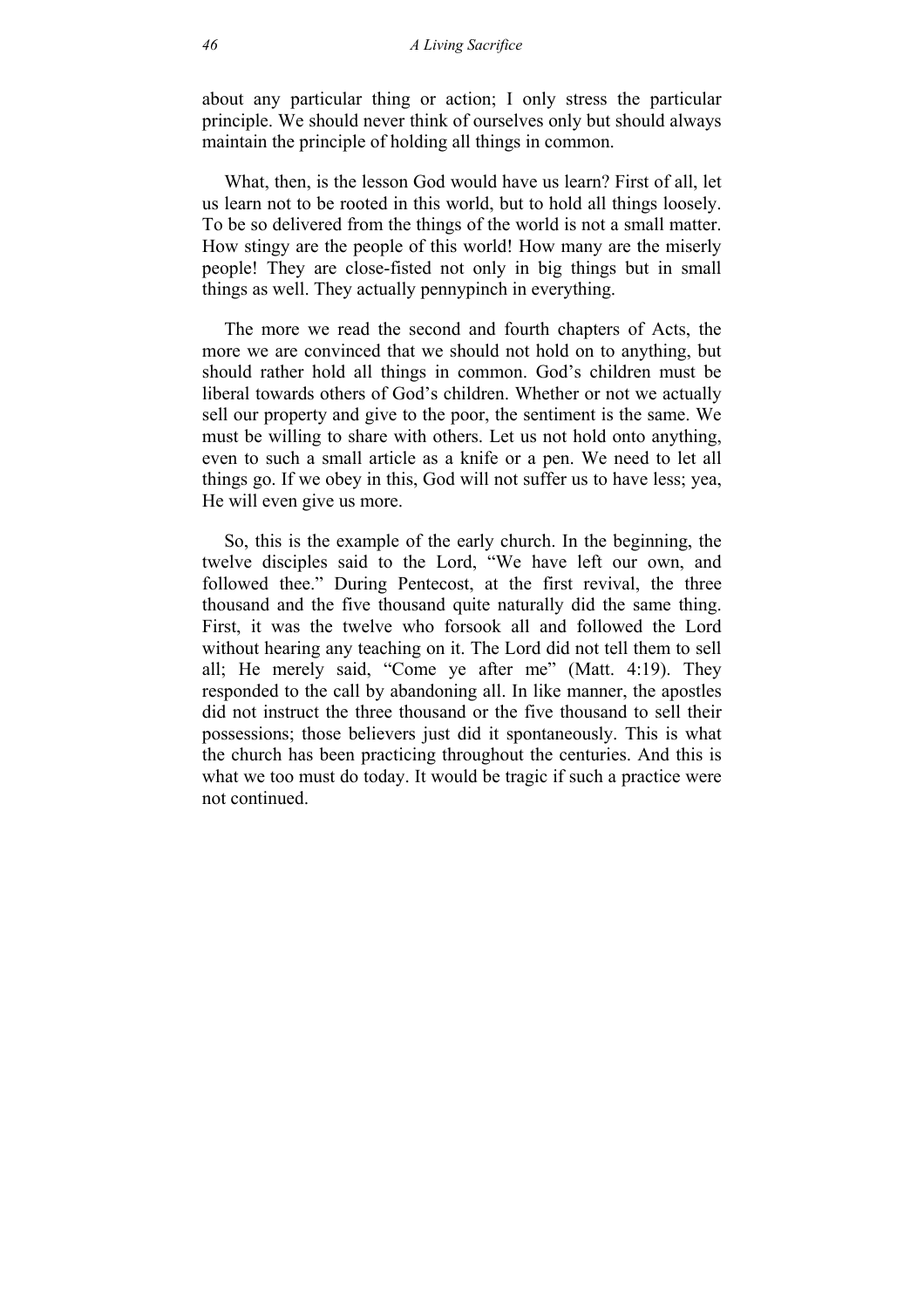about any particular thing or action; I only stress the particular principle. We should never think of ourselves only but should always maintain the principle of holding all things in common.

What, then, is the lesson God would have us learn? First of all, let us learn not to be rooted in this world, but to hold all things loosely. To be so delivered from the things of the world is not a small matter. How stingy are the people of this world! How many are the miserly people! They are close-fisted not only in big things but in small things as well. They actually pennypinch in everything.

The more we read the second and fourth chapters of Acts, the more we are convinced that we should not hold on to anything, but should rather hold all things in common. God's children must be liberal towards others of God's children. Whether or not we actually sell our property and give to the poor, the sentiment is the same. We must be willing to share with others. Let us not hold onto anything, even to such a small article as a knife or a pen. We need to let all things go. If we obey in this, God will not suffer us to have less; yea, He will even give us more.

So, this is the example of the early church. In the beginning, the twelve disciples said to the Lord, "We have left our own, and followed thee." During Pentecost, at the first revival, the three thousand and the five thousand quite naturally did the same thing. First, it was the twelve who forsook all and followed the Lord without hearing any teaching on it. The Lord did not tell them to sell all; He merely said, "Come ye after me" (Matt. 4:19). They responded to the call by abandoning all. In like manner, the apostles did not instruct the three thousand or the five thousand to sell their possessions; those believers just did it spontaneously. This is what the church has been practicing throughout the centuries. And this is what we too must do today. It would be tragic if such a practice were not continued.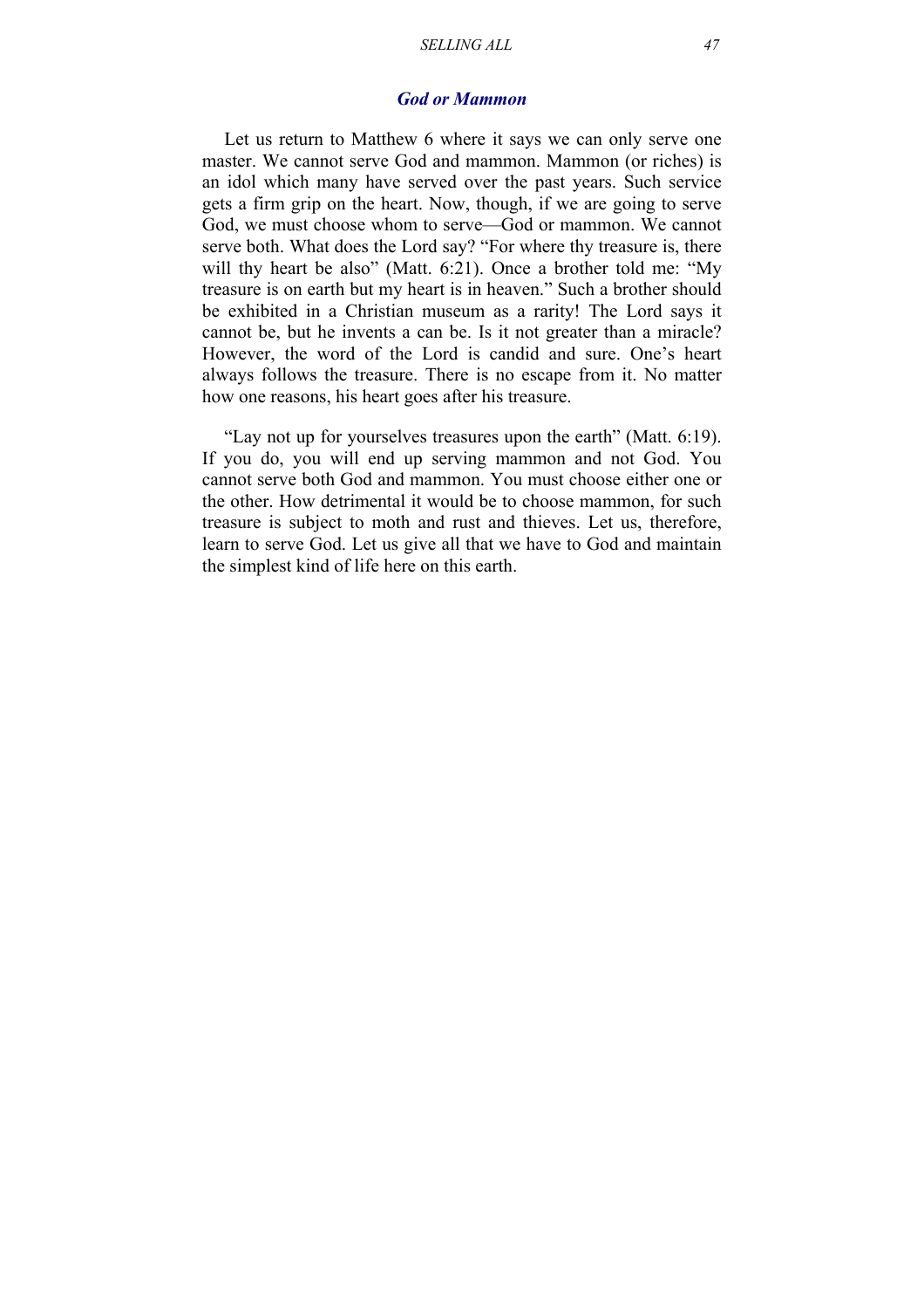### *God or Mammon*

Let us return to Matthew 6 where it says we can only serve one master. We cannot serve God and mammon. Mammon (or riches) is an idol which many have served over the past years. Such service gets a firm grip on the heart. Now, though, if we are going to serve God, we must choose whom to serve—God or mammon. We cannot serve both. What does the Lord say? "For where thy treasure is, there will thy heart be also" (Matt. 6:21). Once a brother told me: "My treasure is on earth but my heart is in heaven." Such a brother should be exhibited in a Christian museum as a rarity! The Lord says it cannot be, but he invents a can be. Is it not greater than a miracle? However, the word of the Lord is candid and sure. One's heart always follows the treasure. There is no escape from it. No matter how one reasons, his heart goes after his treasure.

"Lay not up for yourselves treasures upon the earth" (Matt. 6:19). If you do, you will end up serving mammon and not God. You cannot serve both God and mammon. You must choose either one or the other. How detrimental it would be to choose mammon, for such treasure is subject to moth and rust and thieves. Let us, therefore, learn to serve God. Let us give all that we have to God and maintain the simplest kind of life here on this earth.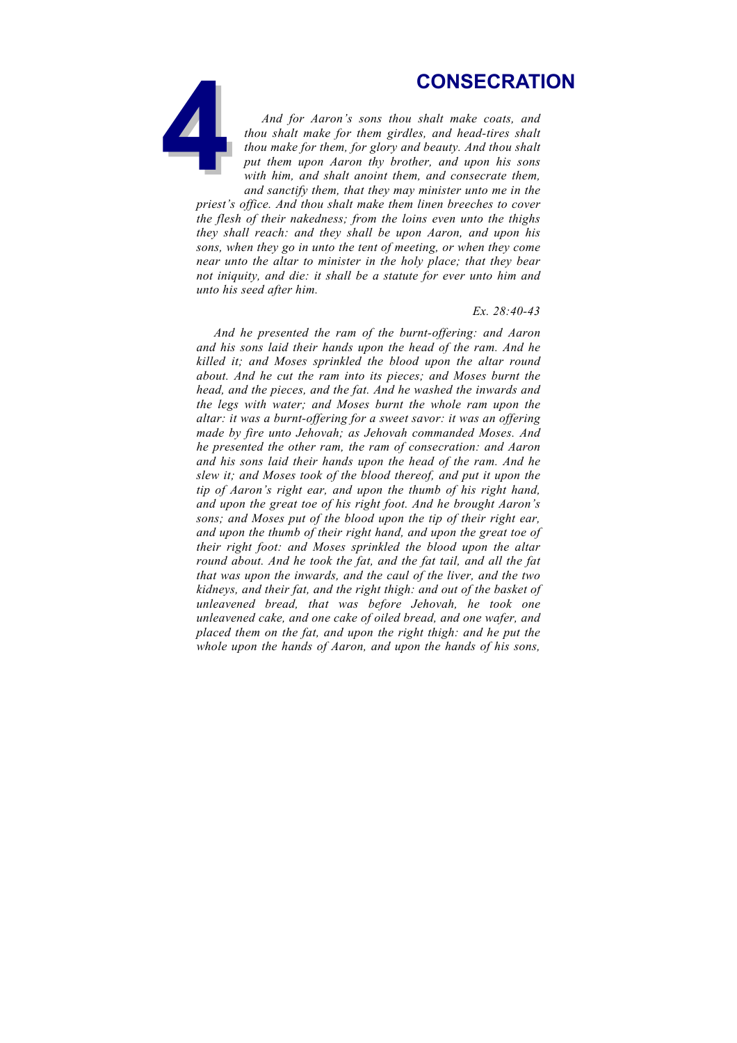# 4 CONSECRATION

*And for Aaron's sons thou shalt make coats, and thou shalt make for them girdles, and head-tires shalt thou make for them, for glory and beauty. And thou shalt put them upon Aaron thy brother, and upon his sons with him, and shalt anoint them, and consecrate them, and sanctify them, that they may minister unto me in the priest's office. And thou shalt make them linen breeches to cover the flesh of their nakedness; from the loins even unto the thighs they shall reach: and they shall be upon Aaron, and upon his sons, when they go in unto the tent of meeting, or when they come near unto the altar to minister in the holy place; that they bear not iniquity, and die: it shall be a statute for ever unto him and unto his seed after him.*

*Ex. 28:40-43*

*And he presented the ram of the burnt-offering: and Aaron and his sons laid their hands upon the head of the ram. And he killed it; and Moses sprinkled the blood upon the altar round about. And he cut the ram into its pieces; and Moses burnt the head, and the pieces, and the fat. And he washed the inwards and the legs with water; and Moses burnt the whole ram upon the altar: it was a burnt-offering for a sweet savor: it was an offering made by fire unto Jehovah; as Jehovah commanded Moses. And he presented the other ram, the ram of consecration: and Aaron and his sons laid their hands upon the head of the ram. And he slew it; and Moses took of the blood thereof, and put it upon the tip of Aaron's right ear, and upon the thumb of his right hand, and upon the great toe of his right foot. And he brought Aaron's sons; and Moses put of the blood upon the tip of their right ear, and upon the thumb of their right hand, and upon the great toe of their right foot: and Moses sprinkled the blood upon the altar round about. And he took the fat, and the fat tail, and all the fat that was upon the inwards, and the caul of the liver, and the two kidneys, and their fat, and the right thigh: and out of the basket of unleavened bread, that was before Jehovah, he took one unleavened cake, and one cake of oiled bread, and one wafer, and placed them on the fat, and upon the right thigh: and he put the whole upon the hands of Aaron, and upon the hands of his sons,*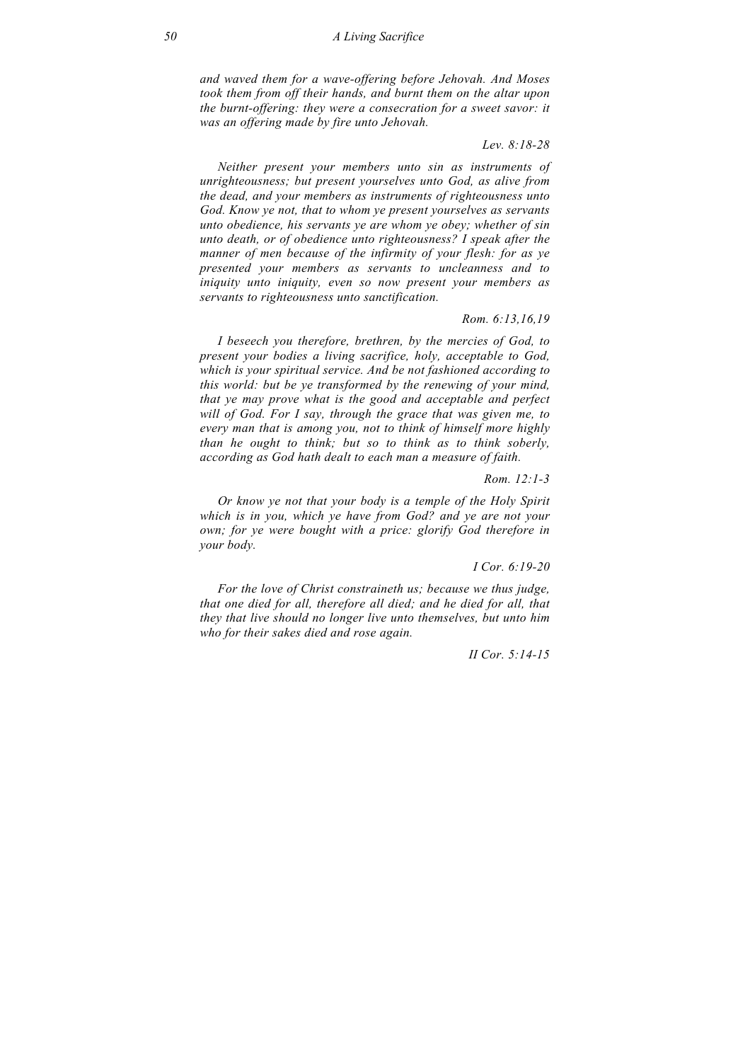*and waved them for a wave-offering before Jehovah. And Moses took them from off their hands, and burnt them on the altar upon the burnt-offering: they were a consecration for a sweet savor: it was an offering made by fire unto Jehovah.*

*Lev. 8:18-28*

*Neither present your members unto sin as instruments of unrighteousness; but present yourselves unto God, as alive from the dead, and your members as instruments of righteousness unto God. Know ye not, that to whom ye present yourselves as servants unto obedience, his servants ye are whom ye obey; whether of sin unto death, or of obedience unto righteousness? I speak after the manner of men because of the infirmity of your flesh: for as ye presented your members as servants to uncleanness and to iniquity unto iniquity, even so now present your members as servants to righteousness unto sanctification.*

*Rom. 6:13,16,19*

*I beseech you therefore, brethren, by the mercies of God, to present your bodies a living sacrifice, holy, acceptable to God, which is your spiritual service. And be not fashioned according to this world: but be ye transformed by the renewing of your mind, that ye may prove what is the good and acceptable and perfect will of God. For I say, through the grace that was given me, to every man that is among you, not to think of himself more highly than he ought to think; but so to think as to think soberly, according as God hath dealt to each man a measure of faith.*

*Rom. 12:1-3*

*Or know ye not that your body is a temple of the Holy Spirit which is in you, which ye have from God? and ye are not your own; for ye were bought with a price: glorify God therefore in your body.*

*I Cor. 6:19-20*

*For the love of Christ constraineth us; because we thus judge, that one died for all, therefore all died; and he died for all, that they that live should no longer live unto themselves, but unto him who for their sakes died and rose again.*

*II Cor. 5:14-15*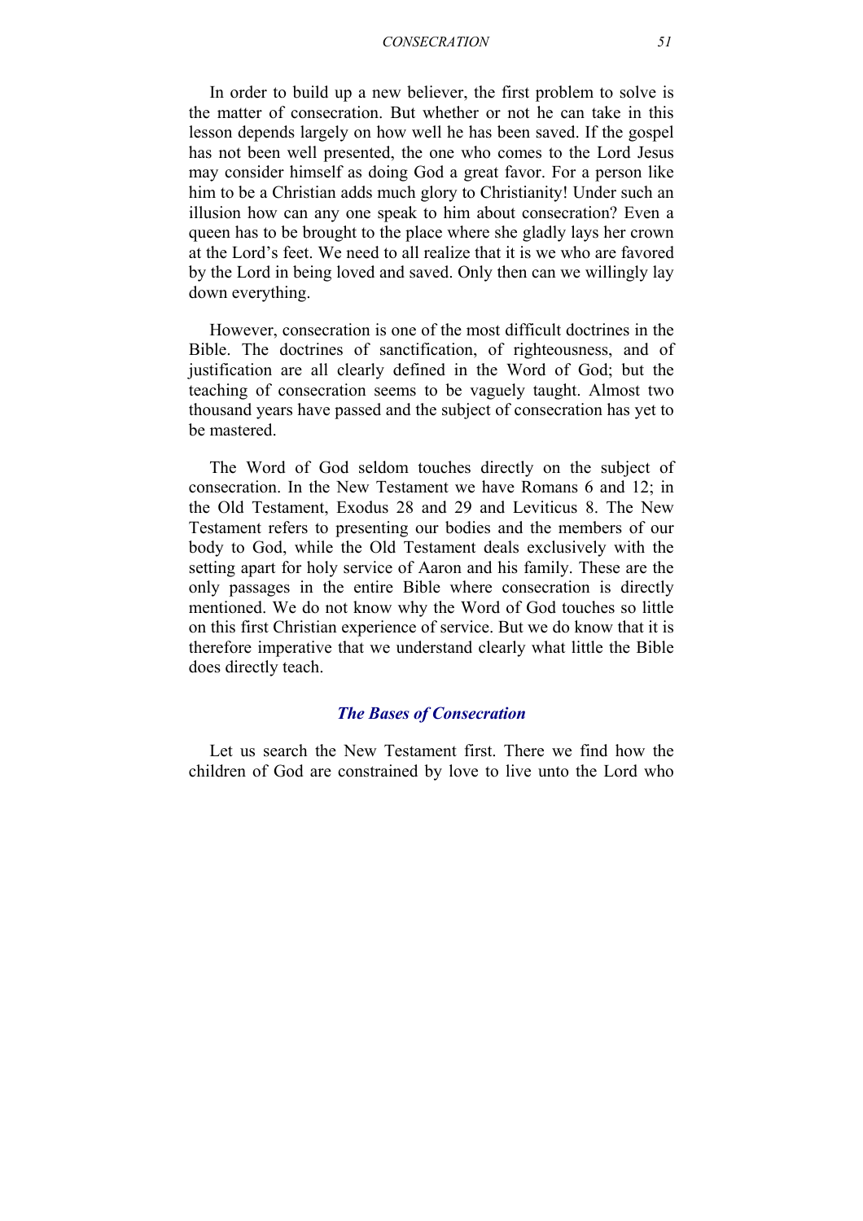In order to build up a new believer, the first problem to solve is the matter of consecration. But whether or not he can take in this lesson depends largely on how well he has been saved. If the gospel has not been well presented, the one who comes to the Lord Jesus may consider himself as doing God a great favor. For a person like him to be a Christian adds much glory to Christianity! Under such an illusion how can any one speak to him about consecration? Even a queen has to be brought to the place where she gladly lays her crown at the Lord's feet. We need to all realize that it is we who are favored by the Lord in being loved and saved. Only then can we willingly lay down everything.

However, consecration is one of the most difficult doctrines in the Bible. The doctrines of sanctification, of righteousness, and of justification are all clearly defined in the Word of God; but the teaching of consecration seems to be vaguely taught. Almost two thousand years have passed and the subject of consecration has yet to be mastered.

The Word of God seldom touches directly on the subject of consecration. In the New Testament we have Romans 6 and 12; in the Old Testament, Exodus 28 and 29 and Leviticus 8. The New Testament refers to presenting our bodies and the members of our body to God, while the Old Testament deals exclusively with the setting apart for holy service of Aaron and his family. These are the only passages in the entire Bible where consecration is directly mentioned. We do not know why the Word of God touches so little on this first Christian experience of service. But we do know that it is therefore imperative that we understand clearly what little the Bible does directly teach.

### *The Bases of Consecration*

Let us search the New Testament first. There we find how the children of God are constrained by love to live unto the Lord who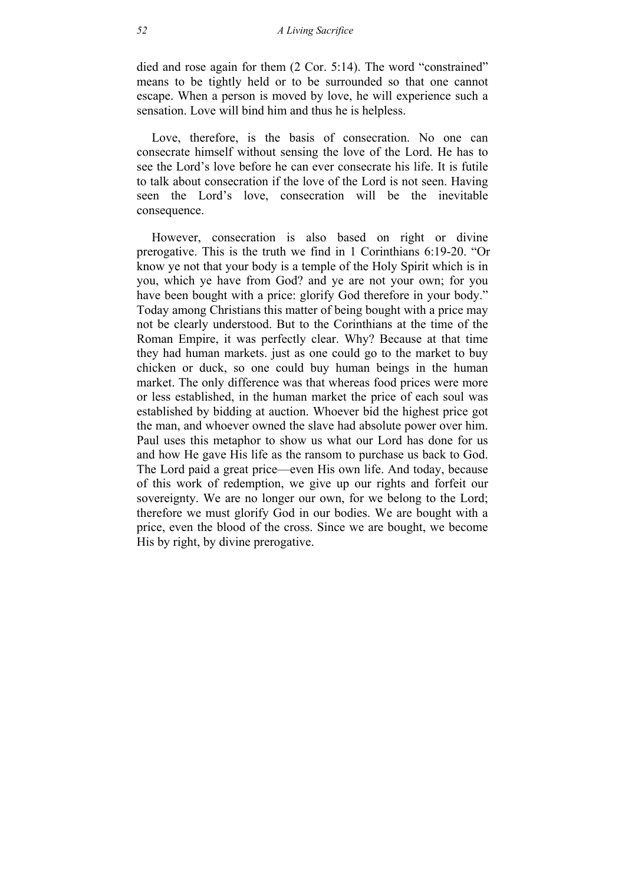died and rose again for them (2 Cor. 5:14). The word "constrained" means to be tightly held or to be surrounded so that one cannot escape. When a person is moved by love, he will experience such a sensation. Love will bind him and thus he is helpless.

Love, therefore, is the basis of consecration. No one can consecrate himself without sensing the love of the Lord. He has to see the Lord's love before he can ever consecrate his life. It is futile to talk about consecration if the love of the Lord is not seen. Having seen the Lord's love, consecration will be the inevitable consequence.

However, consecration is also based on right or divine prerogative. This is the truth we find in 1 Corinthians 6:19-20. "Or know ye not that your body is a temple of the Holy Spirit which is in you, which ye have from God? and ye are not your own; for you have been bought with a price: glorify God therefore in your body." Today among Christians this matter of being bought with a price may not be clearly understood. But to the Corinthians at the time of the Roman Empire, it was perfectly clear. Why? Because at that time they had human markets. just as one could go to the market to buy chicken or duck, so one could buy human beings in the human market. The only difference was that whereas food prices were more or less established, in the human market the price of each soul was established by bidding at auction. Whoever bid the highest price got the man, and whoever owned the slave had absolute power over him. Paul uses this metaphor to show us what our Lord has done for us and how He gave His life as the ransom to purchase us back to God. The Lord paid a great price—even His own life. And today, because of this work of redemption, we give up our rights and forfeit our sovereignty. We are no longer our own, for we belong to the Lord; therefore we must glorify God in our bodies. We are bought with a price, even the blood of the cross. Since we are bought, we become His by right, by divine prerogative.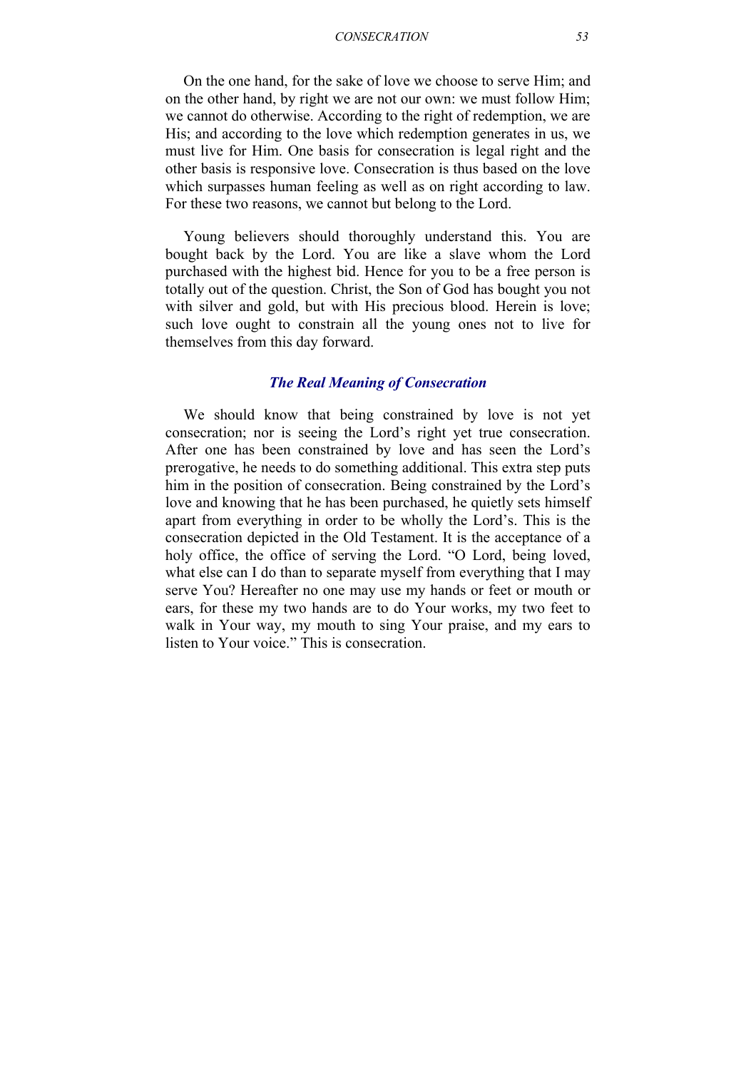On the one hand, for the sake of love we choose to serve Him; and on the other hand, by right we are not our own: we must follow Him; we cannot do otherwise. According to the right of redemption, we are His; and according to the love which redemption generates in us, we must live for Him. One basis for consecration is legal right and the other basis is responsive love. Consecration is thus based on the love which surpasses human feeling as well as on right according to law. For these two reasons, we cannot but belong to the Lord.

Young believers should thoroughly understand this. You are bought back by the Lord. You are like a slave whom the Lord purchased with the highest bid. Hence for you to be a free person is totally out of the question. Christ, the Son of God has bought you not with silver and gold, but with His precious blood. Herein is love; such love ought to constrain all the young ones not to live for themselves from this day forward.

### *The Real Meaning of Consecration*

We should know that being constrained by love is not yet consecration; nor is seeing the Lord's right yet true consecration. After one has been constrained by love and has seen the Lord's prerogative, he needs to do something additional. This extra step puts him in the position of consecration. Being constrained by the Lord's love and knowing that he has been purchased, he quietly sets himself apart from everything in order to be wholly the Lord's. This is the consecration depicted in the Old Testament. It is the acceptance of a holy office, the office of serving the Lord. "O Lord, being loved, what else can I do than to separate myself from everything that I may serve You? Hereafter no one may use my hands or feet or mouth or ears, for these my two hands are to do Your works, my two feet to walk in Your way, my mouth to sing Your praise, and my ears to listen to Your voice." This is consecration.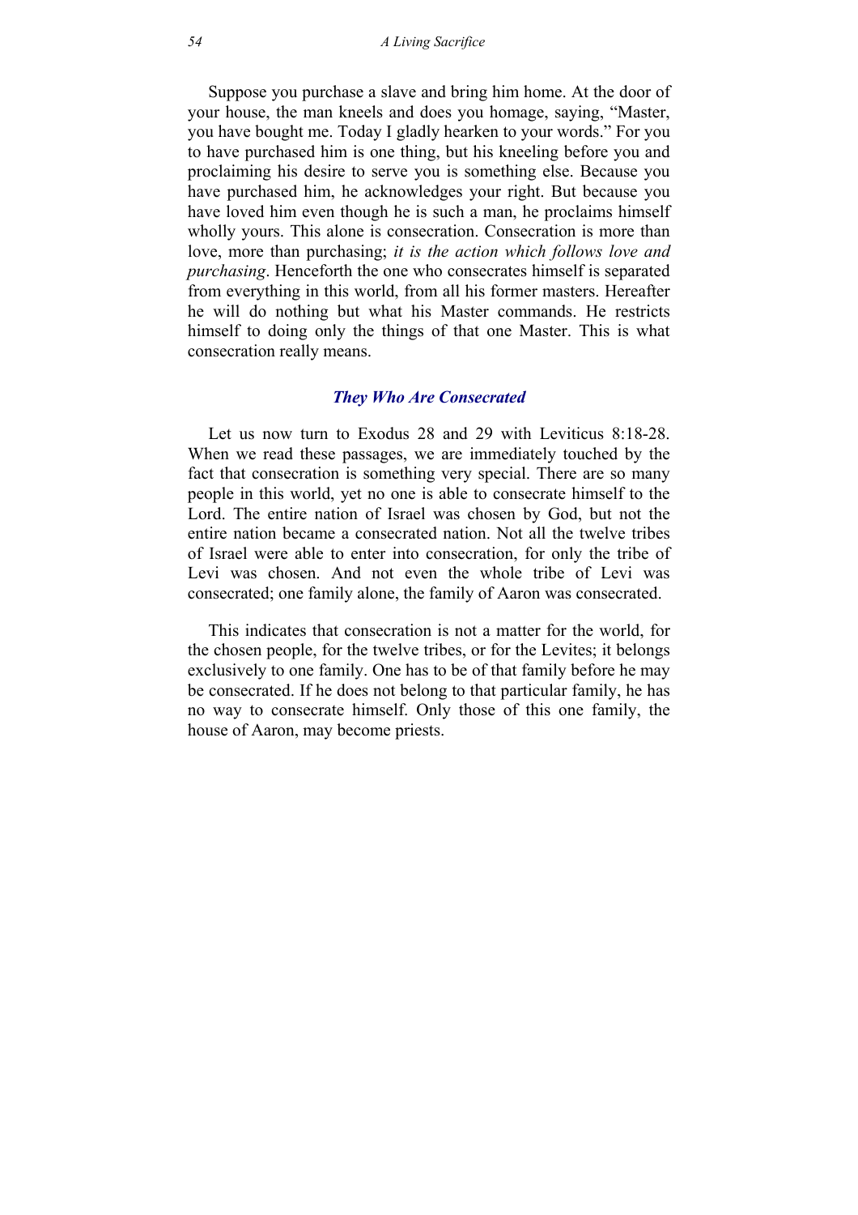Suppose you purchase a slave and bring him home. At the door of your house, the man kneels and does you homage, saying, "Master, you have bought me. Today I gladly hearken to your words." For you to have purchased him is one thing, but his kneeling before you and proclaiming his desire to serve you is something else. Because you have purchased him, he acknowledges your right. But because you have loved him even though he is such a man, he proclaims himself wholly yours. This alone is consecration. Consecration is more than love, more than purchasing; *it is the action which follows love and purchasing*. Henceforth the one who consecrates himself is separated from everything in this world, from all his former masters. Hereafter he will do nothing but what his Master commands. He restricts himself to doing only the things of that one Master. This is what consecration really means.

### *They Who Are Consecrated*

Let us now turn to Exodus 28 and 29 with Leviticus 8:18-28. When we read these passages, we are immediately touched by the fact that consecration is something very special. There are so many people in this world, yet no one is able to consecrate himself to the Lord. The entire nation of Israel was chosen by God, but not the entire nation became a consecrated nation. Not all the twelve tribes of Israel were able to enter into consecration, for only the tribe of Levi was chosen. And not even the whole tribe of Levi was consecrated; one family alone, the family of Aaron was consecrated.

This indicates that consecration is not a matter for the world, for the chosen people, for the twelve tribes, or for the Levites; it belongs exclusively to one family. One has to be of that family before he may be consecrated. If he does not belong to that particular family, he has no way to consecrate himself. Only those of this one family, the house of Aaron, may become priests.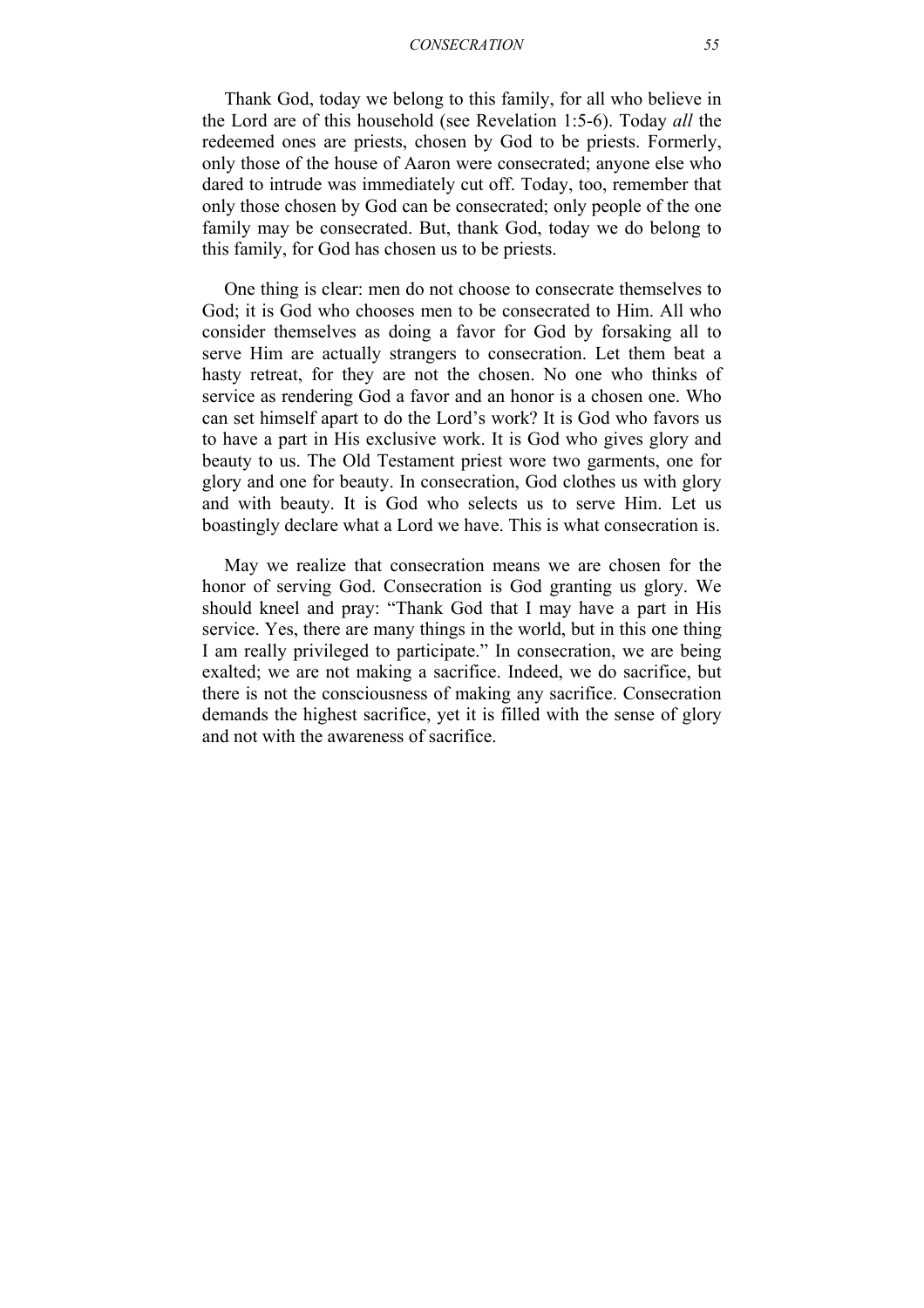Thank God, today we belong to this family, for all who believe in the Lord are of this household (see Revelation 1:5-6). Today *all* the redeemed ones are priests, chosen by God to be priests. Formerly, only those of the house of Aaron were consecrated; anyone else who dared to intrude was immediately cut off. Today, too, remember that only those chosen by God can be consecrated; only people of the one family may be consecrated. But, thank God, today we do belong to this family, for God has chosen us to be priests.

One thing is clear: men do not choose to consecrate themselves to God; it is God who chooses men to be consecrated to Him. All who consider themselves as doing a favor for God by forsaking all to serve Him are actually strangers to consecration. Let them beat a hasty retreat, for they are not the chosen. No one who thinks of service as rendering God a favor and an honor is a chosen one. Who can set himself apart to do the Lord's work? It is God who favors us to have a part in His exclusive work. It is God who gives glory and beauty to us. The Old Testament priest wore two garments, one for glory and one for beauty. In consecration, God clothes us with glory and with beauty. It is God who selects us to serve Him. Let us boastingly declare what a Lord we have. This is what consecration is.

May we realize that consecration means we are chosen for the honor of serving God. Consecration is God granting us glory. We should kneel and pray: "Thank God that I may have a part in His service. Yes, there are many things in the world, but in this one thing I am really privileged to participate." In consecration, we are being exalted; we are not making a sacrifice. Indeed, we do sacrifice, but there is not the consciousness of making any sacrifice. Consecration demands the highest sacrifice, yet it is filled with the sense of glory and not with the awareness of sacrifice.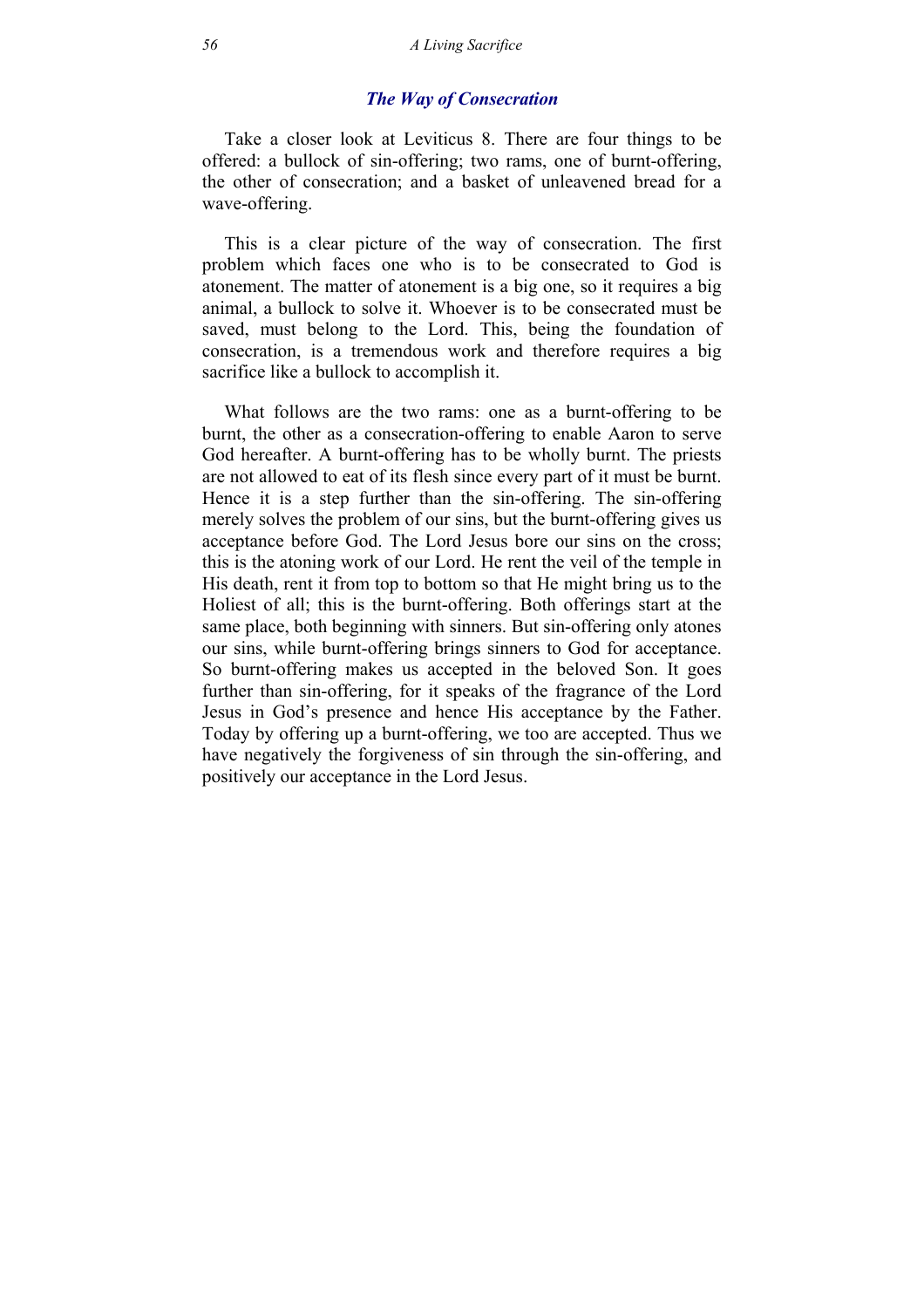### *The Way of Consecration*

Take a closer look at Leviticus 8. There are four things to be offered: a bullock of sin-offering; two rams, one of burnt-offering, the other of consecration; and a basket of unleavened bread for a wave-offering.

This is a clear picture of the way of consecration. The first problem which faces one who is to be consecrated to God is atonement. The matter of atonement is a big one, so it requires a big animal, a bullock to solve it. Whoever is to be consecrated must be saved, must belong to the Lord. This, being the foundation of consecration, is a tremendous work and therefore requires a big sacrifice like a bullock to accomplish it.

What follows are the two rams: one as a burnt-offering to be burnt, the other as a consecration-offering to enable Aaron to serve God hereafter. A burnt-offering has to be wholly burnt. The priests are not allowed to eat of its flesh since every part of it must be burnt. Hence it is a step further than the sin-offering. The sin-offering merely solves the problem of our sins, but the burnt-offering gives us acceptance before God. The Lord Jesus bore our sins on the cross; this is the atoning work of our Lord. He rent the veil of the temple in His death, rent it from top to bottom so that He might bring us to the Holiest of all; this is the burnt-offering. Both offerings start at the same place, both beginning with sinners. But sin-offering only atones our sins, while burnt-offering brings sinners to God for acceptance. So burnt-offering makes us accepted in the beloved Son. It goes further than sin-offering, for it speaks of the fragrance of the Lord Jesus in God's presence and hence His acceptance by the Father. Today by offering up a burnt-offering, we too are accepted. Thus we have negatively the forgiveness of sin through the sin-offering, and positively our acceptance in the Lord Jesus.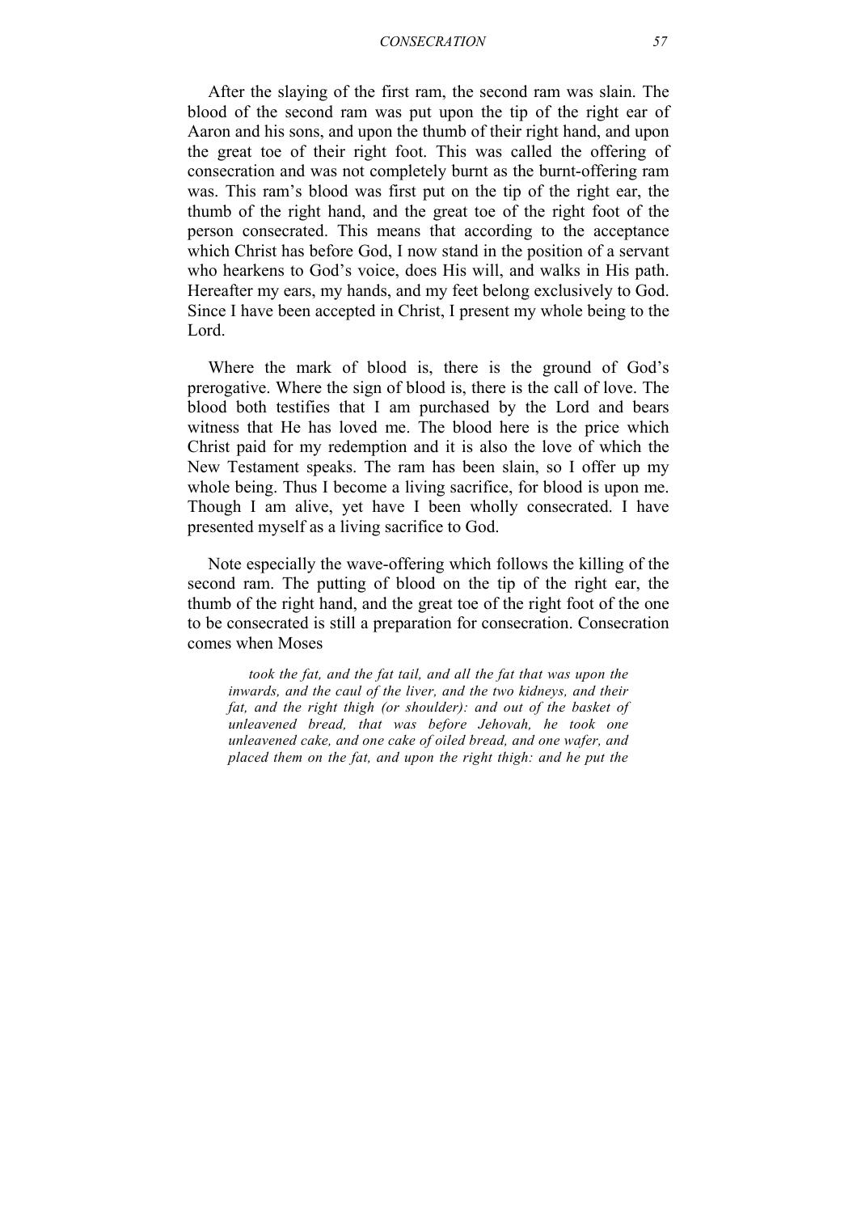After the slaying of the first ram, the second ram was slain. The blood of the second ram was put upon the tip of the right ear of Aaron and his sons, and upon the thumb of their right hand, and upon the great toe of their right foot. This was called the offering of consecration and was not completely burnt as the burnt-offering ram was. This ram's blood was first put on the tip of the right ear, the thumb of the right hand, and the great toe of the right foot of the person consecrated. This means that according to the acceptance which Christ has before God, I now stand in the position of a servant who hearkens to God's voice, does His will, and walks in His path. Hereafter my ears, my hands, and my feet belong exclusively to God. Since I have been accepted in Christ, I present my whole being to the Lord.

Where the mark of blood is, there is the ground of God's prerogative. Where the sign of blood is, there is the call of love. The blood both testifies that I am purchased by the Lord and bears witness that He has loved me. The blood here is the price which Christ paid for my redemption and it is also the love of which the New Testament speaks. The ram has been slain, so I offer up my whole being. Thus I become a living sacrifice, for blood is upon me. Though I am alive, yet have I been wholly consecrated. I have presented myself as a living sacrifice to God.

Note especially the wave-offering which follows the killing of the second ram. The putting of blood on the tip of the right ear, the thumb of the right hand, and the great toe of the right foot of the one to be consecrated is still a preparation for consecration. Consecration comes when Moses

> *took the fat, and the fat tail, and all the fat that was upon the inwards, and the caul of the liver, and the two kidneys, and their fat, and the right thigh (or shoulder): and out of the basket of unleavened bread, that was before Jehovah, he took one unleavened cake, and one cake of oiled bread, and one wafer, and placed them on the fat, and upon the right thigh: and he put the*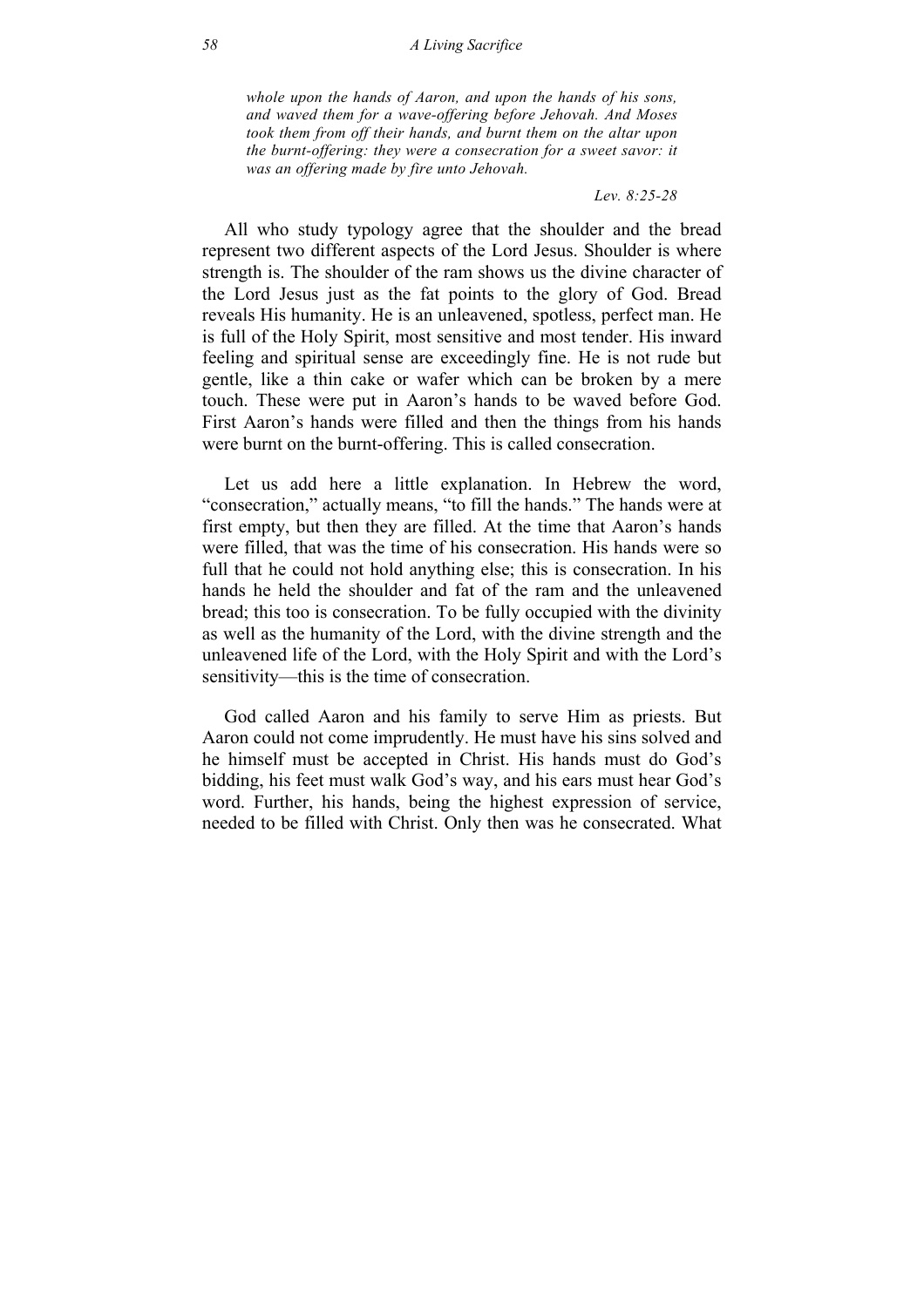*whole upon the hands of Aaron, and upon the hands of his sons, and waved them for a wave-offering before Jehovah. And Moses took them from off their hands, and burnt them on the altar upon the burnt-offering: they were a consecration for a sweet savor: it was an offering made by fire unto Jehovah.*

*Lev. 8:25-28*

All who study typology agree that the shoulder and the bread represent two different aspects of the Lord Jesus. Shoulder is where strength is. The shoulder of the ram shows us the divine character of the Lord Jesus just as the fat points to the glory of God. Bread reveals His humanity. He is an unleavened, spotless, perfect man. He is full of the Holy Spirit, most sensitive and most tender. His inward feeling and spiritual sense are exceedingly fine. He is not rude but gentle, like a thin cake or wafer which can be broken by a mere touch. These were put in Aaron's hands to be waved before God. First Aaron's hands were filled and then the things from his hands were burnt on the burnt-offering. This is called consecration.

Let us add here a little explanation. In Hebrew the word, "consecration," actually means, "to fill the hands." The hands were at first empty, but then they are filled. At the time that Aaron's hands were filled, that was the time of his consecration. His hands were so full that he could not hold anything else; this is consecration. In his hands he held the shoulder and fat of the ram and the unleavened bread; this too is consecration. To be fully occupied with the divinity as well as the humanity of the Lord, with the divine strength and the unleavened life of the Lord, with the Holy Spirit and with the Lord's sensitivity—this is the time of consecration.

God called Aaron and his family to serve Him as priests. But Aaron could not come imprudently. He must have his sins solved and he himself must be accepted in Christ. His hands must do God's bidding, his feet must walk God's way, and his ears must hear God's word. Further, his hands, being the highest expression of service, needed to be filled with Christ. Only then was he consecrated. What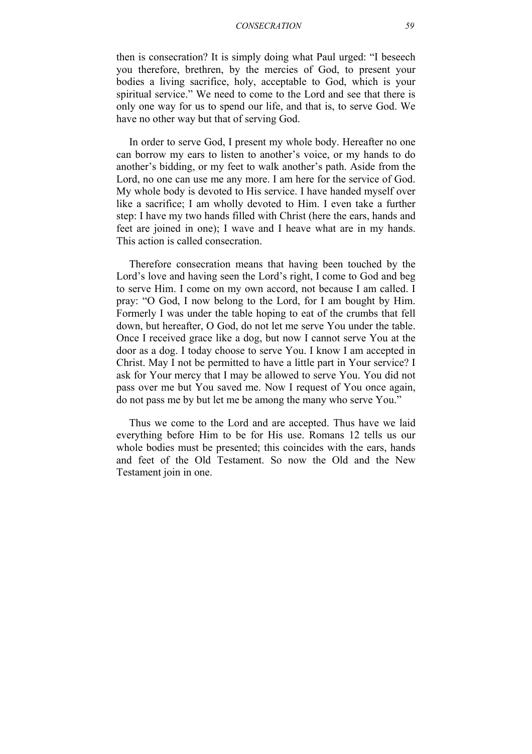then is consecration? It is simply doing what Paul urged: "I beseech you therefore, brethren, by the mercies of God, to present your bodies a living sacrifice, holy, acceptable to God, which is your spiritual service." We need to come to the Lord and see that there is only one way for us to spend our life, and that is, to serve God. We have no other way but that of serving God.

In order to serve God, I present my whole body. Hereafter no one can borrow my ears to listen to another's voice, or my hands to do another's bidding, or my feet to walk another's path. Aside from the Lord, no one can use me any more. I am here for the service of God. My whole body is devoted to His service. I have handed myself over like a sacrifice; I am wholly devoted to Him. I even take a further step: I have my two hands filled with Christ (here the ears, hands and feet are joined in one); I wave and I heave what are in my hands. This action is called consecration.

Therefore consecration means that having been touched by the Lord's love and having seen the Lord's right, I come to God and beg to serve Him. I come on my own accord, not because I am called. I pray: "O God, I now belong to the Lord, for I am bought by Him. Formerly I was under the table hoping to eat of the crumbs that fell down, but hereafter, O God, do not let me serve You under the table. Once I received grace like a dog, but now I cannot serve You at the door as a dog. I today choose to serve You. I know I am accepted in Christ. May I not be permitted to have a little part in Your service? I ask for Your mercy that I may be allowed to serve You. You did not pass over me but You saved me. Now I request of You once again, do not pass me by but let me be among the many who serve You."

Thus we come to the Lord and are accepted. Thus have we laid everything before Him to be for His use. Romans 12 tells us our whole bodies must be presented; this coincides with the ears, hands and feet of the Old Testament. So now the Old and the New Testament join in one.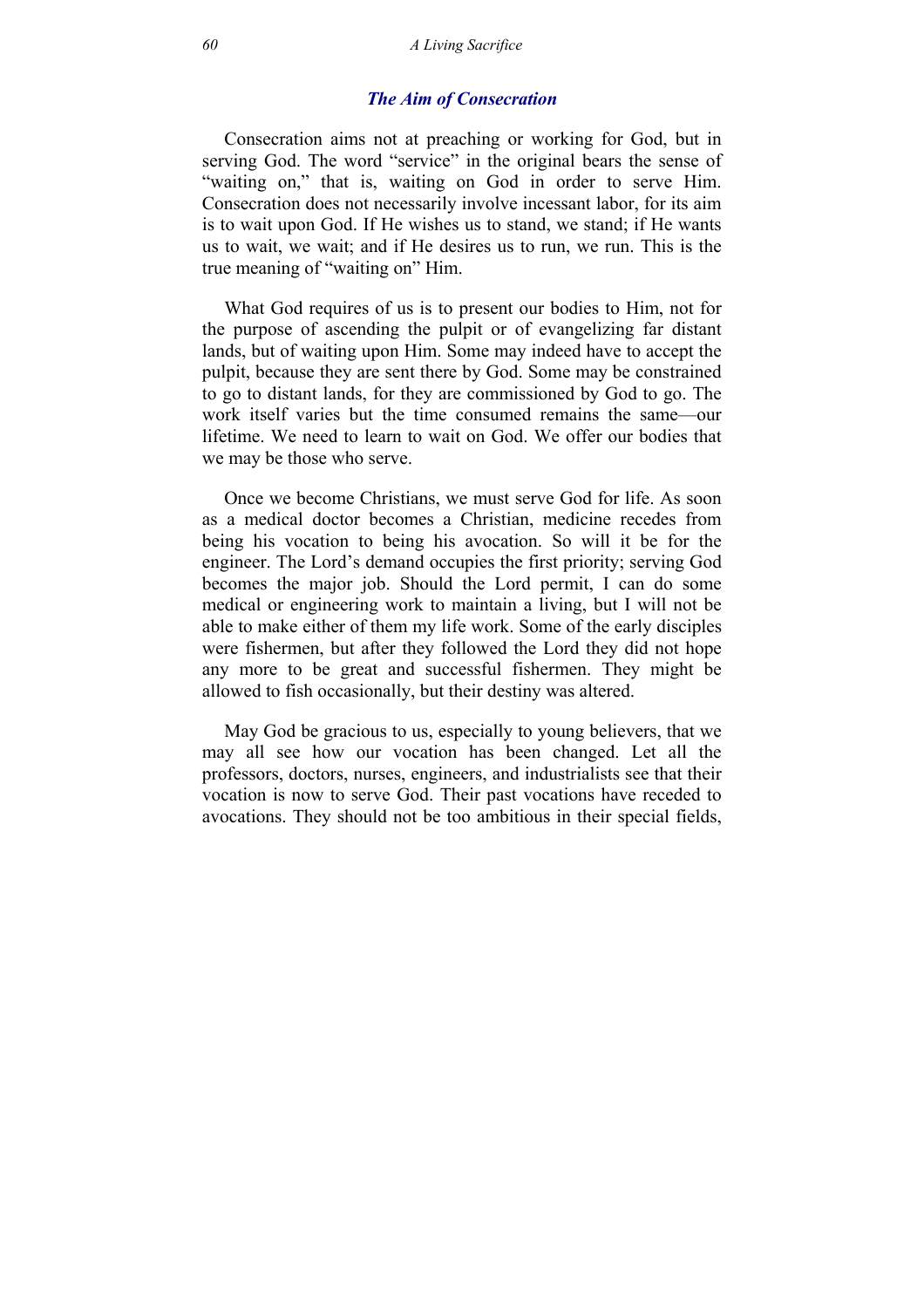### *The Aim of Consecration*

Consecration aims not at preaching or working for God, but in serving God. The word "service" in the original bears the sense of "waiting on," that is, waiting on God in order to serve Him. Consecration does not necessarily involve incessant labor, for its aim is to wait upon God. If He wishes us to stand, we stand; if He wants us to wait, we wait; and if He desires us to run, we run. This is the true meaning of "waiting on" Him.

What God requires of us is to present our bodies to Him, not for the purpose of ascending the pulpit or of evangelizing far distant lands, but of waiting upon Him. Some may indeed have to accept the pulpit, because they are sent there by God. Some may be constrained to go to distant lands, for they are commissioned by God to go. The work itself varies but the time consumed remains the same—our lifetime. We need to learn to wait on God. We offer our bodies that we may be those who serve.

Once we become Christians, we must serve God for life. As soon as a medical doctor becomes a Christian, medicine recedes from being his vocation to being his avocation. So will it be for the engineer. The Lord's demand occupies the first priority; serving God becomes the major job. Should the Lord permit, I can do some medical or engineering work to maintain a living, but I will not be able to make either of them my life work. Some of the early disciples were fishermen, but after they followed the Lord they did not hope any more to be great and successful fishermen. They might be allowed to fish occasionally, but their destiny was altered.

May God be gracious to us, especially to young believers, that we may all see how our vocation has been changed. Let all the professors, doctors, nurses, engineers, and industrialists see that their vocation is now to serve God. Their past vocations have receded to avocations. They should not be too ambitious in their special fields,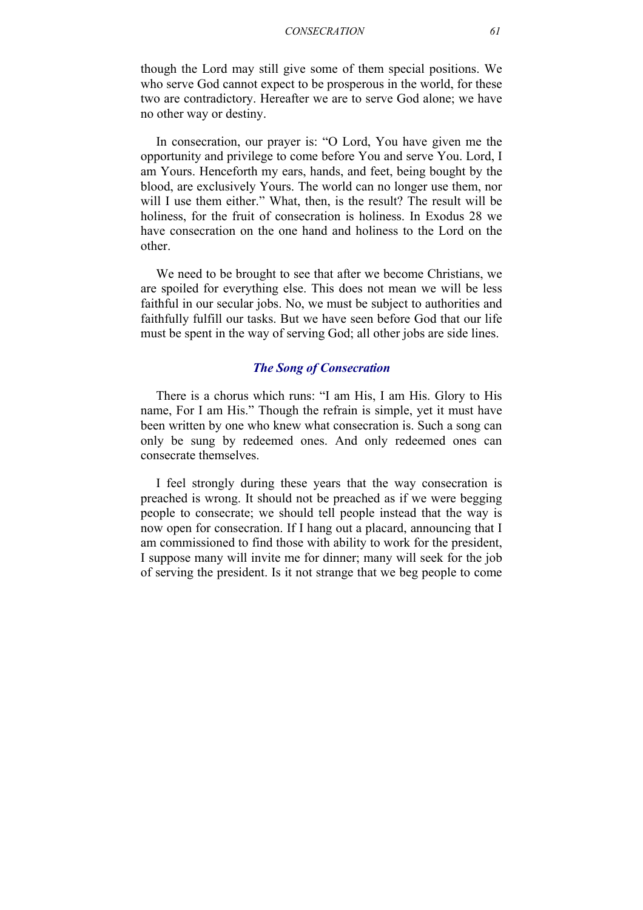though the Lord may still give some of them special positions. We who serve God cannot expect to be prosperous in the world, for these two are contradictory. Hereafter we are to serve God alone; we have no other way or destiny.

In consecration, our prayer is: "O Lord, You have given me the opportunity and privilege to come before You and serve You. Lord, I am Yours. Henceforth my ears, hands, and feet, being bought by the blood, are exclusively Yours. The world can no longer use them, nor will I use them either." What, then, is the result? The result will be holiness, for the fruit of consecration is holiness. In Exodus 28 we have consecration on the one hand and holiness to the Lord on the other.

We need to be brought to see that after we become Christians, we are spoiled for everything else. This does not mean we will be less faithful in our secular jobs. No, we must be subject to authorities and faithfully fulfill our tasks. But we have seen before God that our life must be spent in the way of serving God; all other jobs are side lines.

### *The Song of Consecration*

There is a chorus which runs: "I am His, I am His. Glory to His name, For I am His." Though the refrain is simple, yet it must have been written by one who knew what consecration is. Such a song can only be sung by redeemed ones. And only redeemed ones can consecrate themselves.

I feel strongly during these years that the way consecration is preached is wrong. It should not be preached as if we were begging people to consecrate; we should tell people instead that the way is now open for consecration. If I hang out a placard, announcing that I am commissioned to find those with ability to work for the president, I suppose many will invite me for dinner; many will seek for the job of serving the president. Is it not strange that we beg people to come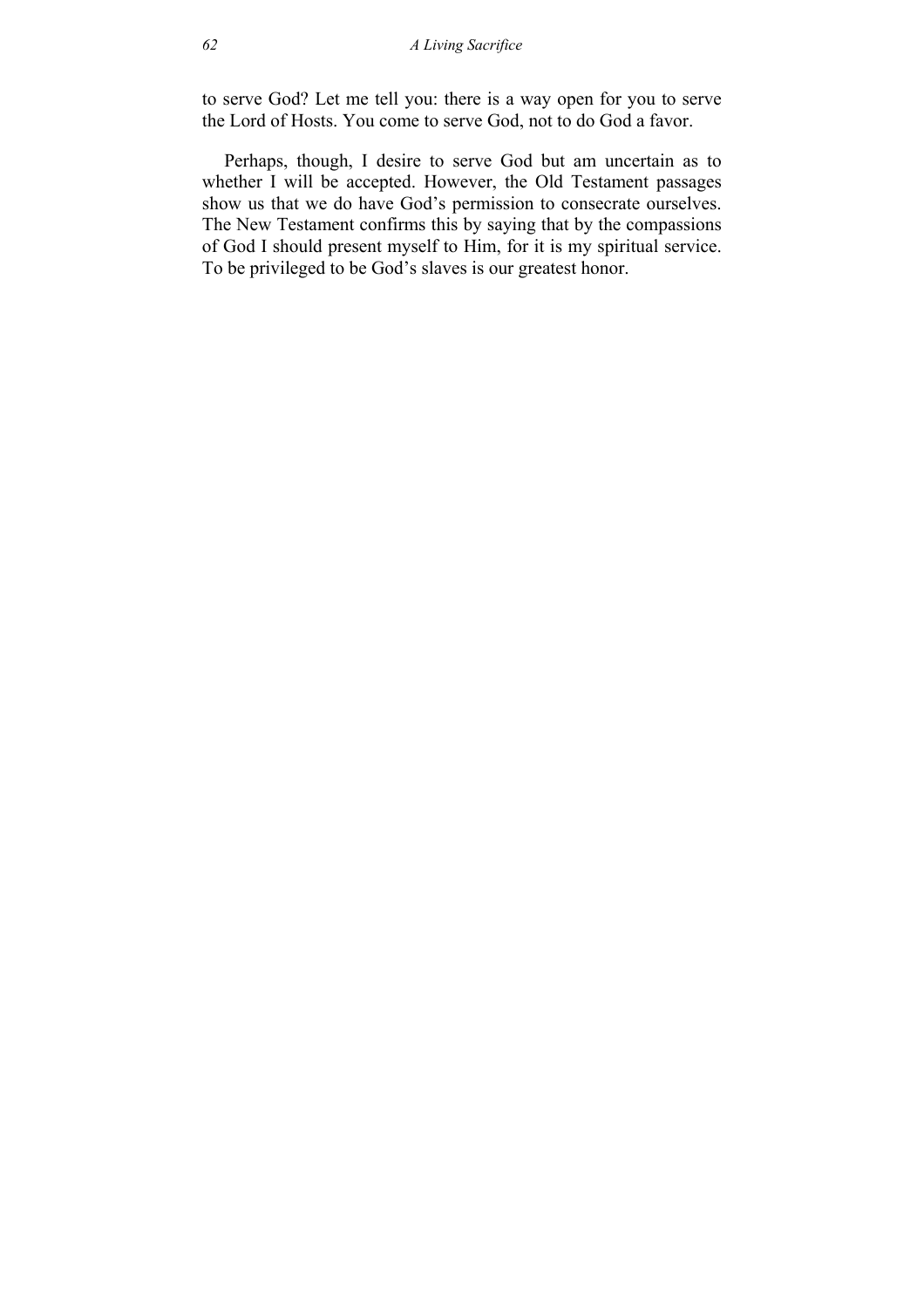to serve God? Let me tell you: there is a way open for you to serve the Lord of Hosts. You come to serve God, not to do God a favor.

Perhaps, though, I desire to serve God but am uncertain as to whether I will be accepted. However, the Old Testament passages show us that we do have God's permission to consecrate ourselves. The New Testament confirms this by saying that by the compassions of God I should present myself to Him, for it is my spiritual service. To be privileged to be God's slaves is our greatest honor.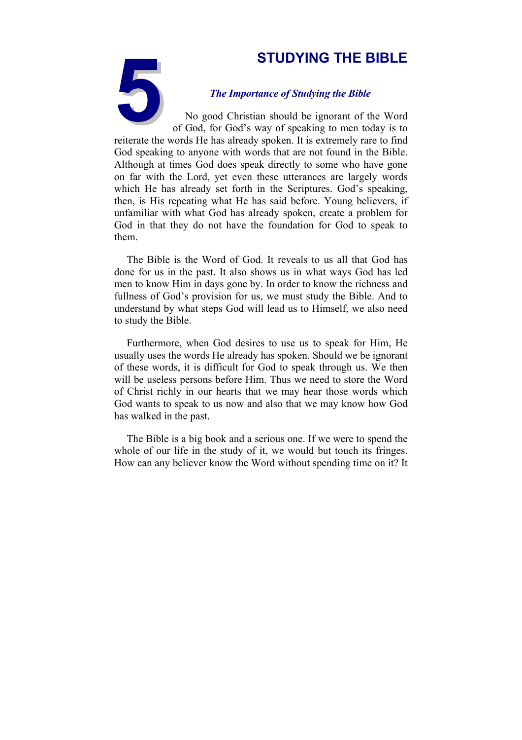# 5 STUDYING THE BIBLE

### *The Importance of Studying the Bible*

No good Christian should be ignorant of the Word of God, for God's way of speaking to men today is to reiterate the words He has already spoken. It is extremely rare to find God speaking to anyone with words that are not found in the Bible. Although at times God does speak directly to some who have gone on far with the Lord, yet even these utterances are largely words which He has already set forth in the Scriptures. God's speaking, then, is His repeating what He has said before. Young believers, if unfamiliar with what God has already spoken, create a problem for God in that they do not have the foundation for God to speak to them.

The Bible is the Word of God. It reveals to us all that God has done for us in the past. It also shows us in what ways God has led men to know Him in days gone by. In order to know the richness and fullness of God's provision for us, we must study the Bible. And to understand by what steps God will lead us to Himself, we also need to study the Bible.

Furthermore, when God desires to use us to speak for Him, He usually uses the words He already has spoken. Should we be ignorant of these words, it is difficult for God to speak through us. We then will be useless persons before Him. Thus we need to store the Word of Christ richly in our hearts that we may hear those words which God wants to speak to us now and also that we may know how God has walked in the past.

The Bible is a big book and a serious one. If we were to spend the whole of our life in the study of it, we would but touch its fringes. How can any believer know the Word without spending time on it? It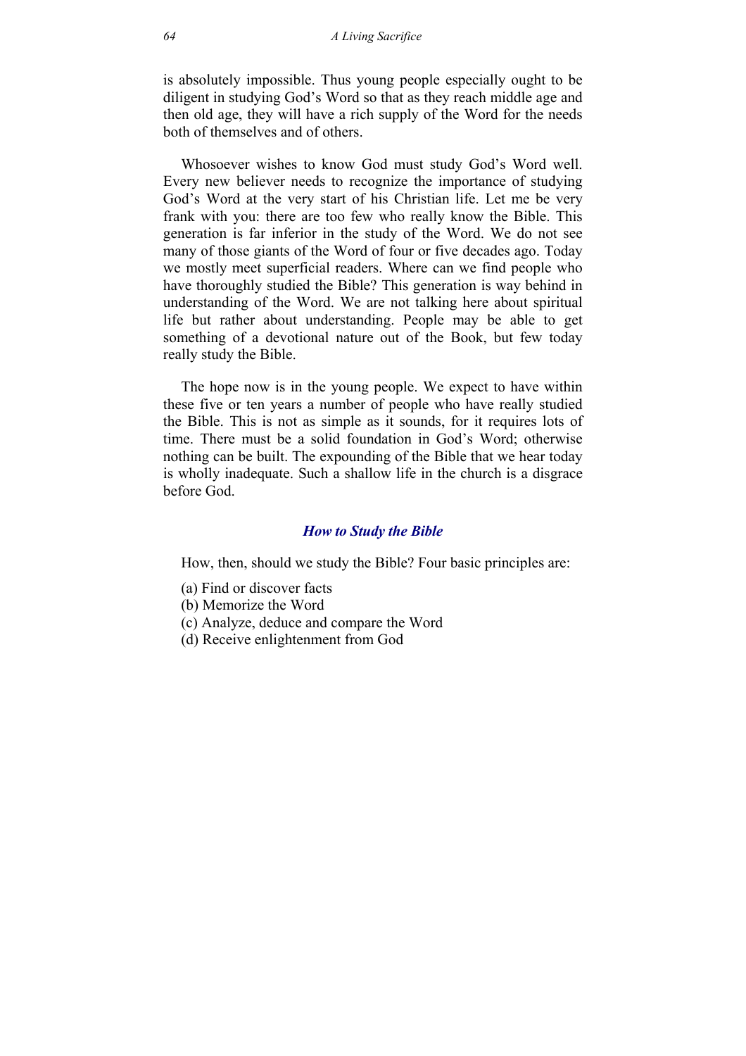is absolutely impossible. Thus young people especially ought to be diligent in studying God's Word so that as they reach middle age and then old age, they will have a rich supply of the Word for the needs both of themselves and of others.

Whosoever wishes to know God must study God's Word well. Every new believer needs to recognize the importance of studying God's Word at the very start of his Christian life. Let me be very frank with you: there are too few who really know the Bible. This generation is far inferior in the study of the Word. We do not see many of those giants of the Word of four or five decades ago. Today we mostly meet superficial readers. Where can we find people who have thoroughly studied the Bible? This generation is way behind in understanding of the Word. We are not talking here about spiritual life but rather about understanding. People may be able to get something of a devotional nature out of the Book, but few today really study the Bible.

The hope now is in the young people. We expect to have within these five or ten years a number of people who have really studied the Bible. This is not as simple as it sounds, for it requires lots of time. There must be a solid foundation in God's Word; otherwise nothing can be built. The expounding of the Bible that we hear today is wholly inadequate. Such a shallow life in the church is a disgrace before God.

### *How to Study the Bible*

How, then, should we study the Bible? Four basic principles are:

(a) Find or discover facts
(b) Memorize the Word
(c) Analyze, deduce and compare the Word
(d) Receive enlightenment from God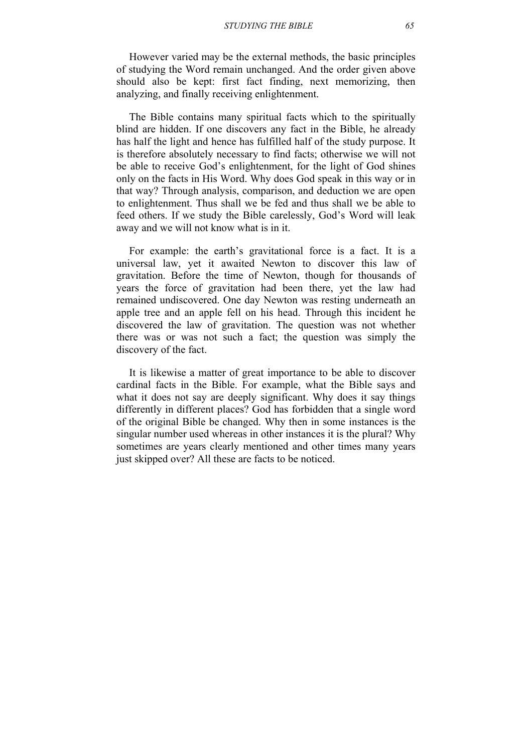However varied may be the external methods, the basic principles of studying the Word remain unchanged. And the order given above should also be kept: first fact finding, next memorizing, then analyzing, and finally receiving enlightenment.

The Bible contains many spiritual facts which to the spiritually blind are hidden. If one discovers any fact in the Bible, he already has half the light and hence has fulfilled half of the study purpose. It is therefore absolutely necessary to find facts; otherwise we will not be able to receive God's enlightenment, for the light of God shines only on the facts in His Word. Why does God speak in this way or in that way? Through analysis, comparison, and deduction we are open to enlightenment. Thus shall we be fed and thus shall we be able to feed others. If we study the Bible carelessly, God's Word will leak away and we will not know what is in it.

For example: the earth's gravitational force is a fact. It is a universal law, yet it awaited Newton to discover this law of gravitation. Before the time of Newton, though for thousands of years the force of gravitation had been there, yet the law had remained undiscovered. One day Newton was resting underneath an apple tree and an apple fell on his head. Through this incident he discovered the law of gravitation. The question was not whether there was or was not such a fact; the question was simply the discovery of the fact.

It is likewise a matter of great importance to be able to discover cardinal facts in the Bible. For example, what the Bible says and what it does not say are deeply significant. Why does it say things differently in different places? God has forbidden that a single word of the original Bible be changed. Why then in some instances is the singular number used whereas in other instances it is the plural? Why sometimes are years clearly mentioned and other times many years just skipped over? All these are facts to be noticed.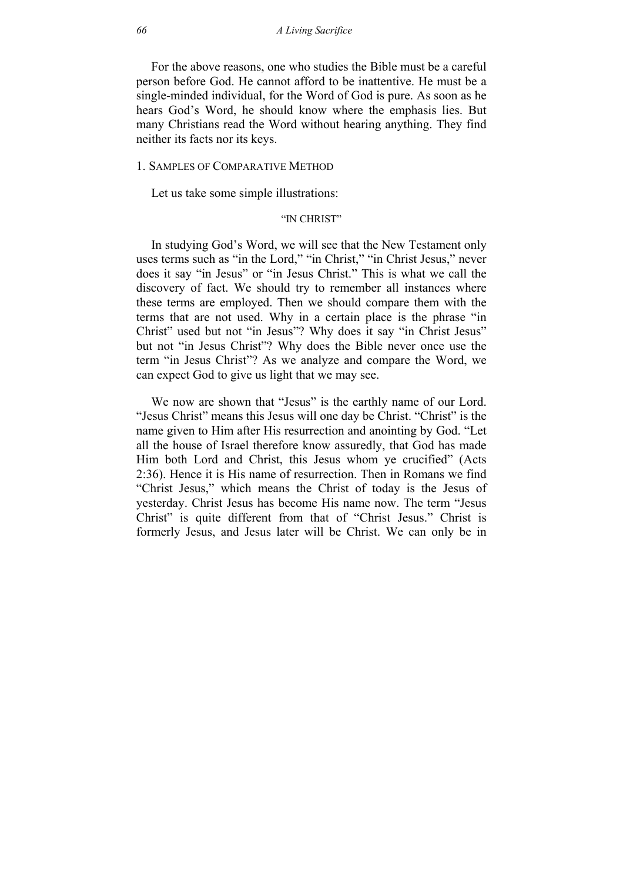For the above reasons, one who studies the Bible must be a careful person before God. He cannot afford to be inattentive. He must be a single-minded individual, for the Word of God is pure. As soon as he hears God's Word, he should know where the emphasis lies. But many Christians read the Word without hearing anything. They find neither its facts nor its keys.

## 1. Samples of Comparative Method

Let us take some simple illustrations:

### "IN CHRIST"

In studying God's Word, we will see that the New Testament only uses terms such as "in the Lord," "in Christ," "in Christ Jesus," never does it say "in Jesus" or "in Jesus Christ." This is what we call the discovery of fact. We should try to remember all instances where these terms are employed. Then we should compare them with the terms that are not used. Why in a certain place is the phrase "in Christ" used but not "in Jesus"? Why does it say "in Christ Jesus" but not "in Jesus Christ"? Why does the Bible never once use the term "in Jesus Christ"? As we analyze and compare the Word, we can expect God to give us light that we may see.

We now are shown that "Jesus" is the earthly name of our Lord. "Jesus Christ" means this Jesus will one day be Christ. "Christ" is the name given to Him after His resurrection and anointing by God. "Let all the house of Israel therefore know assuredly, that God has made Him both Lord and Christ, this Jesus whom ye crucified" (Acts 2:36). Hence it is His name of resurrection. Then in Romans we find "Christ Jesus," which means the Christ of today is the Jesus of yesterday. Christ Jesus has become His name now. The term "Jesus Christ" is quite different from that of "Christ Jesus." Christ is formerly Jesus, and Jesus later will be Christ. We can only be in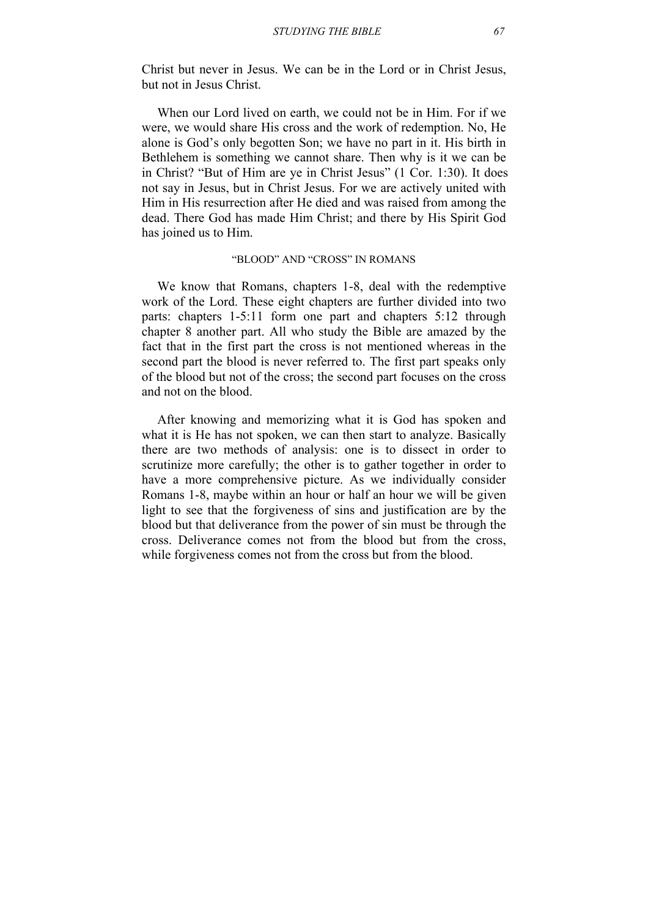Christ but never in Jesus. We can be in the Lord or in Christ Jesus, but not in Jesus Christ.

When our Lord lived on earth, we could not be in Him. For if we were, we would share His cross and the work of redemption. No, He alone is God's only begotten Son; we have no part in it. His birth in Bethlehem is something we cannot share. Then why is it we can be in Christ? "But of Him are ye in Christ Jesus" (1 Cor. 1:30). It does not say in Jesus, but in Christ Jesus. For we are actively united with Him in His resurrection after He died and was raised from among the dead. There God has made Him Christ; and there by His Spirit God has joined us to Him.

### "BLOOD" AND "CROSS" IN ROMANS

We know that Romans, chapters 1-8, deal with the redemptive work of the Lord. These eight chapters are further divided into two parts: chapters 1-5:11 form one part and chapters 5:12 through chapter 8 another part. All who study the Bible are amazed by the fact that in the first part the cross is not mentioned whereas in the second part the blood is never referred to. The first part speaks only of the blood but not of the cross; the second part focuses on the cross and not on the blood.

After knowing and memorizing what it is God has spoken and what it is He has not spoken, we can then start to analyze. Basically there are two methods of analysis: one is to dissect in order to scrutinize more carefully; the other is to gather together in order to have a more comprehensive picture. As we individually consider Romans 1-8, maybe within an hour or half an hour we will be given light to see that the forgiveness of sins and justification are by the blood but that deliverance from the power of sin must be through the cross. Deliverance comes not from the blood but from the cross, while forgiveness comes not from the cross but from the blood.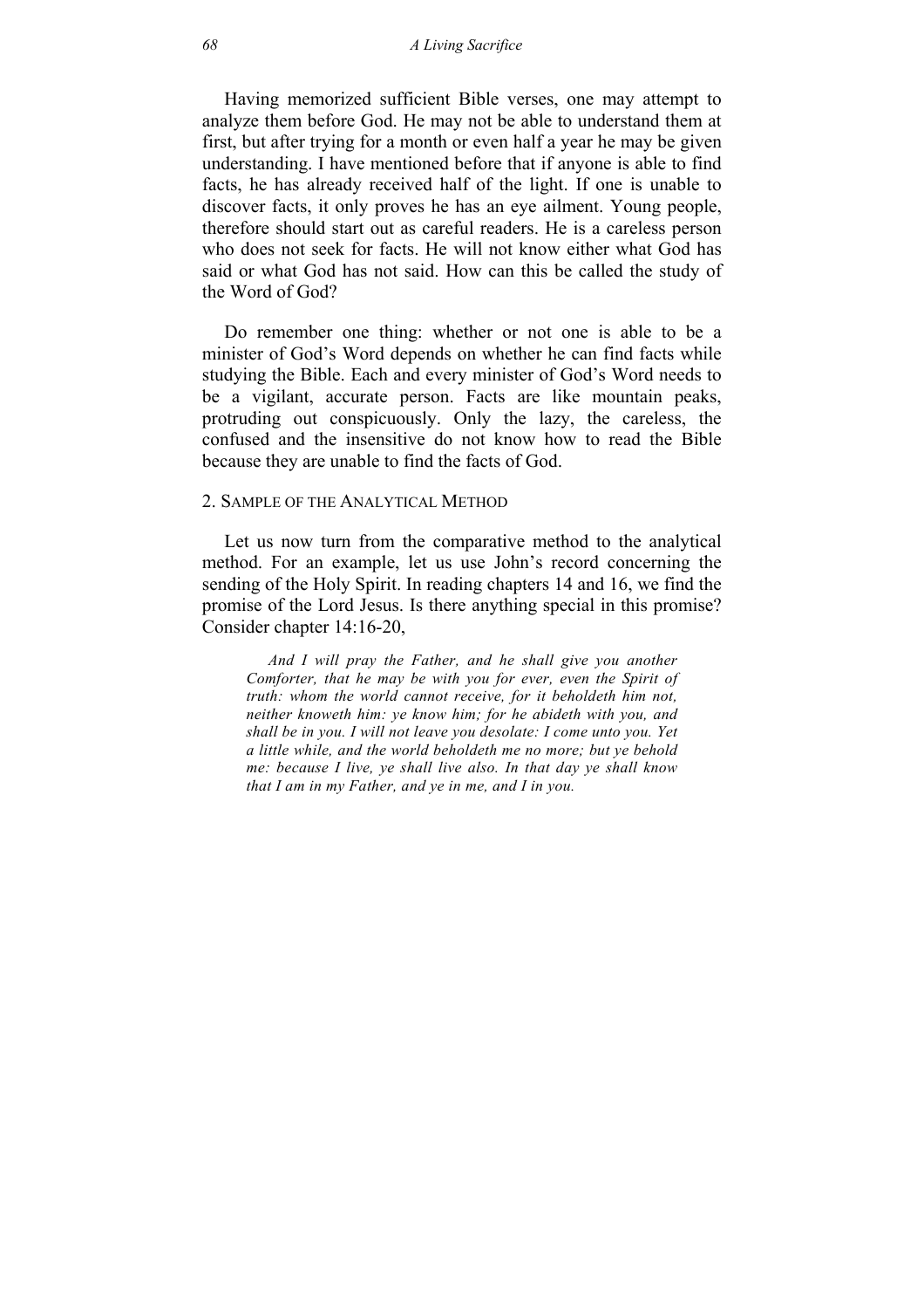Having memorized sufficient Bible verses, one may attempt to analyze them before God. He may not be able to understand them at first, but after trying for a month or even half a year he may be given understanding. I have mentioned before that if anyone is able to find facts, he has already received half of the light. If one is unable to discover facts, it only proves he has an eye ailment. Young people, therefore should start out as careful readers. He is a careless person who does not seek for facts. He will not know either what God has said or what God has not said. How can this be called the study of the Word of God?

Do remember one thing: whether or not one is able to be a minister of God's Word depends on whether he can find facts while studying the Bible. Each and every minister of God's Word needs to be a vigilant, accurate person. Facts are like mountain peaks, protruding out conspicuously. Only the lazy, the careless, the confused and the insensitive do not know how to read the Bible because they are unable to find the facts of God.

### 2. Sample of the Analytical Method

Let us now turn from the comparative method to the analytical method. For an example, let us use John's record concerning the sending of the Holy Spirit. In reading chapters 14 and 16, we find the promise of the Lord Jesus. Is there anything special in this promise? Consider chapter 14:16-20,

> *And I will pray the Father, and he shall give you another Comforter, that he may be with you for ever, even the Spirit of truth: whom the world cannot receive, for it beholdeth him not, neither knoweth him: ye know him; for he abideth with you, and shall be in you. I will not leave you desolate: I come unto you. Yet a little while, and the world beholdeth me no more; but ye behold me: because I live, ye shall live also. In that day ye shall know that I am in my Father, and ye in me, and I in you.*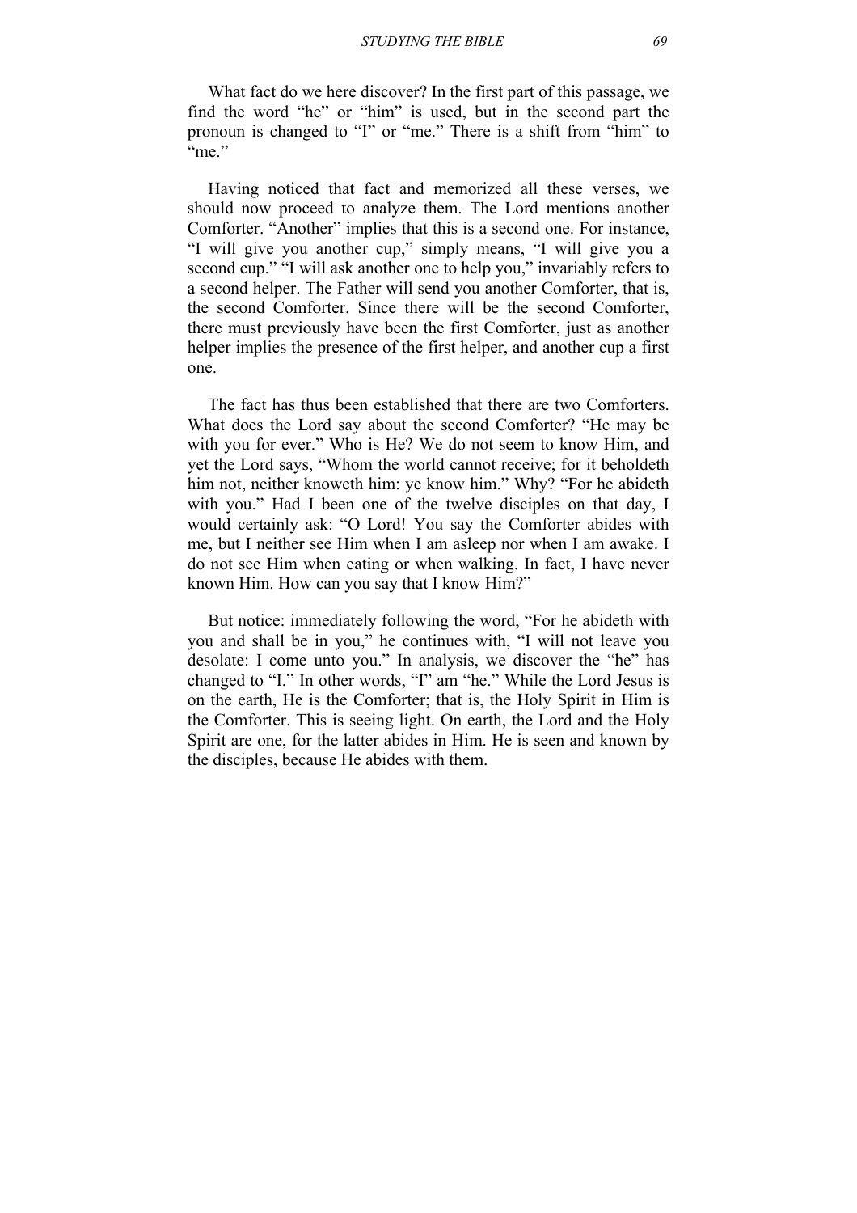What fact do we here discover? In the first part of this passage, we find the word "he" or "him" is used, but in the second part the pronoun is changed to "I" or "me." There is a shift from "him" to "me."

Having noticed that fact and memorized all these verses, we should now proceed to analyze them. The Lord mentions another Comforter. "Another" implies that this is a second one. For instance, "I will give you another cup," simply means, "I will give you a second cup." "I will ask another one to help you," invariably refers to a second helper. The Father will send you another Comforter, that is, the second Comforter. Since there will be the second Comforter, there must previously have been the first Comforter, just as another helper implies the presence of the first helper, and another cup a first one.

The fact has thus been established that there are two Comforters. What does the Lord say about the second Comforter? "He may be with you for ever." Who is He? We do not seem to know Him, and yet the Lord says, "Whom the world cannot receive; for it beholdeth him not, neither knoweth him: ye know him." Why? "For he abideth with you." Had I been one of the twelve disciples on that day, I would certainly ask: "O Lord! You say the Comforter abides with me, but I neither see Him when I am asleep nor when I am awake. I do not see Him when eating or when walking. In fact, I have never known Him. How can you say that I know Him?"

But notice: immediately following the word, "For he abideth with you and shall be in you," he continues with, "I will not leave you desolate: I come unto you." In analysis, we discover the "he" has changed to "I." In other words, "I" am "he." While the Lord Jesus is on the earth, He is the Comforter; that is, the Holy Spirit in Him is the Comforter. This is seeing light. On earth, the Lord and the Holy Spirit are one, for the latter abides in Him. He is seen and known by the disciples, because He abides with them.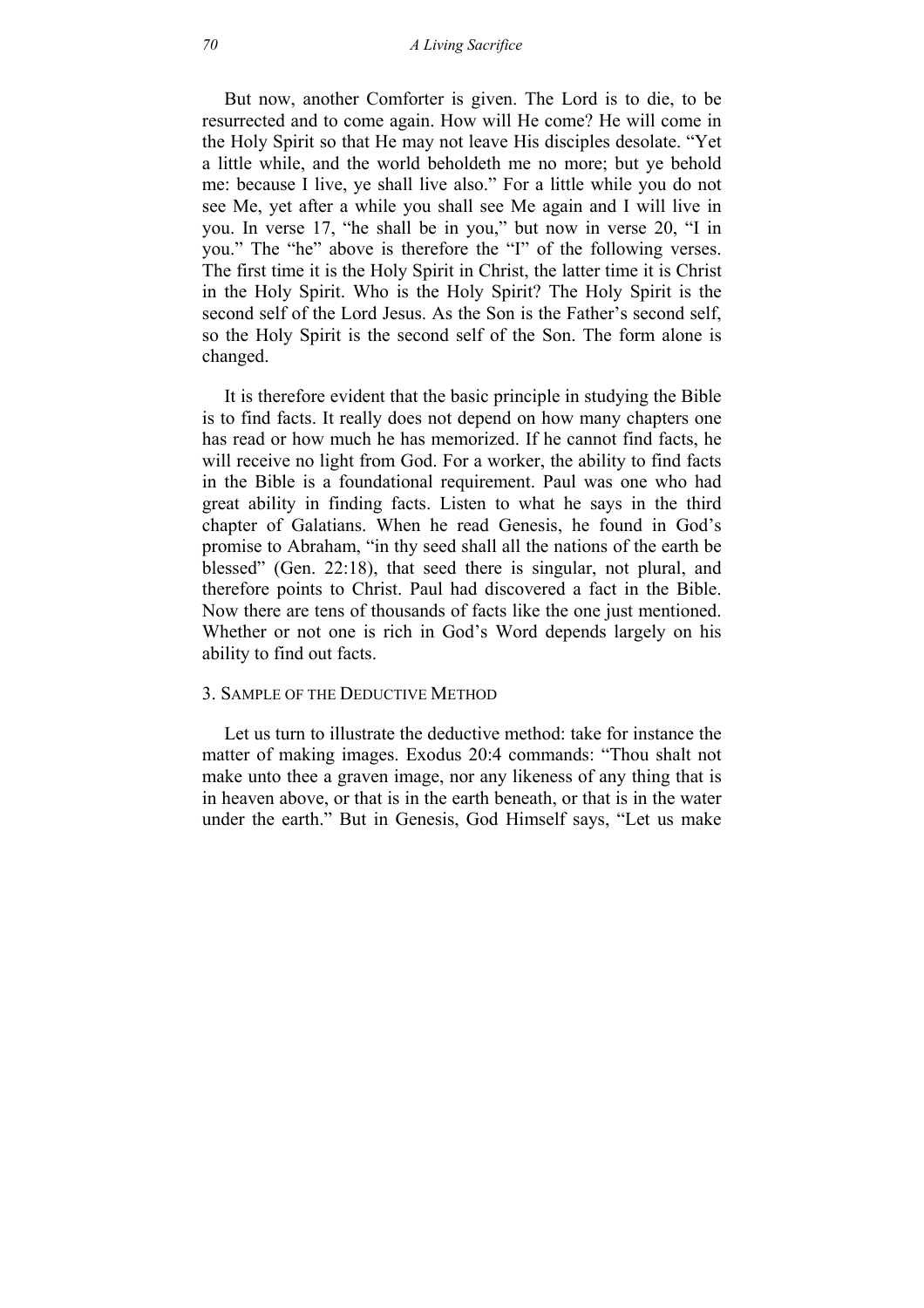But now, another Comforter is given. The Lord is to die, to be resurrected and to come again. How will He come? He will come in the Holy Spirit so that He may not leave His disciples desolate. "Yet a little while, and the world beholdeth me no more; but ye behold me: because I live, ye shall live also." For a little while you do not see Me, yet after a while you shall see Me again and I will live in you. In verse 17, "he shall be in you," but now in verse 20, "I in you." The "he" above is therefore the "I" of the following verses. The first time it is the Holy Spirit in Christ, the latter time it is Christ in the Holy Spirit. Who is the Holy Spirit? The Holy Spirit is the second self of the Lord Jesus. As the Son is the Father's second self, so the Holy Spirit is the second self of the Son. The form alone is changed.

It is therefore evident that the basic principle in studying the Bible is to find facts. It really does not depend on how many chapters one has read or how much he has memorized. If he cannot find facts, he will receive no light from God. For a worker, the ability to find facts in the Bible is a foundational requirement. Paul was one who had great ability in finding facts. Listen to what he says in the third chapter of Galatians. When he read Genesis, he found in God's promise to Abraham, "in thy seed shall all the nations of the earth be blessed" (Gen. 22:18), that seed there is singular, not plural, and therefore points to Christ. Paul had discovered a fact in the Bible. Now there are tens of thousands of facts like the one just mentioned. Whether or not one is rich in God's Word depends largely on his ability to find out facts.

### 3. Sample of the Deductive Method

Let us turn to illustrate the deductive method: take for instance the matter of making images. Exodus 20:4 commands: "Thou shalt not make unto thee a graven image, nor any likeness of any thing that is in heaven above, or that is in the earth beneath, or that is in the water under the earth." But in Genesis, God Himself says, "Let us make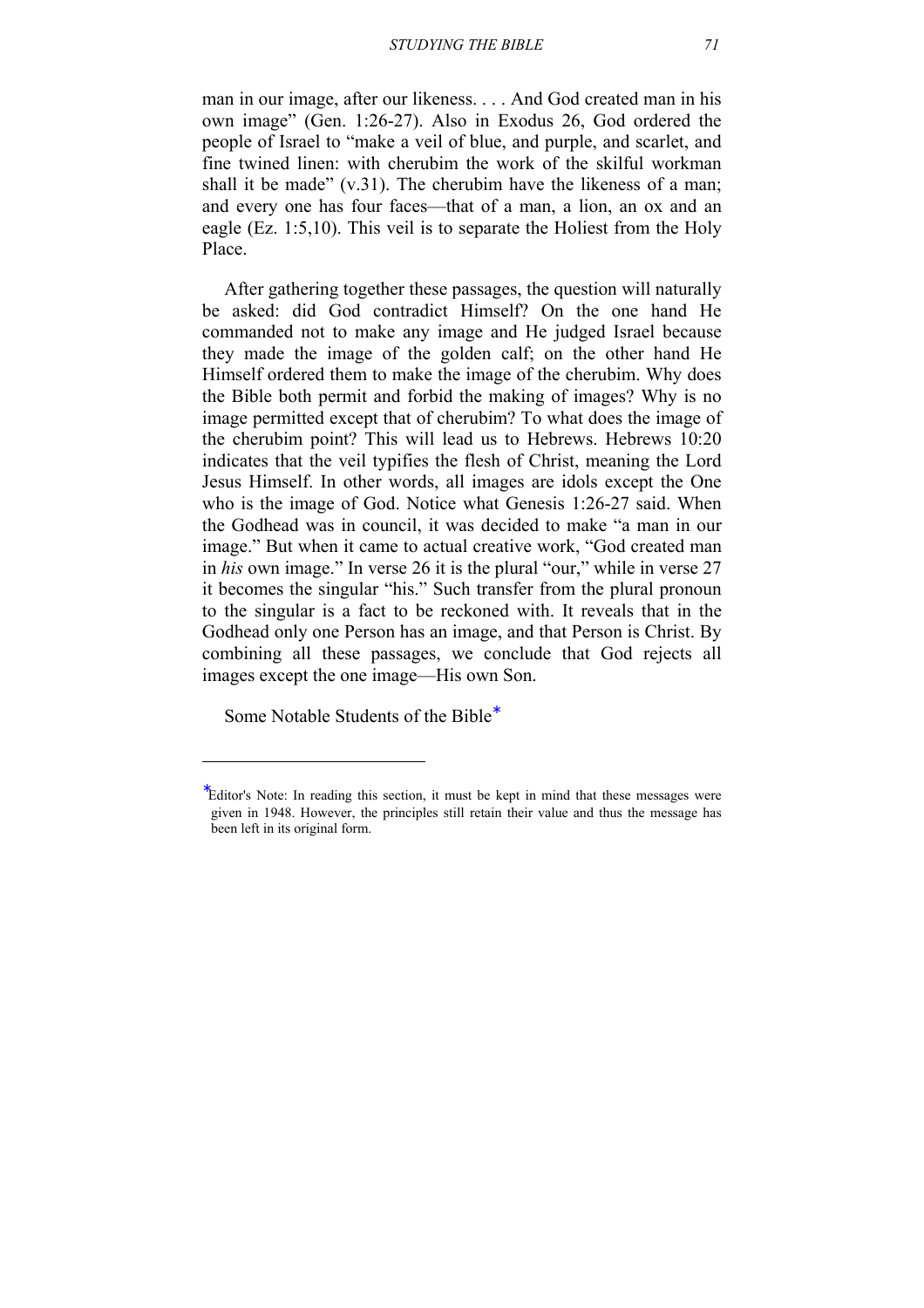man in our image, after our likeness. . . . And God created man in his own image" (Gen. 1:26-27). Also in Exodus 26, God ordered the people of Israel to "make a veil of blue, and purple, and scarlet, and fine twined linen: with cherubim the work of the skilful workman shall it be made" (v.31). The cherubim have the likeness of a man; and every one has four faces—that of a man, a lion, an ox and an eagle (Ez. 1:5,10). This veil is to separate the Holiest from the Holy Place.

After gathering together these passages, the question will naturally be asked: did God contradict Himself? On the one hand He commanded not to make any image and He judged Israel because they made the image of the golden calf; on the other hand He Himself ordered them to make the image of the cherubim. Why does the Bible both permit and forbid the making of images? Why is no image permitted except that of cherubim? To what does the image of the cherubim point? This will lead us to Hebrews. Hebrews 10:20 indicates that the veil typifies the flesh of Christ, meaning the Lord Jesus Himself. In other words, all images are idols except the One who is the image of God. Notice what Genesis 1:26-27 said. When the Godhead was in council, it was decided to make "a man in our image." But when it came to actual creative work, "God created man in *his* own image." In verse 26 it is the plural "our," while in verse 27 it becomes the singular "his." Such transfer from the plural pronoun to the singular is a fact to be reckoned with. It reveals that in the Godhead only one Person has an image, and that Person is Christ. By combining all these passages, we conclude that God rejects all images except the one image—His own Son.

## Some Notable Students of the Bible*

---

*Editor's Note: In reading this section, it must be kept in mind that these messages were given in 1948. However, the principles still retain their value and thus the message has been left in its original form.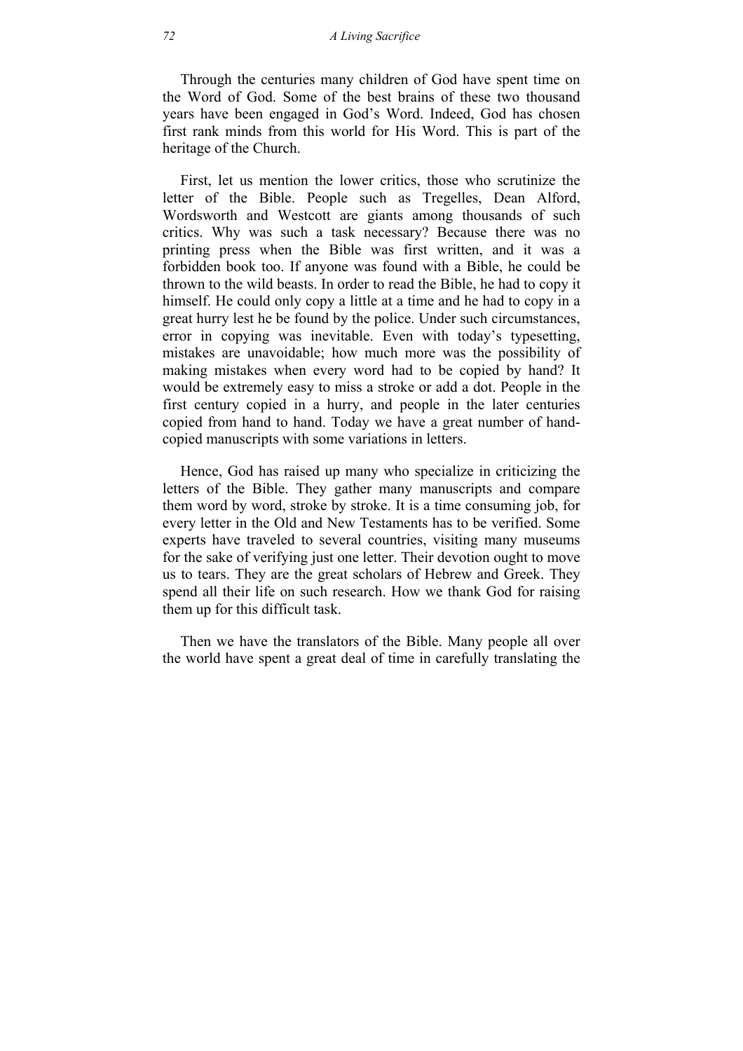Through the centuries many children of God have spent time on the Word of God. Some of the best brains of these two thousand years have been engaged in God's Word. Indeed, God has chosen first rank minds from this world for His Word. This is part of the heritage of the Church.

First, let us mention the lower critics, those who scrutinize the letter of the Bible. People such as Tregelles, Dean Alford, Wordsworth and Westcott are giants among thousands of such critics. Why was such a task necessary? Because there was no printing press when the Bible was first written, and it was a forbidden book too. If anyone was found with a Bible, he could be thrown to the wild beasts. In order to read the Bible, he had to copy it himself. He could only copy a little at a time and he had to copy in a great hurry lest he be found by the police. Under such circumstances, error in copying was inevitable. Even with today's typesetting, mistakes are unavoidable; how much more was the possibility of making mistakes when every word had to be copied by hand? It would be extremely easy to miss a stroke or add a dot. People in the first century copied in a hurry, and people in the later centuries copied from hand to hand. Today we have a great number of hand-copied manuscripts with some variations in letters.

Hence, God has raised up many who specialize in criticizing the letters of the Bible. They gather many manuscripts and compare them word by word, stroke by stroke. It is a time consuming job, for every letter in the Old and New Testaments has to be verified. Some experts have traveled to several countries, visiting many museums for the sake of verifying just one letter. Their devotion ought to move us to tears. They are the great scholars of Hebrew and Greek. They spend all their life on such research. How we thank God for raising them up for this difficult task.

Then we have the translators of the Bible. Many people all over the world have spent a great deal of time in carefully translating the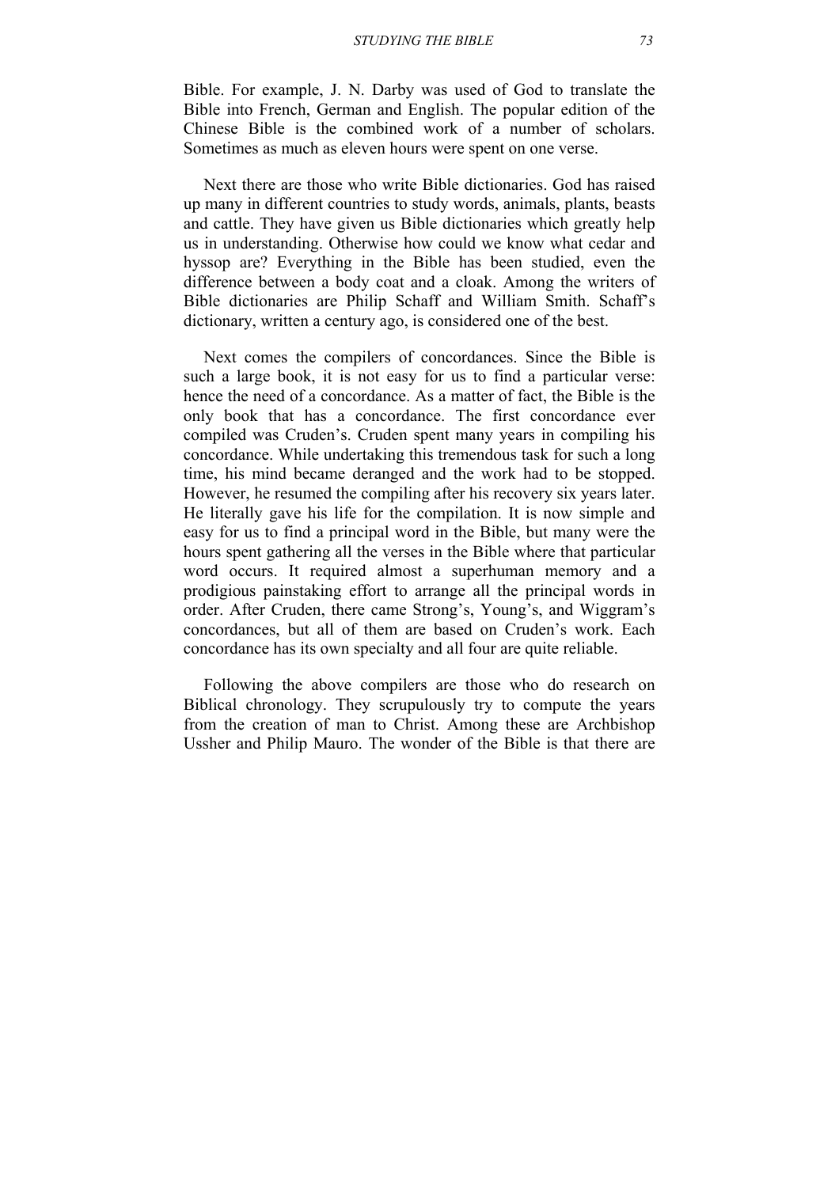Bible. For example, J. N. Darby was used of God to translate the Bible into French, German and English. The popular edition of the Chinese Bible is the combined work of a number of scholars. Sometimes as much as eleven hours were spent on one verse.

Next there are those who write Bible dictionaries. God has raised up many in different countries to study words, animals, plants, beasts and cattle. They have given us Bible dictionaries which greatly help us in understanding. Otherwise how could we know what cedar and hyssop are? Everything in the Bible has been studied, even the difference between a body coat and a cloak. Among the writers of Bible dictionaries are Philip Schaff and William Smith. Schaff's dictionary, written a century ago, is considered one of the best.

Next comes the compilers of concordances. Since the Bible is such a large book, it is not easy for us to find a particular verse: hence the need of a concordance. As a matter of fact, the Bible is the only book that has a concordance. The first concordance ever compiled was Cruden's. Cruden spent many years in compiling his concordance. While undertaking this tremendous task for such a long time, his mind became deranged and the work had to be stopped. However, he resumed the compiling after his recovery six years later. He literally gave his life for the compilation. It is now simple and easy for us to find a principal word in the Bible, but many were the hours spent gathering all the verses in the Bible where that particular word occurs. It required almost a superhuman memory and a prodigious painstaking effort to arrange all the principal words in order. After Cruden, there came Strong's, Young's, and Wiggram's concordances, but all of them are based on Cruden's work. Each concordance has its own specialty and all four are quite reliable.

Following the above compilers are those who do research on Biblical chronology. They scrupulously try to compute the years from the creation of man to Christ. Among these are Archbishop Ussher and Philip Mauro. The wonder of the Bible is that there are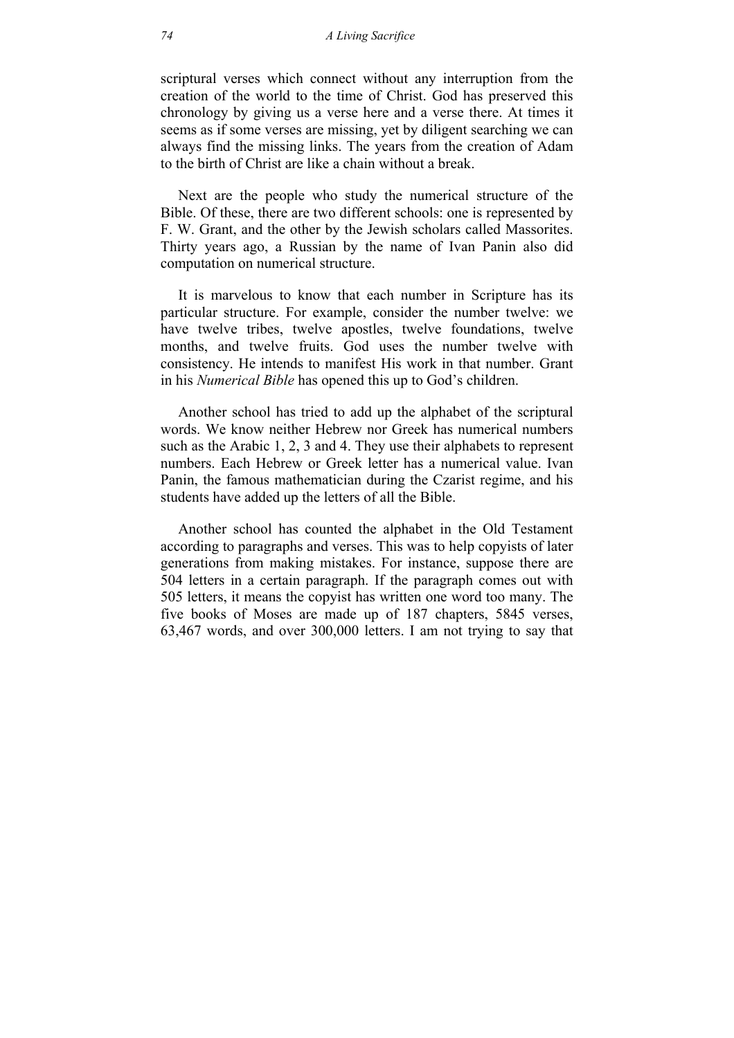scriptural verses which connect without any interruption from the creation of the world to the time of Christ. God has preserved this chronology by giving us a verse here and a verse there. At times it seems as if some verses are missing, yet by diligent searching we can always find the missing links. The years from the creation of Adam to the birth of Christ are like a chain without a break.

Next are the people who study the numerical structure of the Bible. Of these, there are two different schools: one is represented by F. W. Grant, and the other by the Jewish scholars called Massorites. Thirty years ago, a Russian by the name of Ivan Panin also did computation on numerical structure.

It is marvelous to know that each number in Scripture has its particular structure. For example, consider the number twelve: we have twelve tribes, twelve apostles, twelve foundations, twelve months, and twelve fruits. God uses the number twelve with consistency. He intends to manifest His work in that number. Grant in his *Numerical Bible* has opened this up to God's children.

Another school has tried to add up the alphabet of the scriptural words. We know neither Hebrew nor Greek has numerical numbers such as the Arabic 1, 2, 3 and 4. They use their alphabets to represent numbers. Each Hebrew or Greek letter has a numerical value. Ivan Panin, the famous mathematician during the Czarist regime, and his students have added up the letters of all the Bible.

Another school has counted the alphabet in the Old Testament according to paragraphs and verses. This was to help copyists of later generations from making mistakes. For instance, suppose there are 504 letters in a certain paragraph. If the paragraph comes out with 505 letters, it means the copyist has written one word too many. The five books of Moses are made up of 187 chapters, 5845 verses, 63,467 words, and over 300,000 letters. I am not trying to say that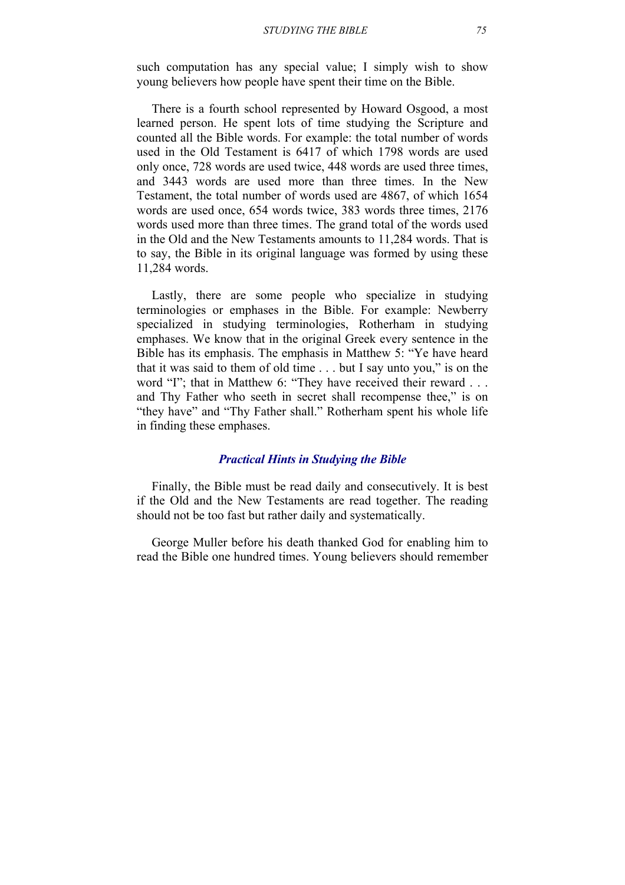such computation has any special value; I simply wish to show young believers how people have spent their time on the Bible.

There is a fourth school represented by Howard Osgood, a most learned person. He spent lots of time studying the Scripture and counted all the Bible words. For example: the total number of words used in the Old Testament is 6417 of which 1798 words are used only once, 728 words are used twice, 448 words are used three times, and 3443 words are used more than three times. In the New Testament, the total number of words used are 4867, of which 1654 words are used once, 654 words twice, 383 words three times, 2176 words used more than three times. The grand total of the words used in the Old and the New Testaments amounts to 11,284 words. That is to say, the Bible in its original language was formed by using these 11,284 words.

Lastly, there are some people who specialize in studying terminologies or emphases in the Bible. For example: Newberry specialized in studying terminologies, Rotherham in studying emphases. We know that in the original Greek every sentence in the Bible has its emphasis. The emphasis in Matthew 5: "Ye have heard that it was said to them of old time . . . but I say unto you," is on the word "I"; that in Matthew 6: "They have received their reward . . . and Thy Father who seeth in secret shall recompense thee," is on "they have" and "Thy Father shall." Rotherham spent his whole life in finding these emphases.

## *Practical Hints in Studying the Bible*

Finally, the Bible must be read daily and consecutively. It is best if the Old and the New Testaments are read together. The reading should not be too fast but rather daily and systematically.

George Muller before his death thanked God for enabling him to read the Bible one hundred times. Young believers should remember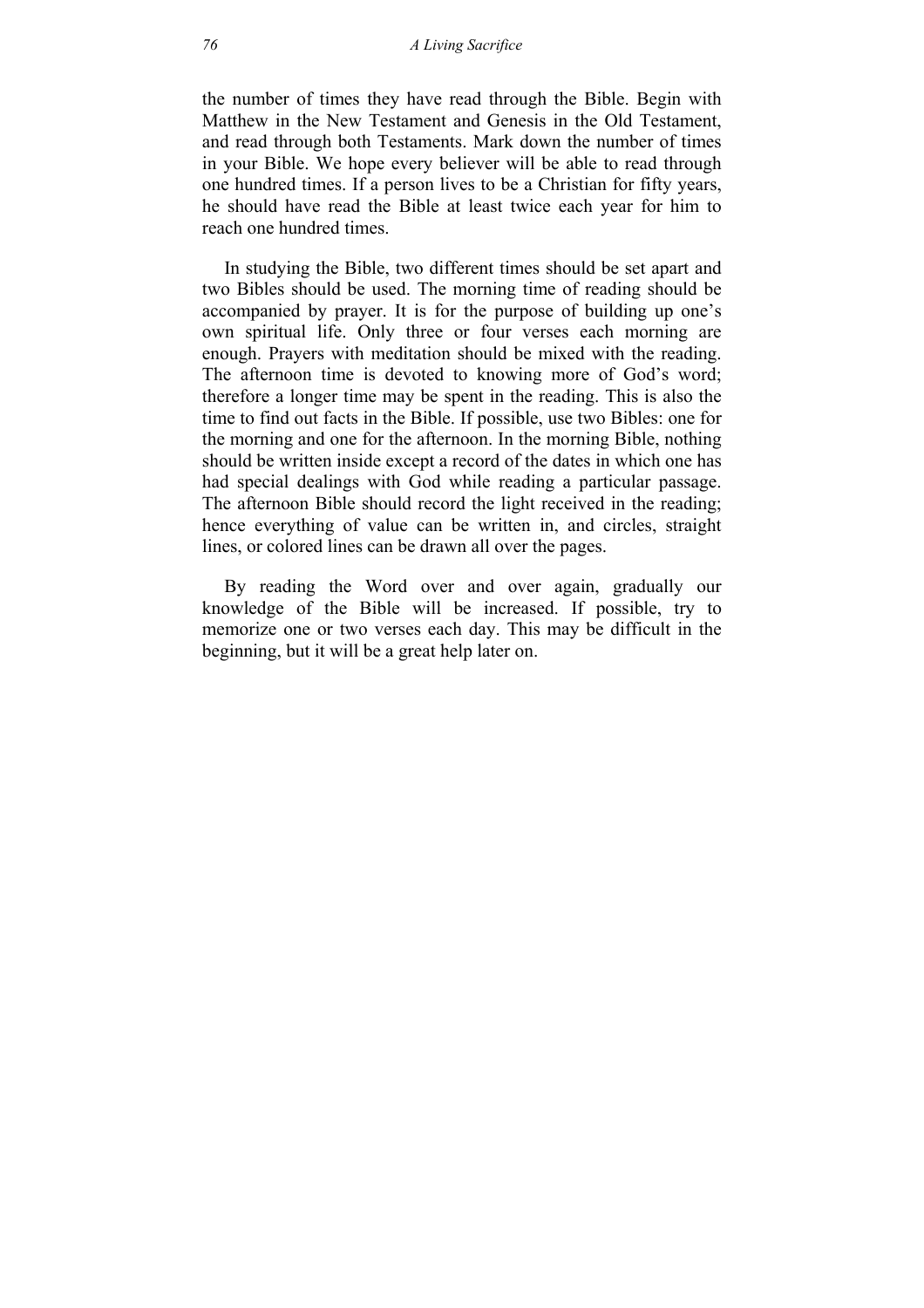the number of times they have read through the Bible. Begin with Matthew in the New Testament and Genesis in the Old Testament, and read through both Testaments. Mark down the number of times in your Bible. We hope every believer will be able to read through one hundred times. If a person lives to be a Christian for fifty years, he should have read the Bible at least twice each year for him to reach one hundred times.

In studying the Bible, two different times should be set apart and two Bibles should be used. The morning time of reading should be accompanied by prayer. It is for the purpose of building up one's own spiritual life. Only three or four verses each morning are enough. Prayers with meditation should be mixed with the reading. The afternoon time is devoted to knowing more of God's word; therefore a longer time may be spent in the reading. This is also the time to find out facts in the Bible. If possible, use two Bibles: one for the morning and one for the afternoon. In the morning Bible, nothing should be written inside except a record of the dates in which one has had special dealings with God while reading a particular passage. The afternoon Bible should record the light received in the reading; hence everything of value can be written in, and circles, straight lines, or colored lines can be drawn all over the pages.

By reading the Word over and over again, gradually our knowledge of the Bible will be increased. If possible, try to memorize one or two verses each day. This may be difficult in the beginning, but it will be a great help later on.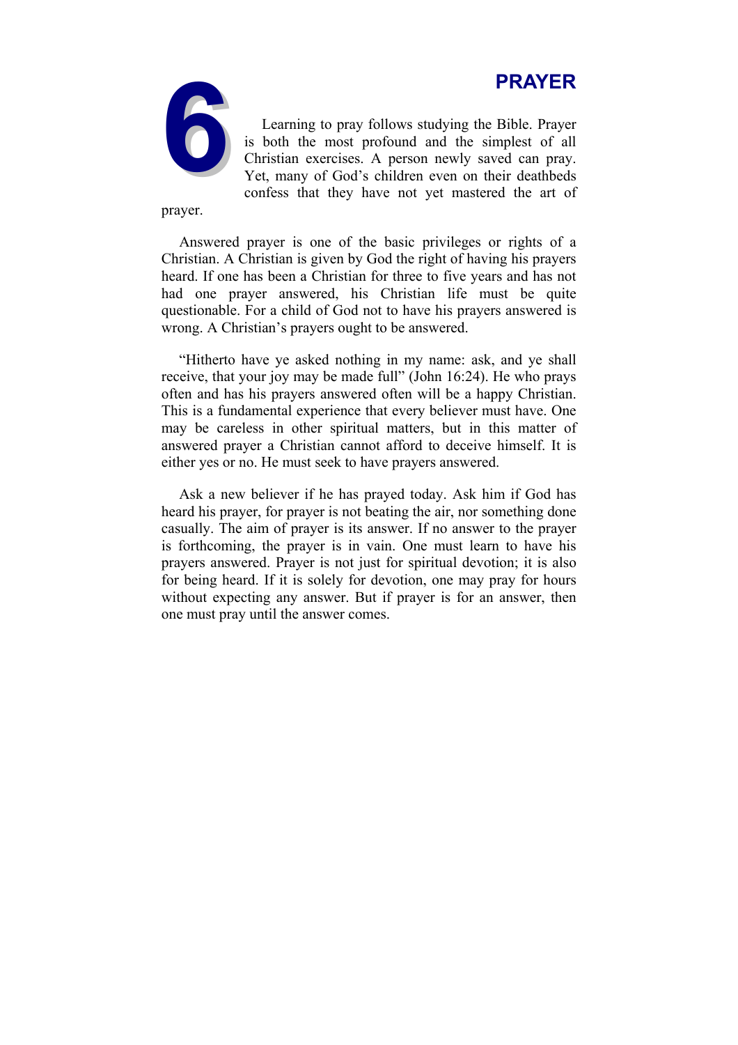# 6 PRAYER

Learning to pray follows studying the Bible. Prayer is both the most profound and the simplest of all Christian exercises. A person newly saved can pray. Yet, many of God's children even on their deathbeds confess that they have not yet mastered the art of prayer.

Answered prayer is one of the basic privileges or rights of a Christian. A Christian is given by God the right of having his prayers heard. If one has been a Christian for three to five years and has not had one prayer answered, his Christian life must be quite questionable. For a child of God not to have his prayers answered is wrong. A Christian's prayers ought to be answered.

"Hitherto have ye asked nothing in my name: ask, and ye shall receive, that your joy may be made full" (John 16:24). He who prays often and has his prayers answered often will be a happy Christian. This is a fundamental experience that every believer must have. One may be careless in other spiritual matters, but in this matter of answered prayer a Christian cannot afford to deceive himself. It is either yes or no. He must seek to have prayers answered.

Ask a new believer if he has prayed today. Ask him if God has heard his prayer, for prayer is not beating the air, nor something done casually. The aim of prayer is its answer. If no answer to the prayer is forthcoming, the prayer is in vain. One must learn to have his prayers answered. Prayer is not just for spiritual devotion; it is also for being heard. If it is solely for devotion, one may pray for hours without expecting any answer. But if prayer is for an answer, then one must pray until the answer comes.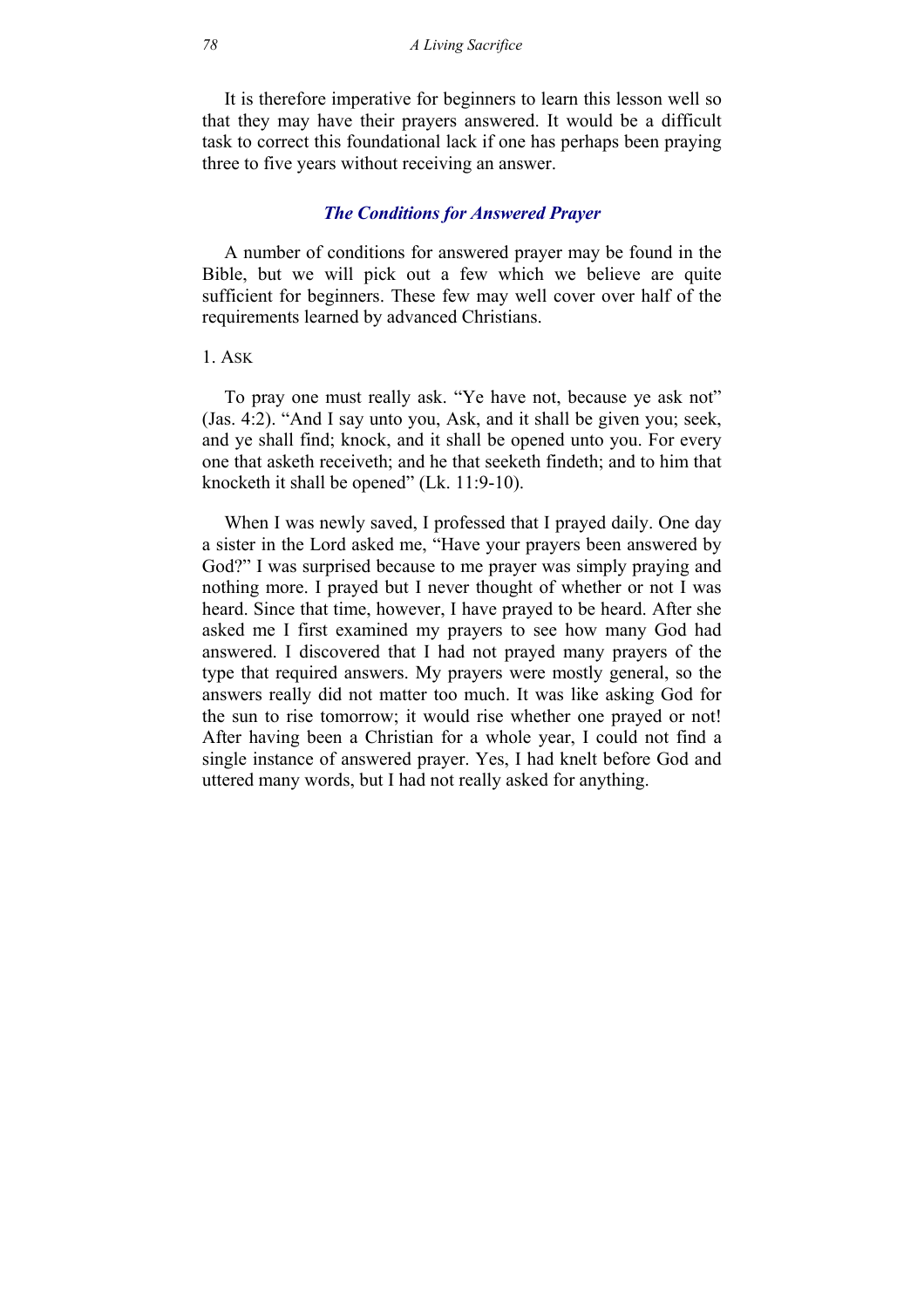It is therefore imperative for beginners to learn this lesson well so that they may have their prayers answered. It would be a difficult task to correct this foundational lack if one has perhaps been praying three to five years without receiving an answer.

### *The Conditions for Answered Prayer*

A number of conditions for answered prayer may be found in the Bible, but we will pick out a few which we believe are quite sufficient for beginners. These few may well cover over half of the requirements learned by advanced Christians.

1. ASK

To pray one must really ask. "Ye have not, because ye ask not" (Jas. 4:2). "And I say unto you, Ask, and it shall be given you; seek, and ye shall find; knock, and it shall be opened unto you. For every one that asketh receiveth; and he that seeketh findeth; and to him that knocketh it shall be opened" (Lk. 11:9-10).

When I was newly saved, I professed that I prayed daily. One day a sister in the Lord asked me, "Have your prayers been answered by God?" I was surprised because to me prayer was simply praying and nothing more. I prayed but I never thought of whether or not I was heard. Since that time, however, I have prayed to be heard. After she asked me I first examined my prayers to see how many God had answered. I discovered that I had not prayed many prayers of the type that required answers. My prayers were mostly general, so the answers really did not matter too much. It was like asking God for the sun to rise tomorrow; it would rise whether one prayed or not! After having been a Christian for a whole year, I could not find a single instance of answered prayer. Yes, I had knelt before God and uttered many words, but I had not really asked for anything.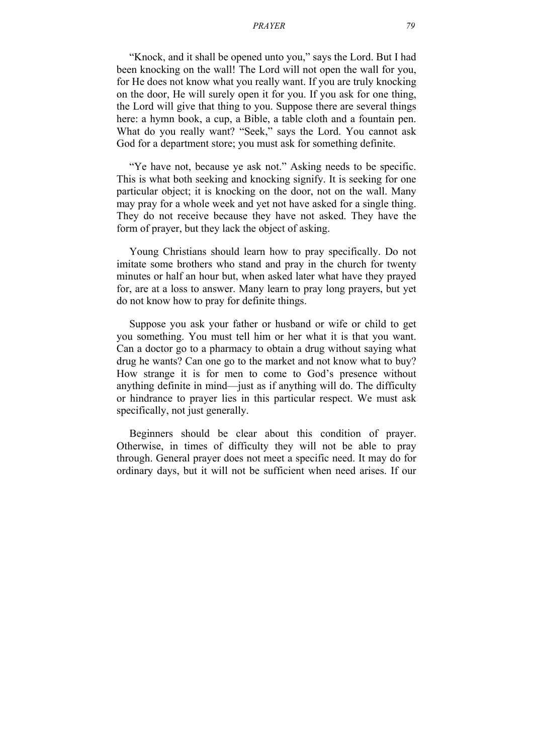"Knock, and it shall be opened unto you," says the Lord. But I had been knocking on the wall! The Lord will not open the wall for you, for He does not know what you really want. If you are truly knocking on the door, He will surely open it for you. If you ask for one thing, the Lord will give that thing to you. Suppose there are several things here: a hymn book, a cup, a Bible, a table cloth and a fountain pen. What do you really want? "Seek," says the Lord. You cannot ask God for a department store; you must ask for something definite.

"Ye have not, because ye ask not." Asking needs to be specific. This is what both seeking and knocking signify. It is seeking for one particular object; it is knocking on the door, not on the wall. Many may pray for a whole week and yet not have asked for a single thing. They do not receive because they have not asked. They have the form of prayer, but they lack the object of asking.

Young Christians should learn how to pray specifically. Do not imitate some brothers who stand and pray in the church for twenty minutes or half an hour but, when asked later what have they prayed for, are at a loss to answer. Many learn to pray long prayers, but yet do not know how to pray for definite things.

Suppose you ask your father or husband or wife or child to get you something. You must tell him or her what it is that you want. Can a doctor go to a pharmacy to obtain a drug without saying what drug he wants? Can one go to the market and not know what to buy? How strange it is for men to come to God's presence without anything definite in mind—just as if anything will do. The difficulty or hindrance to prayer lies in this particular respect. We must ask specifically, not just generally.

Beginners should be clear about this condition of prayer. Otherwise, in times of difficulty they will not be able to pray through. General prayer does not meet a specific need. It may do for ordinary days, but it will not be sufficient when need arises. If our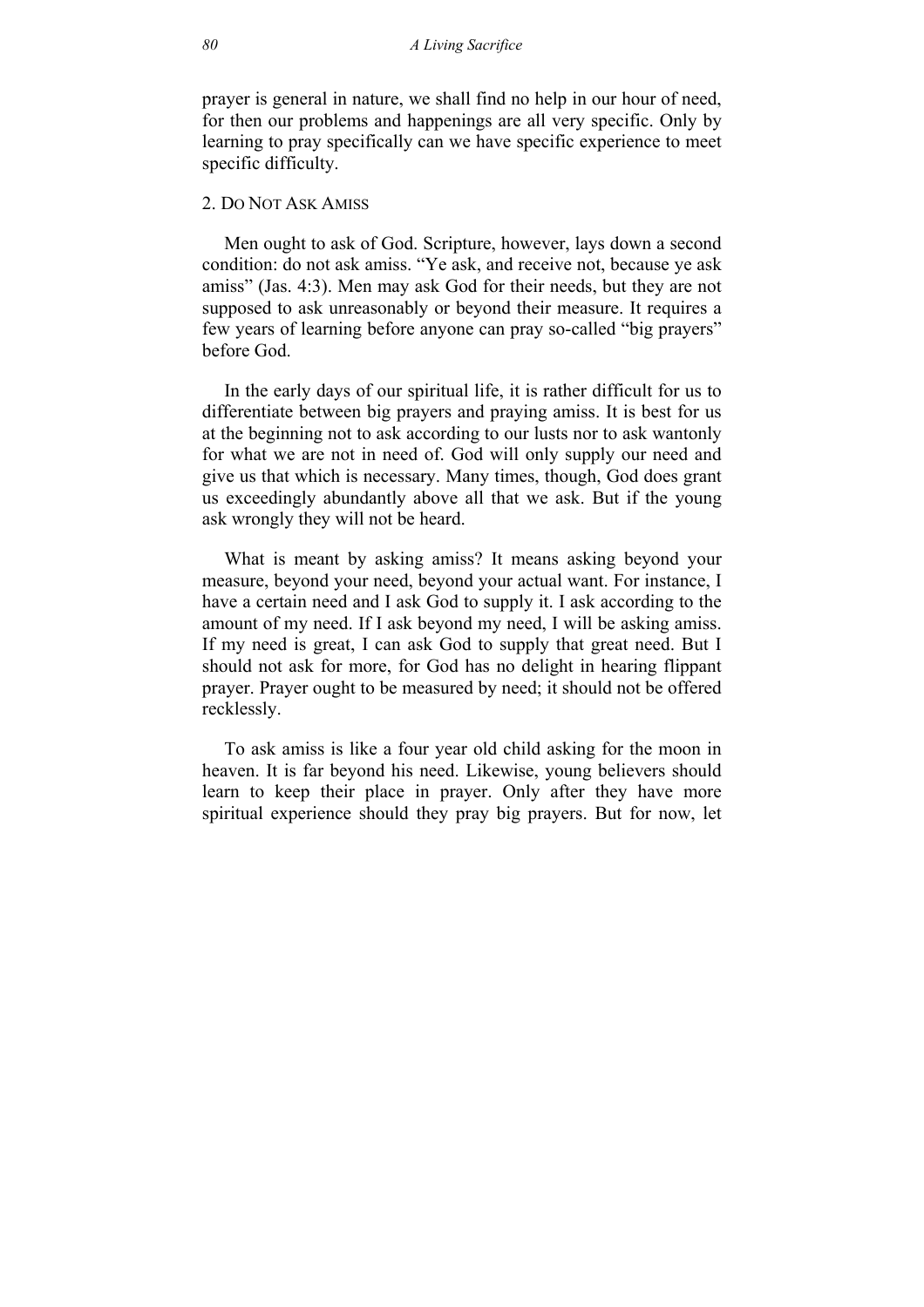prayer is general in nature, we shall find no help in our hour of need, for then our problems and happenings are all very specific. Only by learning to pray specifically can we have specific experience to meet specific difficulty.

### 2. Do Not Ask Amiss

Men ought to ask of God. Scripture, however, lays down a second condition: do not ask amiss. "Ye ask, and receive not, because ye ask amiss" (Jas. 4:3). Men may ask God for their needs, but they are not supposed to ask unreasonably or beyond their measure. It requires a few years of learning before anyone can pray so-called "big prayers" before God.

In the early days of our spiritual life, it is rather difficult for us to differentiate between big prayers and praying amiss. It is best for us at the beginning not to ask according to our lusts nor to ask wantonly for what we are not in need of. God will only supply our need and give us that which is necessary. Many times, though, God does grant us exceedingly abundantly above all that we ask. But if the young ask wrongly they will not be heard.

What is meant by asking amiss? It means asking beyond your measure, beyond your need, beyond your actual want. For instance, I have a certain need and I ask God to supply it. I ask according to the amount of my need. If I ask beyond my need, I will be asking amiss. If my need is great, I can ask God to supply that great need. But I should not ask for more, for God has no delight in hearing flippant prayer. Prayer ought to be measured by need; it should not be offered recklessly.

To ask amiss is like a four year old child asking for the moon in heaven. It is far beyond his need. Likewise, young believers should learn to keep their place in prayer. Only after they have more spiritual experience should they pray big prayers. But for now, let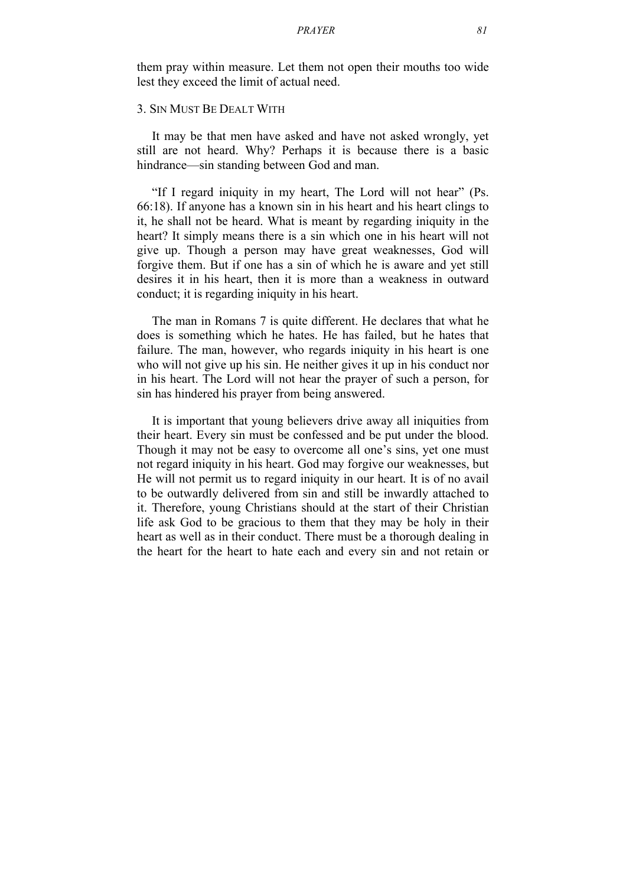them pray within measure. Let them not open their mouths too wide lest they exceed the limit of actual need.

### 3. Sin Must Be Dealt With

It may be that men have asked and have not asked wrongly, yet still are not heard. Why? Perhaps it is because there is a basic hindrance—sin standing between God and man.

"If I regard iniquity in my heart, The Lord will not hear" (Ps. 66:18). If anyone has a known sin in his heart and his heart clings to it, he shall not be heard. What is meant by regarding iniquity in the heart? It simply means there is a sin which one in his heart will not give up. Though a person may have great weaknesses, God will forgive them. But if one has a sin of which he is aware and yet still desires it in his heart, then it is more than a weakness in outward conduct; it is regarding iniquity in his heart.

The man in Romans 7 is quite different. He declares that what he does is something which he hates. He has failed, but he hates that failure. The man, however, who regards iniquity in his heart is one who will not give up his sin. He neither gives it up in his conduct nor in his heart. The Lord will not hear the prayer of such a person, for sin has hindered his prayer from being answered.

It is important that young believers drive away all iniquities from their heart. Every sin must be confessed and be put under the blood. Though it may not be easy to overcome all one's sins, yet one must not regard iniquity in his heart. God may forgive our weaknesses, but He will not permit us to regard iniquity in our heart. It is of no avail to be outwardly delivered from sin and still be inwardly attached to it. Therefore, young Christians should at the start of their Christian life ask God to be gracious to them that they may be holy in their heart as well as in their conduct. There must be a thorough dealing in the heart for the heart to hate each and every sin and not retain or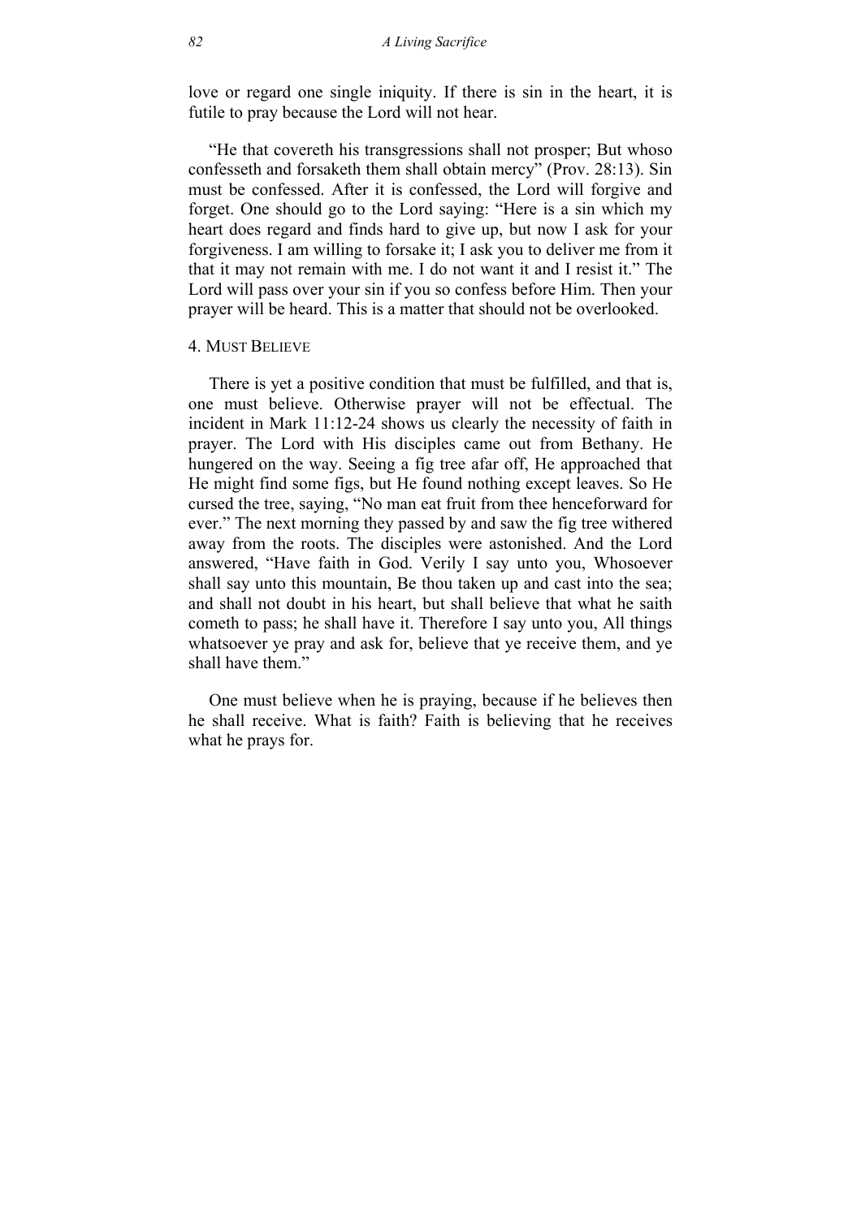love or regard one single iniquity. If there is sin in the heart, it is futile to pray because the Lord will not hear.

"He that covereth his transgressions shall not prosper; But whoso confesseth and forsaketh them shall obtain mercy" (Prov. 28:13). Sin must be confessed. After it is confessed, the Lord will forgive and forget. One should go to the Lord saying: "Here is a sin which my heart does regard and finds hard to give up, but now I ask for your forgiveness. I am willing to forsake it; I ask you to deliver me from it that it may not remain with me. I do not want it and I resist it." The Lord will pass over your sin if you so confess before Him. Then your prayer will be heard. This is a matter that should not be overlooked.

### 4. Must Believe

There is yet a positive condition that must be fulfilled, and that is, one must believe. Otherwise prayer will not be effectual. The incident in Mark 11:12-24 shows us clearly the necessity of faith in prayer. The Lord with His disciples came out from Bethany. He hungered on the way. Seeing a fig tree afar off, He approached that He might find some figs, but He found nothing except leaves. So He cursed the tree, saying, "No man eat fruit from thee henceforward for ever." The next morning they passed by and saw the fig tree withered away from the roots. The disciples were astonished. And the Lord answered, "Have faith in God. Verily I say unto you, Whosoever shall say unto this mountain, Be thou taken up and cast into the sea; and shall not doubt in his heart, but shall believe that what he saith cometh to pass; he shall have it. Therefore I say unto you, All things whatsoever ye pray and ask for, believe that ye receive them, and ye shall have them."

One must believe when he is praying, because if he believes then he shall receive. What is faith? Faith is believing that he receives what he prays for.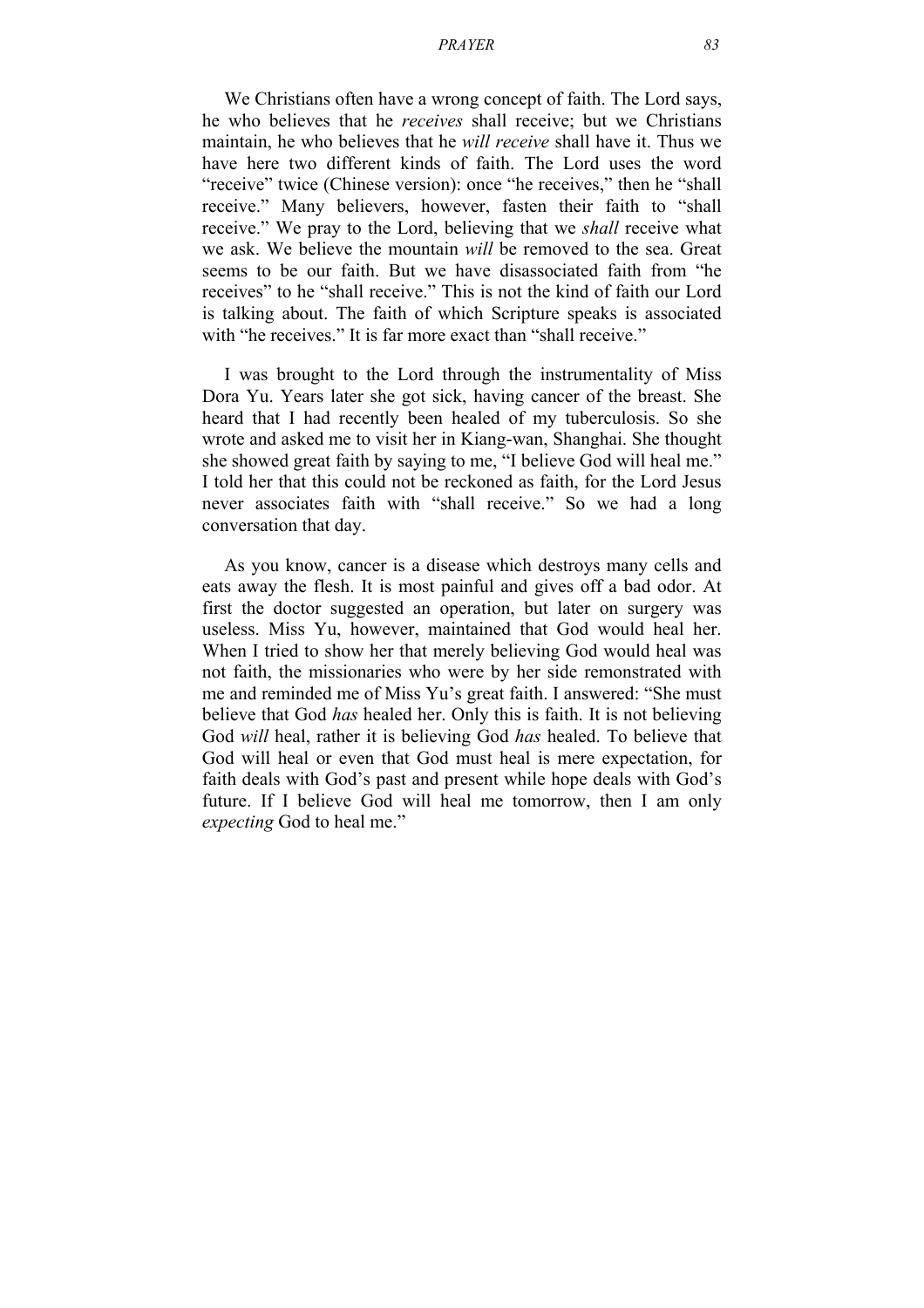We Christians often have a wrong concept of faith. The Lord says, he who believes that he *receives* shall receive; but we Christians maintain, he who believes that he *will receive* shall have it. Thus we have here two different kinds of faith. The Lord uses the word "receive" twice (Chinese version): once "he receives," then he "shall receive." Many believers, however, fasten their faith to "shall receive." We pray to the Lord, believing that we *shall* receive what we ask. We believe the mountain *will* be removed to the sea. Great seems to be our faith. But we have disassociated faith from "he receives" to he "shall receive." This is not the kind of faith our Lord is talking about. The faith of which Scripture speaks is associated with "he receives." It is far more exact than "shall receive."

I was brought to the Lord through the instrumentality of Miss Dora Yu. Years later she got sick, having cancer of the breast. She heard that I had recently been healed of my tuberculosis. So she wrote and asked me to visit her in Kiang-wan, Shanghai. She thought she showed great faith by saying to me, "I believe God will heal me." I told her that this could not be reckoned as faith, for the Lord Jesus never associates faith with "shall receive." So we had a long conversation that day.

As you know, cancer is a disease which destroys many cells and eats away the flesh. It is most painful and gives off a bad odor. At first the doctor suggested an operation, but later on surgery was useless. Miss Yu, however, maintained that God would heal her. When I tried to show her that merely believing God would heal was not faith, the missionaries who were by her side remonstrated with me and reminded me of Miss Yu's great faith. I answered: "She must believe that God *has* healed her. Only this is faith. It is not believing God *will* heal, rather it is believing God *has* healed. To believe that God will heal or even that God must heal is mere expectation, for faith deals with God's past and present while hope deals with God's future. If I believe God will heal me tomorrow, then I am only *expecting* God to heal me."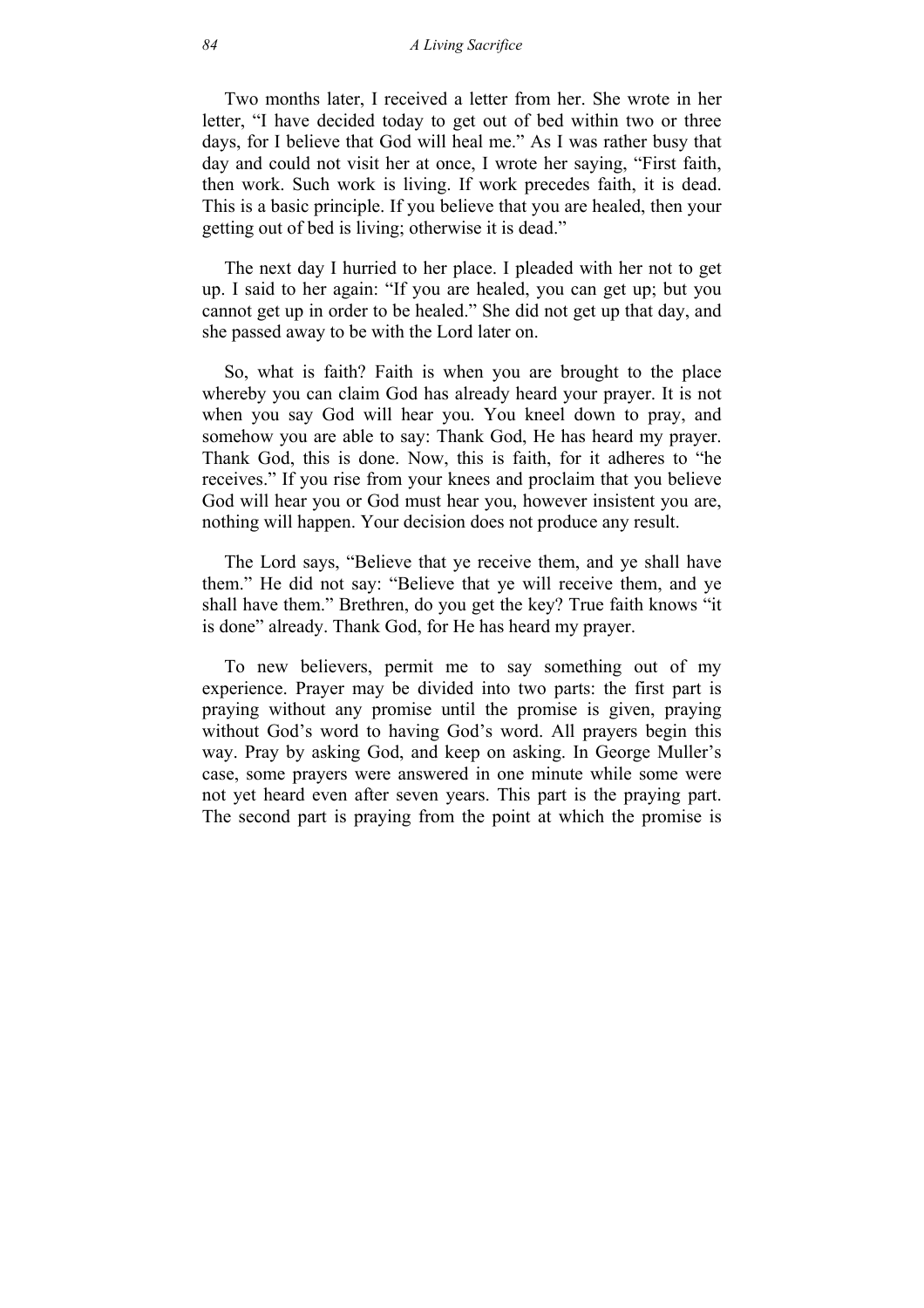Two months later, I received a letter from her. She wrote in her letter, “I have decided today to get out of bed within two or three days, for I believe that God will heal me.” As I was rather busy that day and could not visit her at once, I wrote her saying, “First faith, then work. Such work is living. If work precedes faith, it is dead. This is a basic principle. If you believe that you are healed, then your getting out of bed is living; otherwise it is dead.”

The next day I hurried to her place. I pleaded with her not to get up. I said to her again: “If you are healed, you can get up; but you cannot get up in order to be healed.” She did not get up that day, and she passed away to be with the Lord later on.

So, what is faith? Faith is when you are brought to the place whereby you can claim God has already heard your prayer. It is not when you say God will hear you. You kneel down to pray, and somehow you are able to say: Thank God, He has heard my prayer. Thank God, this is done. Now, this is faith, for it adheres to “he receives.” If you rise from your knees and proclaim that you believe God will hear you or God must hear you, however insistent you are, nothing will happen. Your decision does not produce any result.

The Lord says, “Believe that ye receive them, and ye shall have them.” He did not say: “Believe that ye will receive them, and ye shall have them.” Brethren, do you get the key? True faith knows “it is done” already. Thank God, for He has heard my prayer.

To new believers, permit me to say something out of my experience. Prayer may be divided into two parts: the first part is praying without any promise until the promise is given, praying without God’s word to having God’s word. All prayers begin this way. Pray by asking God, and keep on asking. In George Muller’s case, some prayers were answered in one minute while some were not yet heard even after seven years. This part is the praying part. The second part is praying from the point at which the promise is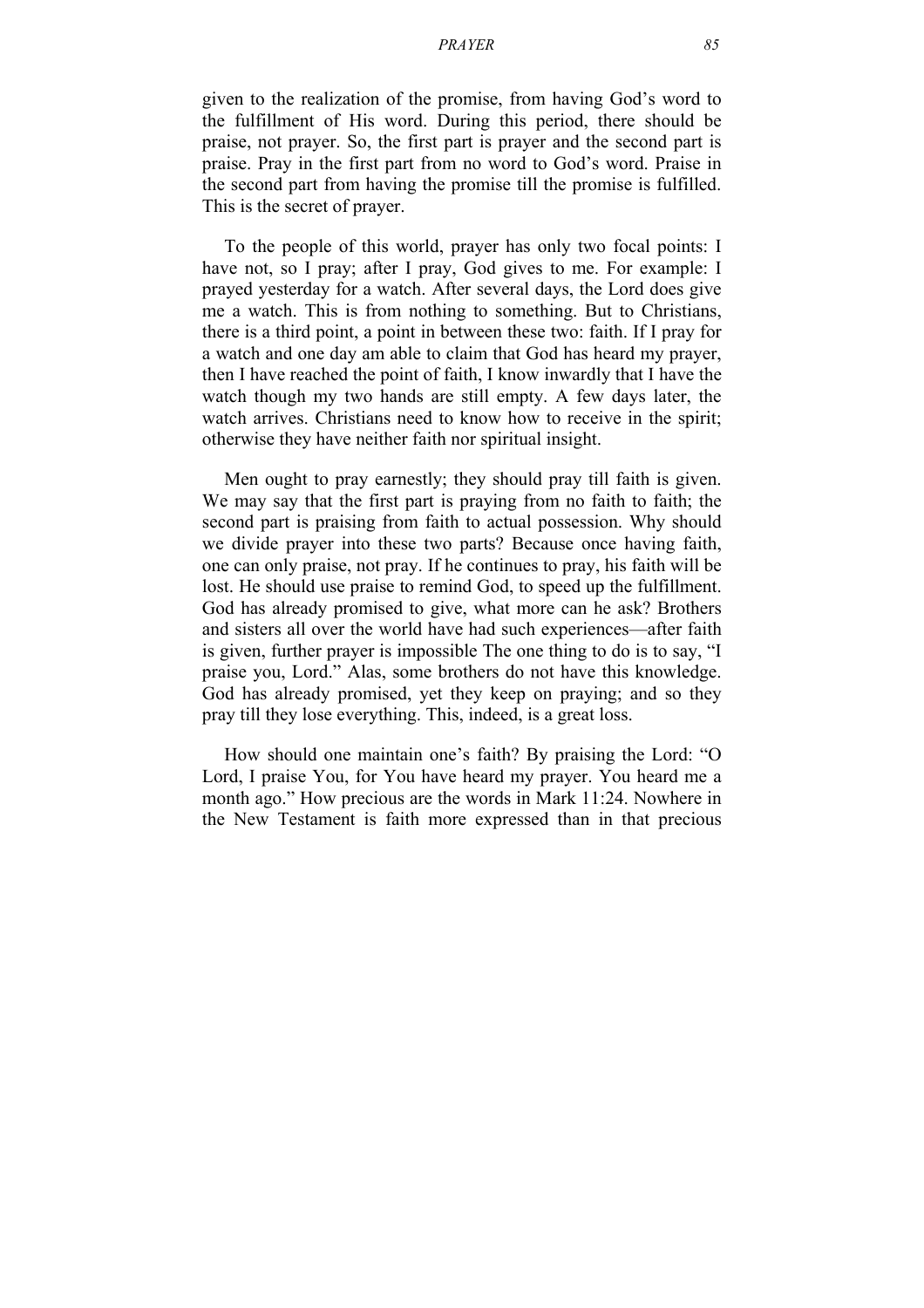given to the realization of the promise, from having God's word to the fulfillment of His word. During this period, there should be praise, not prayer. So, the first part is prayer and the second part is praise. Pray in the first part from no word to God's word. Praise in the second part from having the promise till the promise is fulfilled. This is the secret of prayer.

To the people of this world, prayer has only two focal points: I have not, so I pray; after I pray, God gives to me. For example: I prayed yesterday for a watch. After several days, the Lord does give me a watch. This is from nothing to something. But to Christians, there is a third point, a point in between these two: faith. If I pray for a watch and one day am able to claim that God has heard my prayer, then I have reached the point of faith, I know inwardly that I have the watch though my two hands are still empty. A few days later, the watch arrives. Christians need to know how to receive in the spirit; otherwise they have neither faith nor spiritual insight.

Men ought to pray earnestly; they should pray till faith is given. We may say that the first part is praying from no faith to faith; the second part is praising from faith to actual possession. Why should we divide prayer into these two parts? Because once having faith, one can only praise, not pray. If he continues to pray, his faith will be lost. He should use praise to remind God, to speed up the fulfillment. God has already promised to give, what more can he ask? Brothers and sisters all over the world have had such experiences—after faith is given, further prayer is impossible The one thing to do is to say, "I praise you, Lord." Alas, some brothers do not have this knowledge. God has already promised, yet they keep on praying; and so they pray till they lose everything. This, indeed, is a great loss.

How should one maintain one's faith? By praising the Lord: "O Lord, I praise You, for You have heard my prayer. You heard me a month ago." How precious are the words in Mark 11:24. Nowhere in the New Testament is faith more expressed than in that precious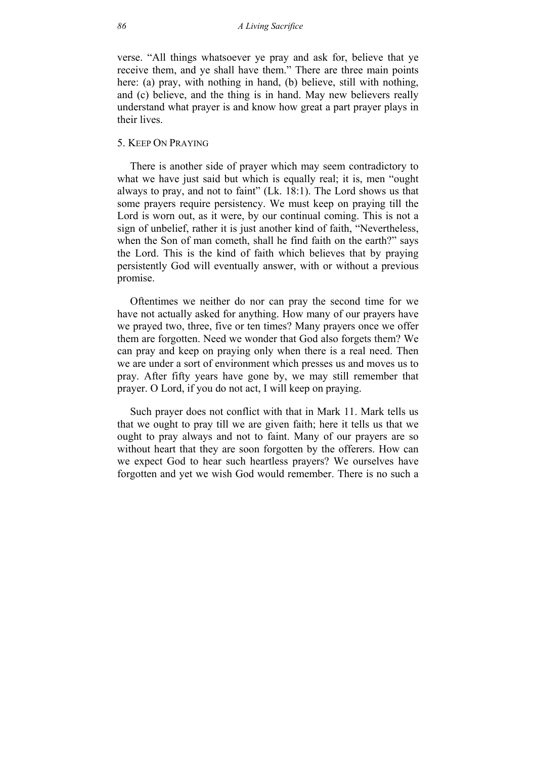verse. "All things whatsoever ye pray and ask for, believe that ye receive them, and ye shall have them." There are three main points here: (a) pray, with nothing in hand, (b) believe, still with nothing, and (c) believe, and the thing is in hand. May new believers really understand what prayer is and know how great a part prayer plays in their lives.

### 5. Keep On Praying

There is another side of prayer which may seem contradictory to what we have just said but which is equally real; it is, men "ought always to pray, and not to faint" (Lk. 18:1). The Lord shows us that some prayers require persistency. We must keep on praying till the Lord is worn out, as it were, by our continual coming. This is not a sign of unbelief, rather it is just another kind of faith, "Nevertheless, when the Son of man cometh, shall he find faith on the earth?" says the Lord. This is the kind of faith which believes that by praying persistently God will eventually answer, with or without a previous promise.

Oftentimes we neither do nor can pray the second time for we have not actually asked for anything. How many of our prayers have we prayed two, three, five or ten times? Many prayers once we offer them are forgotten. Need we wonder that God also forgets them? We can pray and keep on praying only when there is a real need. Then we are under a sort of environment which presses us and moves us to pray. After fifty years have gone by, we may still remember that prayer. O Lord, if you do not act, I will keep on praying.

Such prayer does not conflict with that in Mark 11. Mark tells us that we ought to pray till we are given faith; here it tells us that we ought to pray always and not to faint. Many of our prayers are so without heart that they are soon forgotten by the offerers. How can we expect God to hear such heartless prayers? We ourselves have forgotten and yet we wish God would remember. There is no such a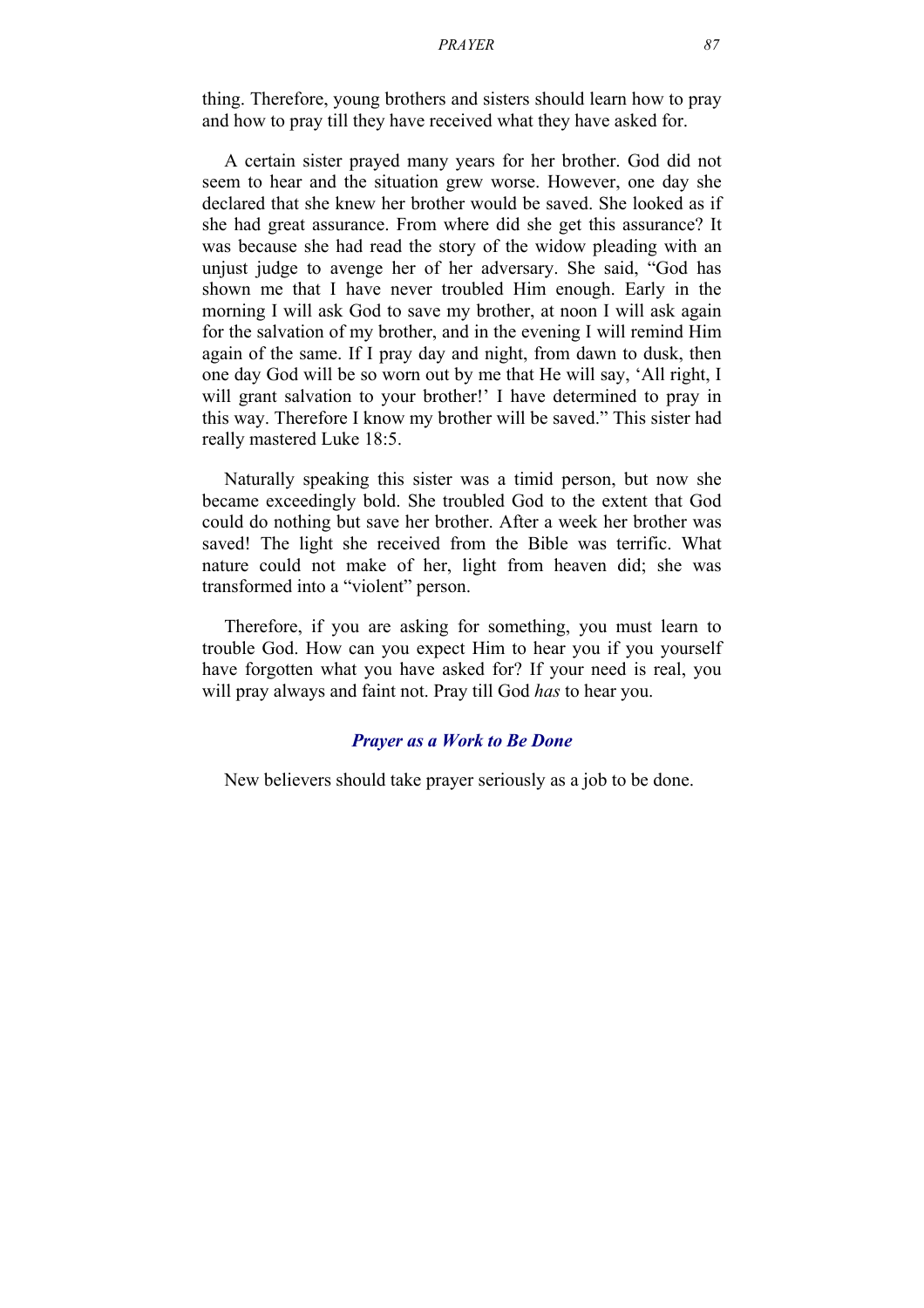thing. Therefore, young brothers and sisters should learn how to pray and how to pray till they have received what they have asked for.

A certain sister prayed many years for her brother. God did not seem to hear and the situation grew worse. However, one day she declared that she knew her brother would be saved. She looked as if she had great assurance. From where did she get this assurance? It was because she had read the story of the widow pleading with an unjust judge to avenge her of her adversary. She said, "God has shown me that I have never troubled Him enough. Early in the morning I will ask God to save my brother, at noon I will ask again for the salvation of my brother, and in the evening I will remind Him again of the same. If I pray day and night, from dawn to dusk, then one day God will be so worn out by me that He will say, 'All right, I will grant salvation to your brother!' I have determined to pray in this way. Therefore I know my brother will be saved." This sister had really mastered Luke 18:5.

Naturally speaking this sister was a timid person, but now she became exceedingly bold. She troubled God to the extent that God could do nothing but save her brother. After a week her brother was saved! The light she received from the Bible was terrific. What nature could not make of her, light from heaven did; she was transformed into a "violent" person.

Therefore, if you are asking for something, you must learn to trouble God. How can you expect Him to hear you if you yourself have forgotten what you have asked for? If your need is real, you will pray always and faint not. Pray till God *has* to hear you.

### *Prayer as a Work to Be Done*

New believers should take prayer seriously as a job to be done.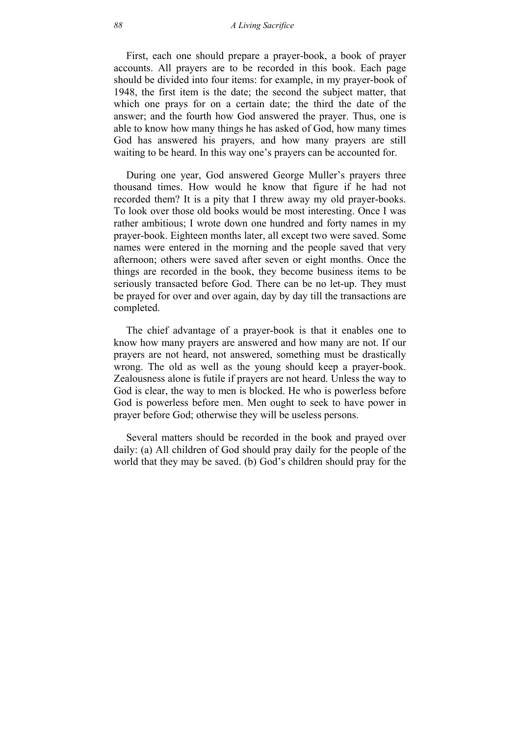First, each one should prepare a prayer-book, a book of prayer accounts. All prayers are to be recorded in this book. Each page should be divided into four items: for example, in my prayer-book of 1948, the first item is the date; the second the subject matter, that which one prays for on a certain date; the third the date of the answer; and the fourth how God answered the prayer. Thus, one is able to know how many things he has asked of God, how many times God has answered his prayers, and how many prayers are still waiting to be heard. In this way one's prayers can be accounted for.

During one year, God answered George Muller's prayers three thousand times. How would he know that figure if he had not recorded them? It is a pity that I threw away my old prayer-books. To look over those old books would be most interesting. Once I was rather ambitious; I wrote down one hundred and forty names in my prayer-book. Eighteen months later, all except two were saved. Some names were entered in the morning and the people saved that very afternoon; others were saved after seven or eight months. Once the things are recorded in the book, they become business items to be seriously transacted before God. There can be no let-up. They must be prayed for over and over again, day by day till the transactions are completed.

The chief advantage of a prayer-book is that it enables one to know how many prayers are answered and how many are not. If our prayers are not heard, not answered, something must be drastically wrong. The old as well as the young should keep a prayer-book. Zealousness alone is futile if prayers are not heard. Unless the way to God is clear, the way to men is blocked. He who is powerless before God is powerless before men. Men ought to seek to have power in prayer before God; otherwise they will be useless persons.

Several matters should be recorded in the book and prayed over daily: (a) All children of God should pray daily for the people of the world that they may be saved. (b) God's children should pray for the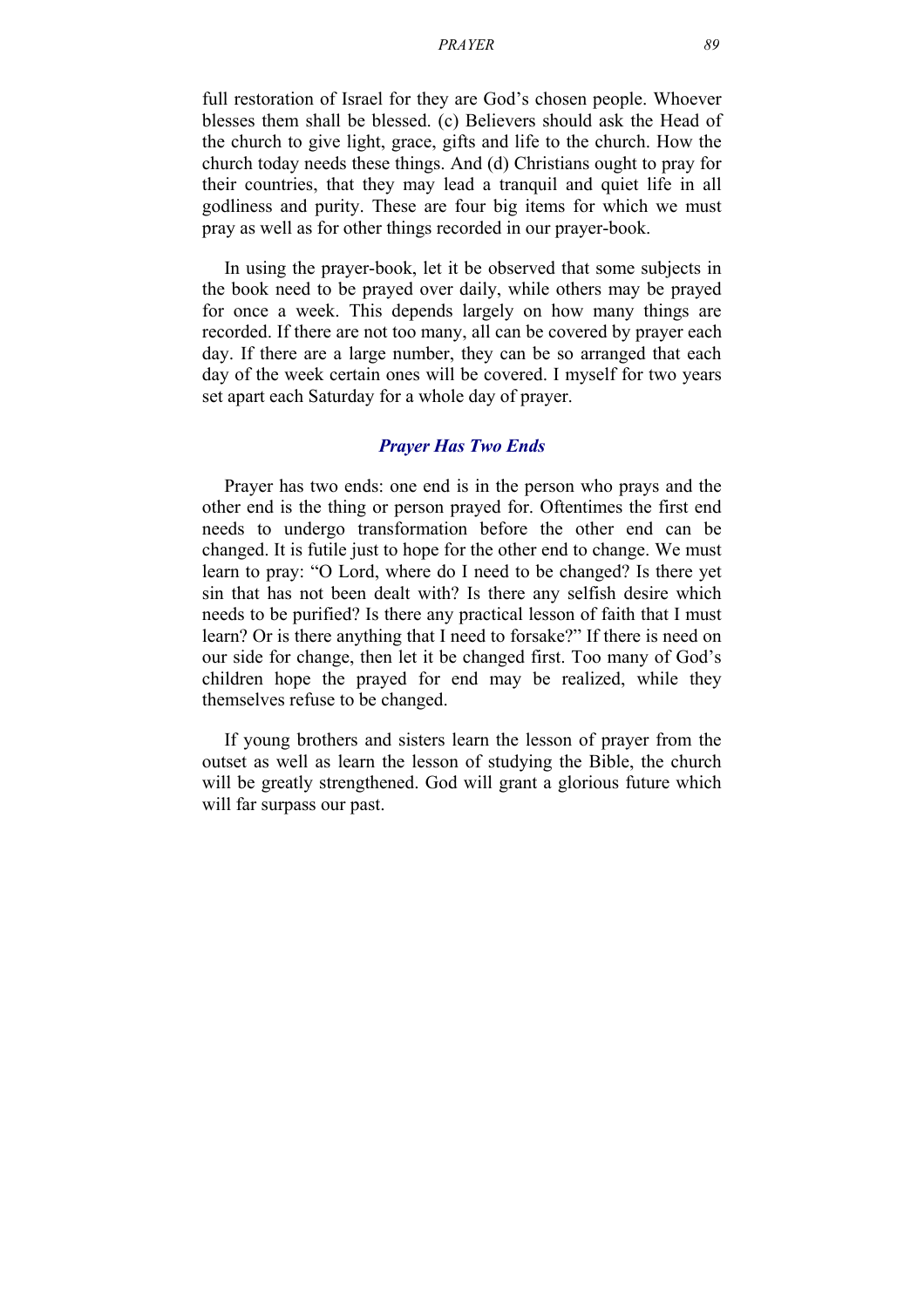full restoration of Israel for they are God's chosen people. Whoever blesses them shall be blessed. (c) Believers should ask the Head of the church to give light, grace, gifts and life to the church. How the church today needs these things. And (d) Christians ought to pray for their countries, that they may lead a tranquil and quiet life in all godliness and purity. These are four big items for which we must pray as well as for other things recorded in our prayer-book.

In using the prayer-book, let it be observed that some subjects in the book need to be prayed over daily, while others may be prayed for once a week. This depends largely on how many things are recorded. If there are not too many, all can be covered by prayer each day. If there are a large number, they can be so arranged that each day of the week certain ones will be covered. I myself for two years set apart each Saturday for a whole day of prayer.

### *Prayer Has Two Ends*

Prayer has two ends: one end is in the person who prays and the other end is the thing or person prayed for. Oftentimes the first end needs to undergo transformation before the other end can be changed. It is futile just to hope for the other end to change. We must learn to pray: "O Lord, where do I need to be changed? Is there yet sin that has not been dealt with? Is there any selfish desire which needs to be purified? Is there any practical lesson of faith that I must learn? Or is there anything that I need to forsake?" If there is need on our side for change, then let it be changed first. Too many of God's children hope the prayed for end may be realized, while they themselves refuse to be changed.

If young brothers and sisters learn the lesson of prayer from the outset as well as learn the lesson of studying the Bible, the church will be greatly strengthened. God will grant a glorious future which will far surpass our past.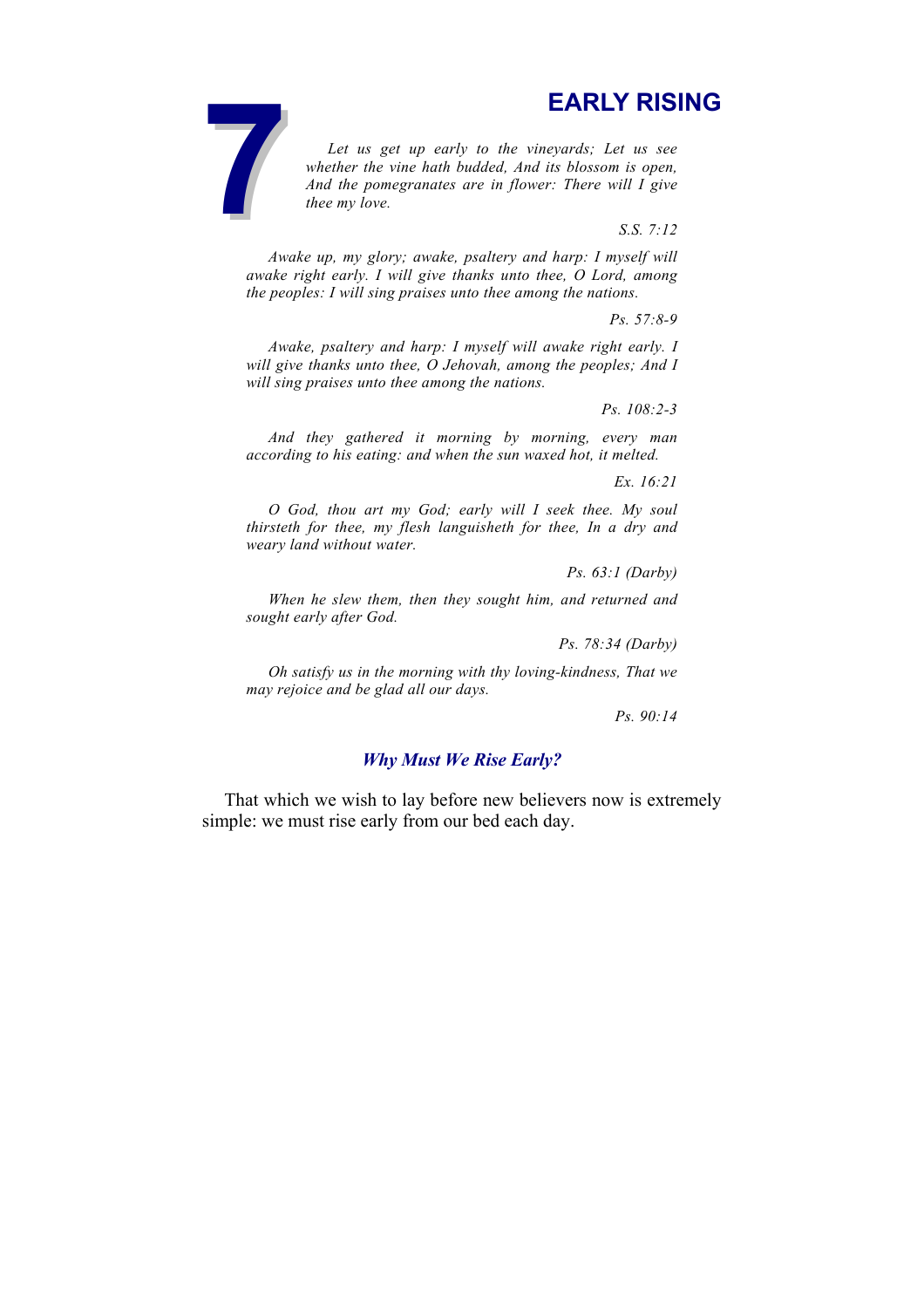# 7 EARLY RISING

*Let us get up early to the vineyards; Let us see whether the vine hath budded, And its blossom is open, And the pomegranates are in flower: There will I give thee my love.*

*S.S. 7:12*

*Awake up, my glory; awake, psaltery and harp: I myself will awake right early. I will give thanks unto thee, O Lord, among the peoples: I will sing praises unto thee among the nations.*

*Ps. 57:8-9*

*Awake, psaltery and harp: I myself will awake right early. I will give thanks unto thee, O Jehovah, among the peoples; And I will sing praises unto thee among the nations.*

*Ps. 108:2-3*

*And they gathered it morning by morning, every man according to his eating: and when the sun waxed hot, it melted.*

*Ex. 16:21*

*O God, thou art my God; early will I seek thee. My soul thirsteth for thee, my flesh languisheth for thee, In a dry and weary land without water.*

*Ps. 63:1 (Darby)*

*When he slew them, then they sought him, and returned and sought early after God.*

*Ps. 78:34 (Darby)*

*Oh satisfy us in the morning with thy loving-kindness, That we may rejoice and be glad all our days.*

*Ps. 90:14*

### *Why Must We Rise Early?*

That which we wish to lay before new believers now is extremely simple: we must rise early from our bed each day.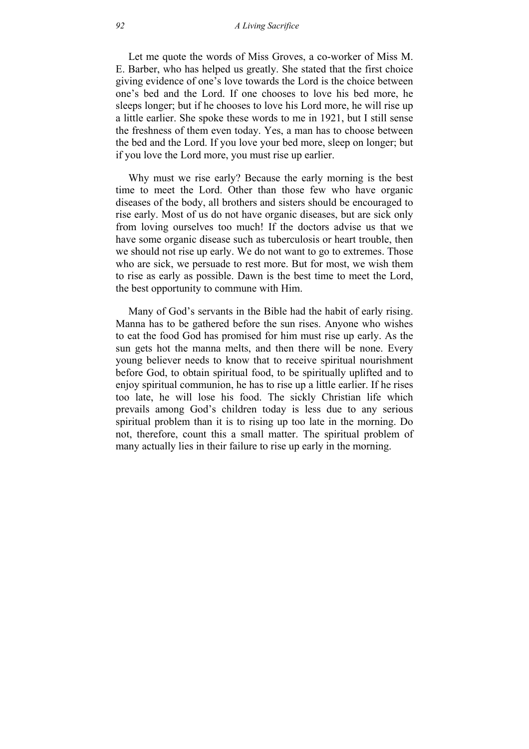Let me quote the words of Miss Groves, a co-worker of Miss M. E. Barber, who has helped us greatly. She stated that the first choice giving evidence of one's love towards the Lord is the choice between one's bed and the Lord. If one chooses to love his bed more, he sleeps longer; but if he chooses to love his Lord more, he will rise up a little earlier. She spoke these words to me in 1921, but I still sense the freshness of them even today. Yes, a man has to choose between the bed and the Lord. If you love your bed more, sleep on longer; but if you love the Lord more, you must rise up earlier.

Why must we rise early? Because the early morning is the best time to meet the Lord. Other than those few who have organic diseases of the body, all brothers and sisters should be encouraged to rise early. Most of us do not have organic diseases, but are sick only from loving ourselves too much! If the doctors advise us that we have some organic disease such as tuberculosis or heart trouble, then we should not rise up early. We do not want to go to extremes. Those who are sick, we persuade to rest more. But for most, we wish them to rise as early as possible. Dawn is the best time to meet the Lord, the best opportunity to commune with Him.

Many of God's servants in the Bible had the habit of early rising. Manna has to be gathered before the sun rises. Anyone who wishes to eat the food God has promised for him must rise up early. As the sun gets hot the manna melts, and then there will be none. Every young believer needs to know that to receive spiritual nourishment before God, to obtain spiritual food, to be spiritually uplifted and to enjoy spiritual communion, he has to rise up a little earlier. If he rises too late, he will lose his food. The sickly Christian life which prevails among God's children today is less due to any serious spiritual problem than it is to rising up too late in the morning. Do not, therefore, count this a small matter. The spiritual problem of many actually lies in their failure to rise up early in the morning.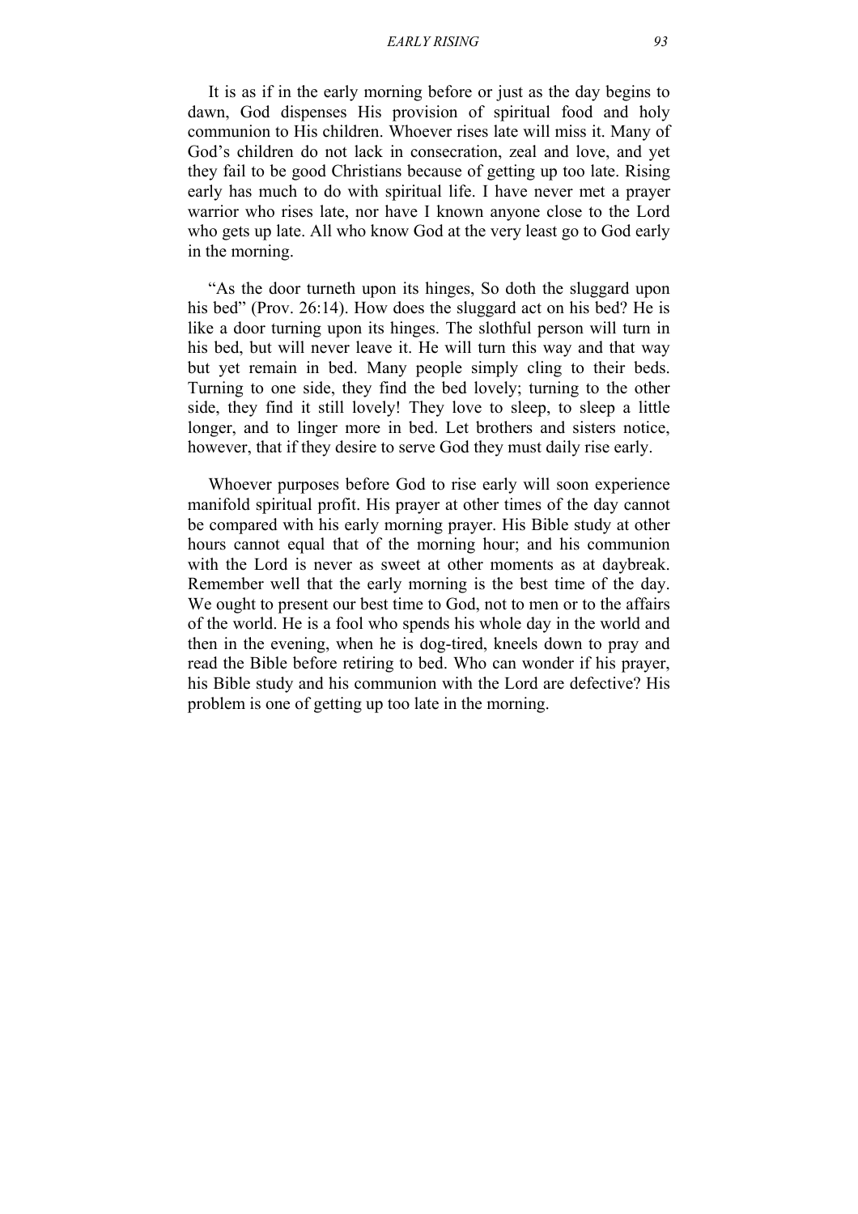It is as if in the early morning before or just as the day begins to dawn, God dispenses His provision of spiritual food and holy communion to His children. Whoever rises late will miss it. Many of God's children do not lack in consecration, zeal and love, and yet they fail to be good Christians because of getting up too late. Rising early has much to do with spiritual life. I have never met a prayer warrior who rises late, nor have I known anyone close to the Lord who gets up late. All who know God at the very least go to God early in the morning.

"As the door turneth upon its hinges, So doth the sluggard upon his bed" (Prov. 26:14). How does the sluggard act on his bed? He is like a door turning upon its hinges. The slothful person will turn in his bed, but will never leave it. He will turn this way and that way but yet remain in bed. Many people simply cling to their beds. Turning to one side, they find the bed lovely; turning to the other side, they find it still lovely! They love to sleep, to sleep a little longer, and to linger more in bed. Let brothers and sisters notice, however, that if they desire to serve God they must daily rise early.

Whoever purposes before God to rise early will soon experience manifold spiritual profit. His prayer at other times of the day cannot be compared with his early morning prayer. His Bible study at other hours cannot equal that of the morning hour; and his communion with the Lord is never as sweet at other moments as at daybreak. Remember well that the early morning is the best time of the day. We ought to present our best time to God, not to men or to the affairs of the world. He is a fool who spends his whole day in the world and then in the evening, when he is dog-tired, kneels down to pray and read the Bible before retiring to bed. Who can wonder if his prayer, his Bible study and his communion with the Lord are defective? His problem is one of getting up too late in the morning.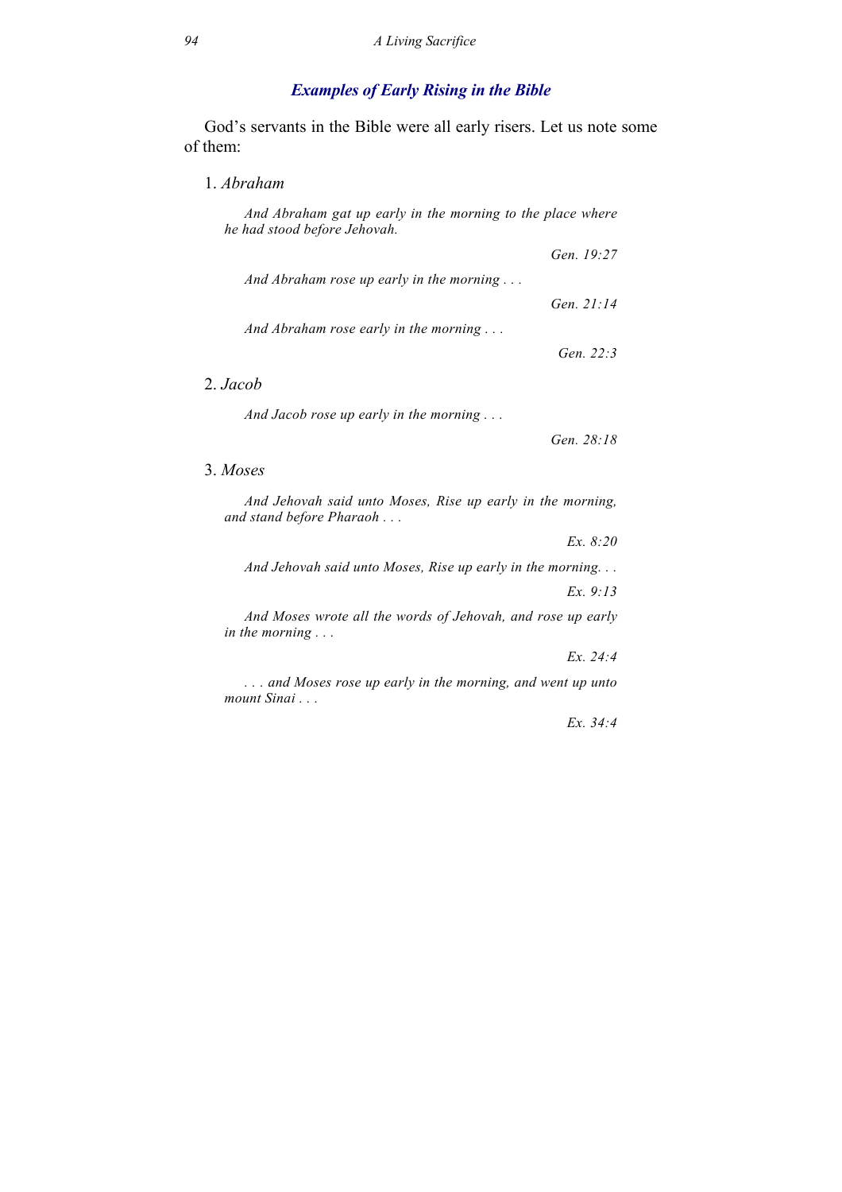## *Examples of Early Rising in the Bible*

God's servants in the Bible were all early risers. Let us note some of them:

1. *Abraham*

> *And Abraham gat up early in the morning to the place where he had stood before Jehovah.*
>
> *Gen. 19:27*

> *And Abraham rose up early in the morning . . .*
>
> *Gen. 21:14*

> *And Abraham rose early in the morning . . .*
>
> *Gen. 22:3*

2. *Jacob*

> *And Jacob rose up early in the morning . . .*
>
> *Gen. 28:18*

3. *Moses*

> *And Jehovah said unto Moses, Rise up early in the morning, and stand before Pharaoh . . .*
>
> *Ex. 8:20*

> *And Jehovah said unto Moses, Rise up early in the morning. . .*
>
> *Ex. 9:13*

> *And Moses wrote all the words of Jehovah, and rose up early in the morning . . .*
>
> *Ex. 24:4*

> *. . . and Moses rose up early in the morning, and went up unto mount Sinai . . .*
>
> *Ex. 34:4*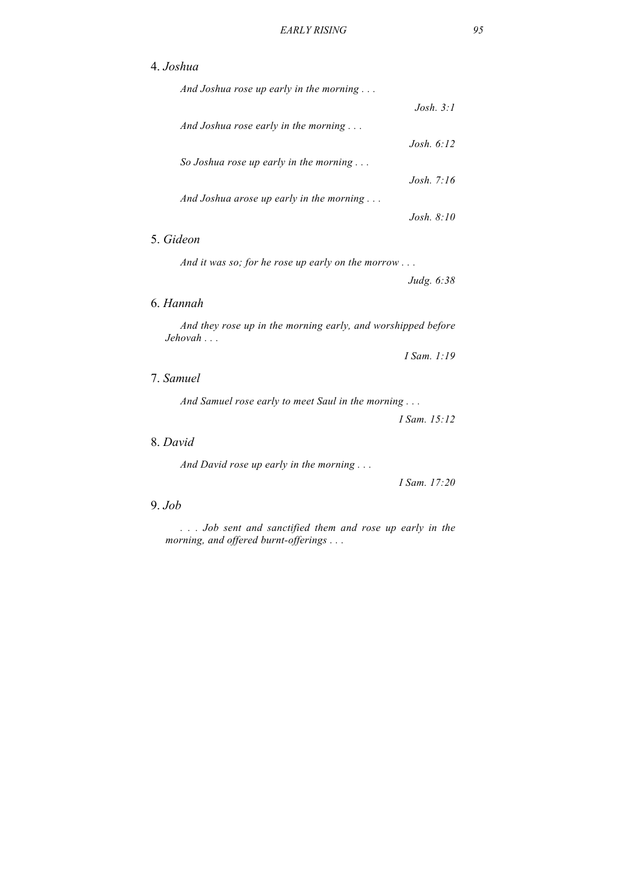4. *Joshua*

*And Joshua rose up early in the morning . . .*

*Josh. 3:1*

*And Joshua rose early in the morning . . .*

*Josh. 6:12*

*So Joshua rose up early in the morning . . .*

*Josh. 7:16*

*And Joshua arose up early in the morning . . .*

*Josh. 8:10*

5. *Gideon*

*And it was so; for he rose up early on the morrow . . .*

*Judg. 6:38*

6. *Hannah*

*And they rose up in the morning early, and worshipped before Jehovah . . .*

*I Sam. 1:19*

7. *Samuel*

*And Samuel rose early to meet Saul in the morning . . .*

*I Sam. 15:12*

8. *David*

*And David rose up early in the morning . . .*

*I Sam. 17:20*

9. *Job*

*. . . Job sent and sanctified them and rose up early in the morning, and offered burnt-offerings . . .*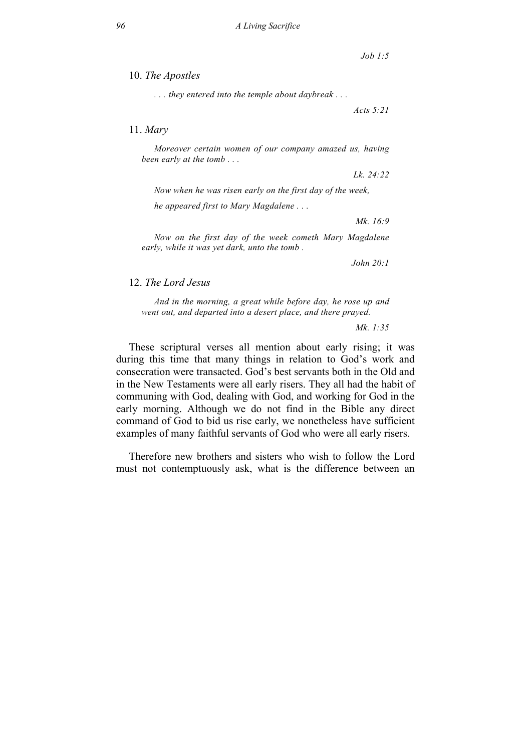*Job 1:5*

10. *The Apostles*

*. . . they entered into the temple about daybreak . . .*

*Acts 5:21*

11. *Mary*

*Moreover certain women of our company amazed us, having been early at the tomb . . .*

*Lk. 24:22*

*Now when he was risen early on the first day of the week,*

*he appeared first to Mary Magdalene . . .*

*Mk. 16:9*

*Now on the first day of the week cometh Mary Magdalene early, while it was yet dark, unto the tomb .*

*John 20:1*

12. *The Lord Jesus*

*And in the morning, a great while before day, he rose up and went out, and departed into a desert place, and there prayed.*

*Mk. 1:35*

These scriptural verses all mention about early rising; it was during this time that many things in relation to God's work and consecration were transacted. God's best servants both in the Old and in the New Testaments were all early risers. They all had the habit of communing with God, dealing with God, and working for God in the early morning. Although we do not find in the Bible any direct command of God to bid us rise early, we nonetheless have sufficient examples of many faithful servants of God who were all early risers.

Therefore new brothers and sisters who wish to follow the Lord must not contemptuously ask, what is the difference between an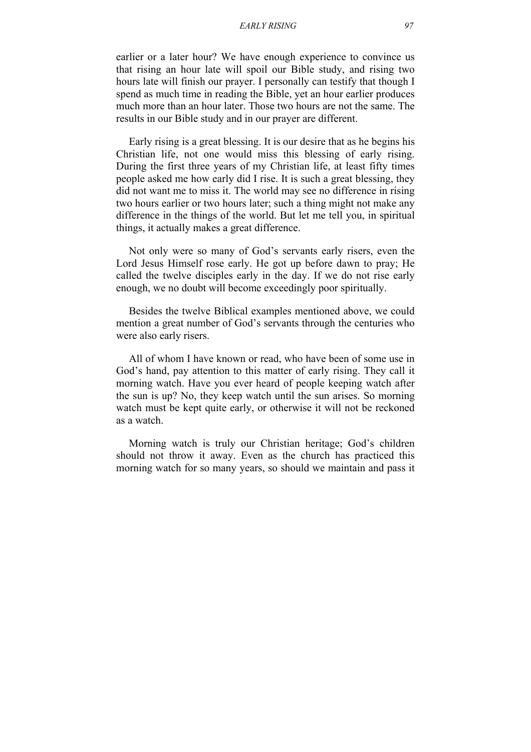earlier or a later hour? We have enough experience to convince us that rising an hour late will spoil our Bible study, and rising two hours late will finish our prayer. I personally can testify that though I spend as much time in reading the Bible, yet an hour earlier produces much more than an hour later. Those two hours are not the same. The results in our Bible study and in our prayer are different.

Early rising is a great blessing. It is our desire that as he begins his Christian life, not one would miss this blessing of early rising. During the first three years of my Christian life, at least fifty times people asked me how early did I rise. It is such a great blessing, they did not want me to miss it. The world may see no difference in rising two hours earlier or two hours later; such a thing might not make any difference in the things of the world. But let me tell you, in spiritual things, it actually makes a great difference.

Not only were so many of God's servants early risers, even the Lord Jesus Himself rose early. He got up before dawn to pray; He called the twelve disciples early in the day. If we do not rise early enough, we no doubt will become exceedingly poor spiritually.

Besides the twelve Biblical examples mentioned above, we could mention a great number of God's servants through the centuries who were also early risers.

All of whom I have known or read, who have been of some use in God's hand, pay attention to this matter of early rising. They call it morning watch. Have you ever heard of people keeping watch after the sun is up? No, they keep watch until the sun arises. So morning watch must be kept quite early, or otherwise it will not be reckoned as a watch.

Morning watch is truly our Christian heritage; God's children should not throw it away. Even as the church has practiced this morning watch for so many years, so should we maintain and pass it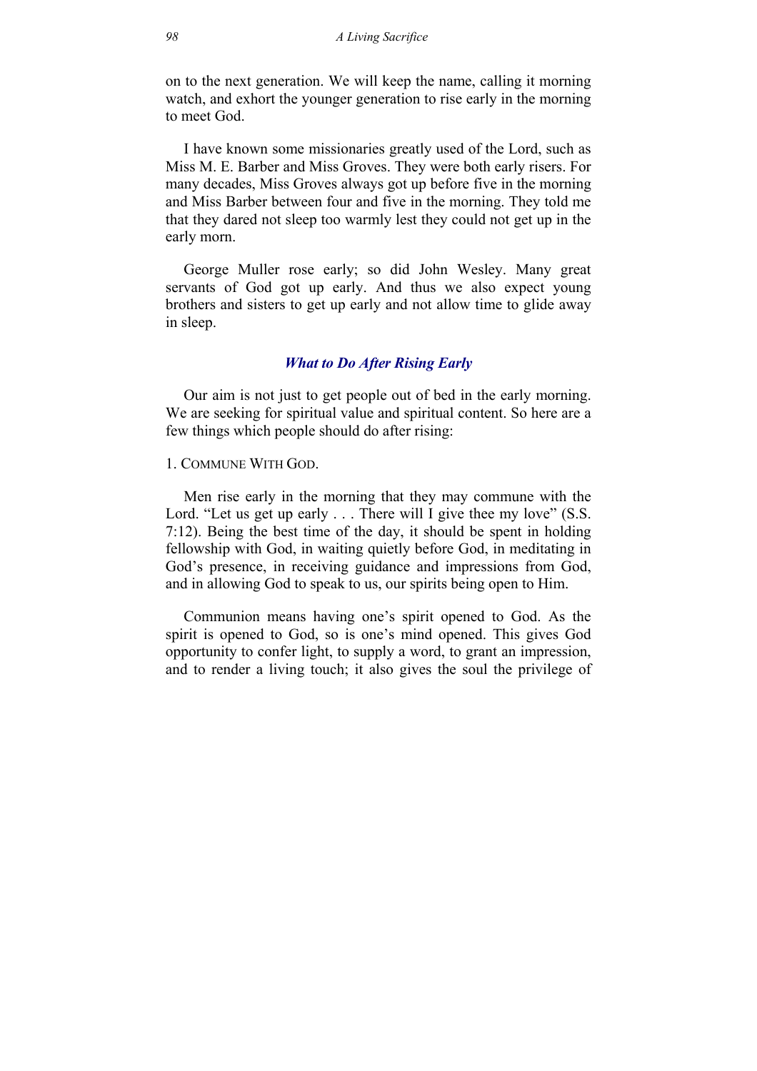on to the next generation. We will keep the name, calling it morning watch, and exhort the younger generation to rise early in the morning to meet God.

I have known some missionaries greatly used of the Lord, such as Miss M. E. Barber and Miss Groves. They were both early risers. For many decades, Miss Groves always got up before five in the morning and Miss Barber between four and five in the morning. They told me that they dared not sleep too warmly lest they could not get up in the early morn.

George Muller rose early; so did John Wesley. Many great servants of God got up early. And thus we also expect young brothers and sisters to get up early and not allow time to glide away in sleep.

### *What to Do After Rising Early*

Our aim is not just to get people out of bed in the early morning. We are seeking for spiritual value and spiritual content. So here are a few things which people should do after rising:

1. COMMUNE WITH GOD.

Men rise early in the morning that they may commune with the Lord. "Let us get up early . . . There will I give thee my love" (S.S. 7:12). Being the best time of the day, it should be spent in holding fellowship with God, in waiting quietly before God, in meditating in God's presence, in receiving guidance and impressions from God, and in allowing God to speak to us, our spirits being open to Him.

Communion means having one's spirit opened to God. As the spirit is opened to God, so is one's mind opened. This gives God opportunity to confer light, to supply a word, to grant an impression, and to render a living touch; it also gives the soul the privilege of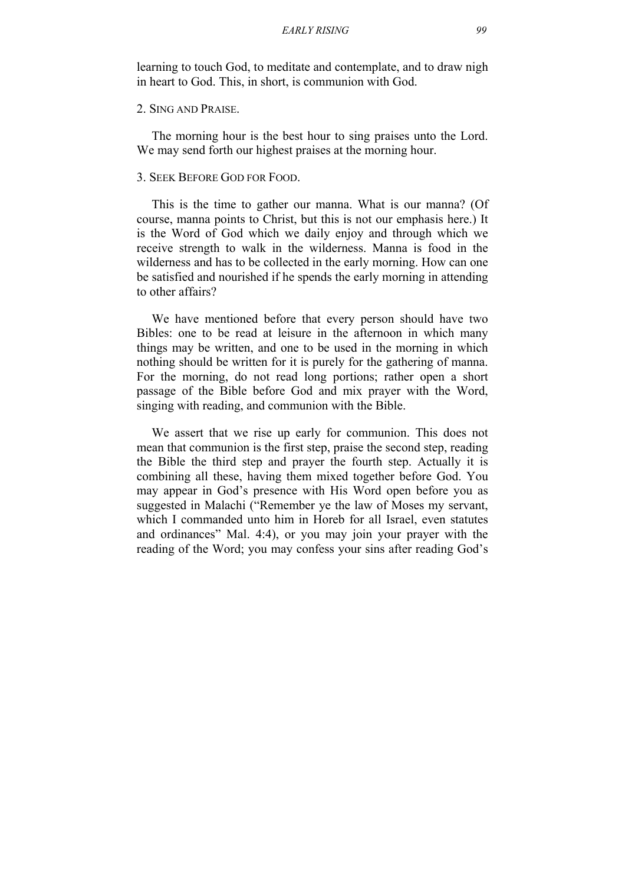learning to touch God, to meditate and contemplate, and to draw nigh in heart to God. This, in short, is communion with God.

### 2. Sing and Praise.

The morning hour is the best hour to sing praises unto the Lord. We may send forth our highest praises at the morning hour.

### 3. Seek Before God for Food.

This is the time to gather our manna. What is our manna? (Of course, manna points to Christ, but this is not our emphasis here.) It is the Word of God which we daily enjoy and through which we receive strength to walk in the wilderness. Manna is food in the wilderness and has to be collected in the early morning. How can one be satisfied and nourished if he spends the early morning in attending to other affairs?

We have mentioned before that every person should have two Bibles: one to be read at leisure in the afternoon in which many things may be written, and one to be used in the morning in which nothing should be written for it is purely for the gathering of manna. For the morning, do not read long portions; rather open a short passage of the Bible before God and mix prayer with the Word, singing with reading, and communion with the Bible.

We assert that we rise up early for communion. This does not mean that communion is the first step, praise the second step, reading the Bible the third step and prayer the fourth step. Actually it is combining all these, having them mixed together before God. You may appear in God's presence with His Word open before you as suggested in Malachi ("Remember ye the law of Moses my servant, which I commanded unto him in Horeb for all Israel, even statutes and ordinances" Mal. 4:4), or you may join your prayer with the reading of the Word; you may confess your sins after reading God's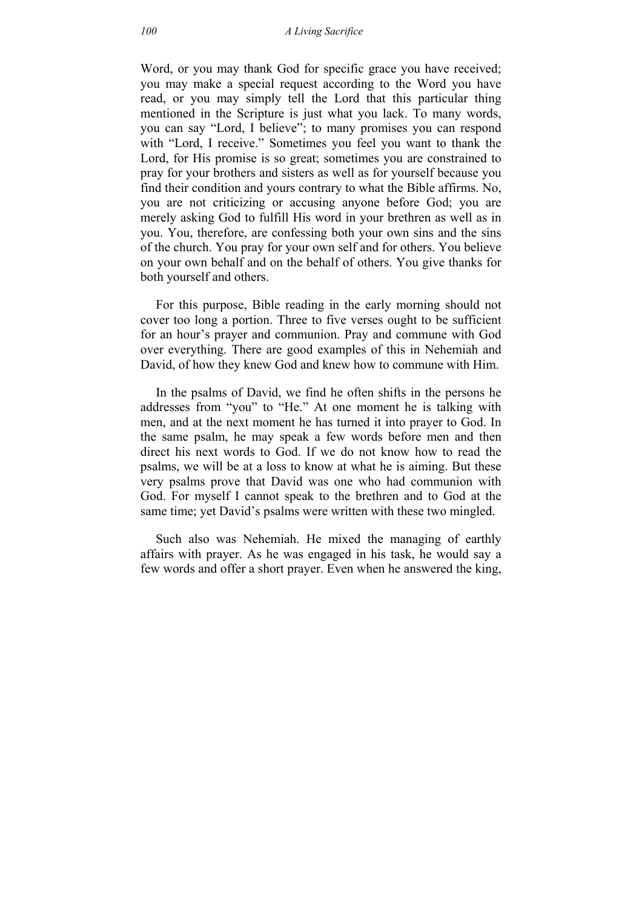Word, or you may thank God for specific grace you have received; you may make a special request according to the Word you have read, or you may simply tell the Lord that this particular thing mentioned in the Scripture is just what you lack. To many words, you can say "Lord, I believe"; to many promises you can respond with "Lord, I receive." Sometimes you feel you want to thank the Lord, for His promise is so great; sometimes you are constrained to pray for your brothers and sisters as well as for yourself because you find their condition and yours contrary to what the Bible affirms. No, you are not criticizing or accusing anyone before God; you are merely asking God to fulfill His word in your brethren as well as in you. You, therefore, are confessing both your own sins and the sins of the church. You pray for your own self and for others. You believe on your own behalf and on the behalf of others. You give thanks for both yourself and others.

For this purpose, Bible reading in the early morning should not cover too long a portion. Three to five verses ought to be sufficient for an hour's prayer and communion. Pray and commune with God over everything. There are good examples of this in Nehemiah and David, of how they knew God and knew how to commune with Him.

In the psalms of David, we find he often shifts in the persons he addresses from "you" to "He." At one moment he is talking with men, and at the next moment he has turned it into prayer to God. In the same psalm, he may speak a few words before men and then direct his next words to God. If we do not know how to read the psalms, we will be at a loss to know at what he is aiming. But these very psalms prove that David was one who had communion with God. For myself I cannot speak to the brethren and to God at the same time; yet David's psalms were written with these two mingled.

Such also was Nehemiah. He mixed the managing of earthly affairs with prayer. As he was engaged in his task, he would say a few words and offer a short prayer. Even when he answered the king,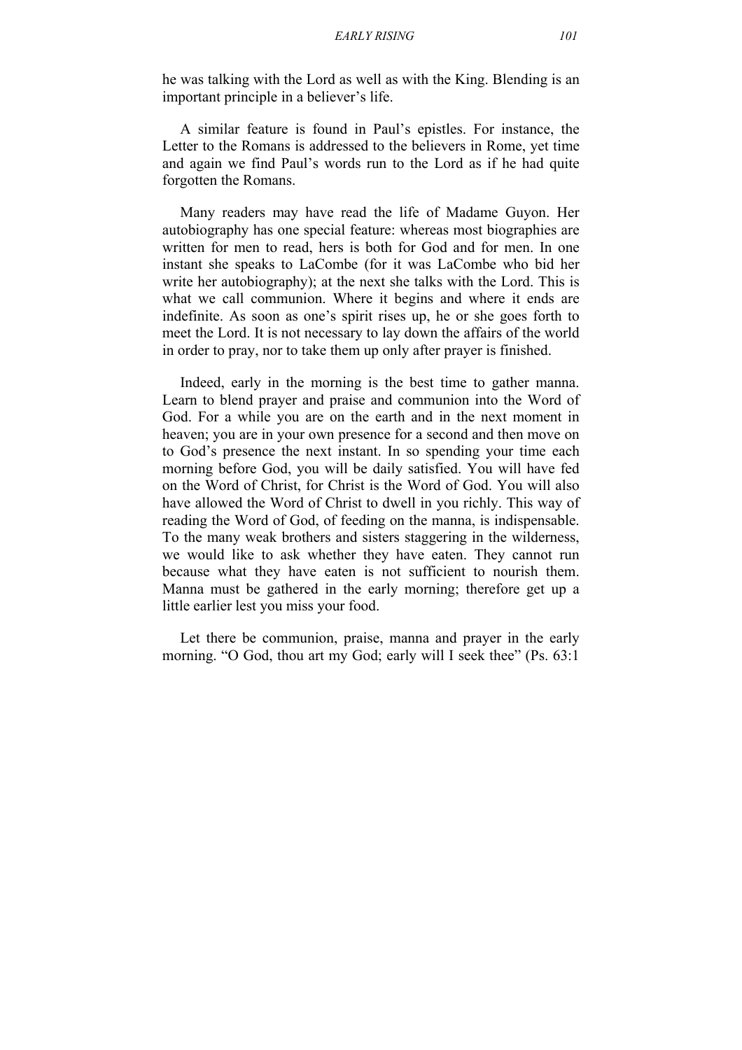he was talking with the Lord as well as with the King. Blending is an important principle in a believer's life.

A similar feature is found in Paul's epistles. For instance, the Letter to the Romans is addressed to the believers in Rome, yet time and again we find Paul's words run to the Lord as if he had quite forgotten the Romans.

Many readers may have read the life of Madame Guyon. Her autobiography has one special feature: whereas most biographies are written for men to read, hers is both for God and for men. In one instant she speaks to LaCombe (for it was LaCombe who bid her write her autobiography); at the next she talks with the Lord. This is what we call communion. Where it begins and where it ends are indefinite. As soon as one's spirit rises up, he or she goes forth to meet the Lord. It is not necessary to lay down the affairs of the world in order to pray, nor to take them up only after prayer is finished.

Indeed, early in the morning is the best time to gather manna. Learn to blend prayer and praise and communion into the Word of God. For a while you are on the earth and in the next moment in heaven; you are in your own presence for a second and then move on to God's presence the next instant. In so spending your time each morning before God, you will be daily satisfied. You will have fed on the Word of Christ, for Christ is the Word of God. You will also have allowed the Word of Christ to dwell in you richly. This way of reading the Word of God, of feeding on the manna, is indispensable. To the many weak brothers and sisters staggering in the wilderness, we would like to ask whether they have eaten. They cannot run because what they have eaten is not sufficient to nourish them. Manna must be gathered in the early morning; therefore get up a little earlier lest you miss your food.

Let there be communion, praise, manna and prayer in the early morning. "O God, thou art my God; early will I seek thee" (Ps. 63:1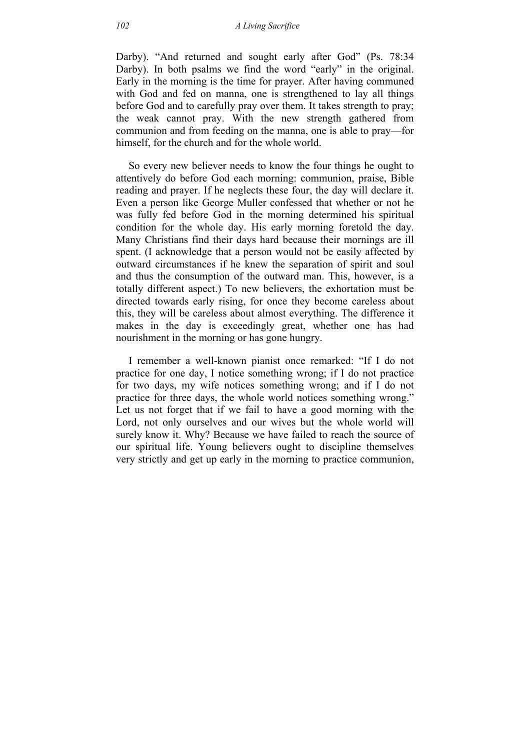Darby). "And returned and sought early after God" (Ps. 78:34 Darby). In both psalms we find the word "early" in the original. Early in the morning is the time for prayer. After having communed with God and fed on manna, one is strengthened to lay all things before God and to carefully pray over them. It takes strength to pray; the weak cannot pray. With the new strength gathered from communion and from feeding on the manna, one is able to pray—for himself, for the church and for the whole world.

So every new believer needs to know the four things he ought to attentively do before God each morning: communion, praise, Bible reading and prayer. If he neglects these four, the day will declare it. Even a person like George Muller confessed that whether or not he was fully fed before God in the morning determined his spiritual condition for the whole day. His early morning foretold the day. Many Christians find their days hard because their mornings are ill spent. (I acknowledge that a person would not be easily affected by outward circumstances if he knew the separation of spirit and soul and thus the consumption of the outward man. This, however, is a totally different aspect.) To new believers, the exhortation must be directed towards early rising, for once they become careless about this, they will be careless about almost everything. The difference it makes in the day is exceedingly great, whether one has had nourishment in the morning or has gone hungry.

I remember a well-known pianist once remarked: "If I do not practice for one day, I notice something wrong; if I do not practice for two days, my wife notices something wrong; and if I do not practice for three days, the whole world notices something wrong." Let us not forget that if we fail to have a good morning with the Lord, not only ourselves and our wives but the whole world will surely know it. Why? Because we have failed to reach the source of our spiritual life. Young believers ought to discipline themselves very strictly and get up early in the morning to practice communion,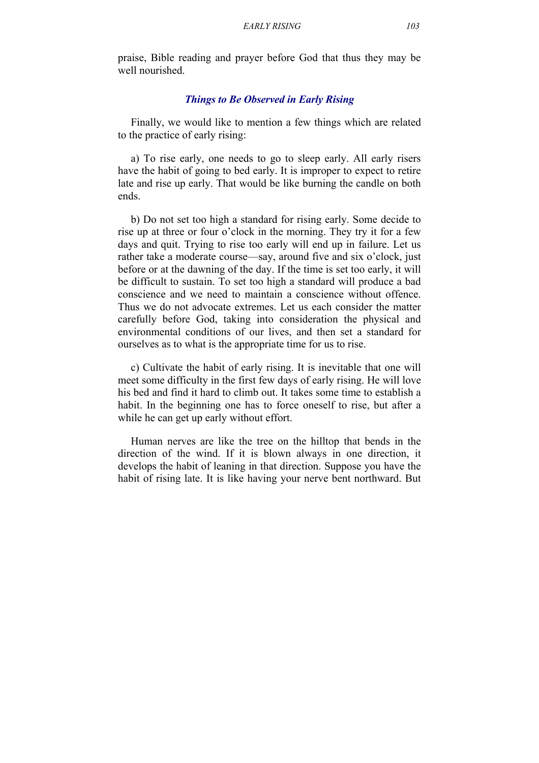praise, Bible reading and prayer before God that thus they may be well nourished.

### *Things to Be Observed in Early Rising*

Finally, we would like to mention a few things which are related to the practice of early rising:

a) To rise early, one needs to go to sleep early. All early risers have the habit of going to bed early. It is improper to expect to retire late and rise up early. That would be like burning the candle on both ends.

b) Do not set too high a standard for rising early. Some decide to rise up at three or four o'clock in the morning. They try it for a few days and quit. Trying to rise too early will end up in failure. Let us rather take a moderate course—say, around five and six o'clock, just before or at the dawning of the day. If the time is set too early, it will be difficult to sustain. To set too high a standard will produce a bad conscience and we need to maintain a conscience without offence. Thus we do not advocate extremes. Let us each consider the matter carefully before God, taking into consideration the physical and environmental conditions of our lives, and then set a standard for ourselves as to what is the appropriate time for us to rise.

c) Cultivate the habit of early rising. It is inevitable that one will meet some difficulty in the first few days of early rising. He will love his bed and find it hard to climb out. It takes some time to establish a habit. In the beginning one has to force oneself to rise, but after a while he can get up early without effort.

Human nerves are like the tree on the hilltop that bends in the direction of the wind. If it is blown always in one direction, it develops the habit of leaning in that direction. Suppose you have the habit of rising late. It is like having your nerve bent northward. But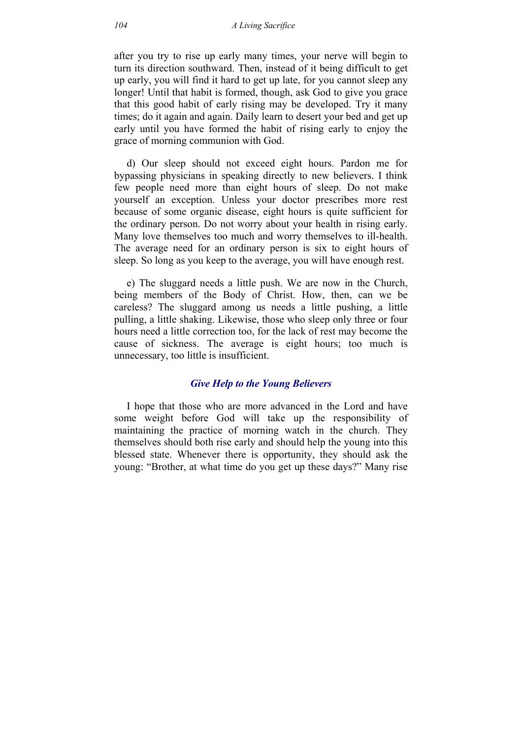after you try to rise up early many times, your nerve will begin to turn its direction southward. Then, instead of it being difficult to get up early, you will find it hard to get up late, for you cannot sleep any longer! Until that habit is formed, though, ask God to give you grace that this good habit of early rising may be developed. Try it many times; do it again and again. Daily learn to desert your bed and get up early until you have formed the habit of rising early to enjoy the grace of morning communion with God.

d) Our sleep should not exceed eight hours. Pardon me for bypassing physicians in speaking directly to new believers. I think few people need more than eight hours of sleep. Do not make yourself an exception. Unless your doctor prescribes more rest because of some organic disease, eight hours is quite sufficient for the ordinary person. Do not worry about your health in rising early. Many love themselves too much and worry themselves to ill-health. The average need for an ordinary person is six to eight hours of sleep. So long as you keep to the average, you will have enough rest.

e) The sluggard needs a little push. We are now in the Church, being members of the Body of Christ. How, then, can we be careless? The sluggard among us needs a little pushing, a little pulling, a little shaking. Likewise, those who sleep only three or four hours need a little correction too, for the lack of rest may become the cause of sickness. The average is eight hours; too much is unnecessary, too little is insufficient.

### *Give Help to the Young Believers*

I hope that those who are more advanced in the Lord and have some weight before God will take up the responsibility of maintaining the practice of morning watch in the church. They themselves should both rise early and should help the young into this blessed state. Whenever there is opportunity, they should ask the young: "Brother, at what time do you get up these days?" Many rise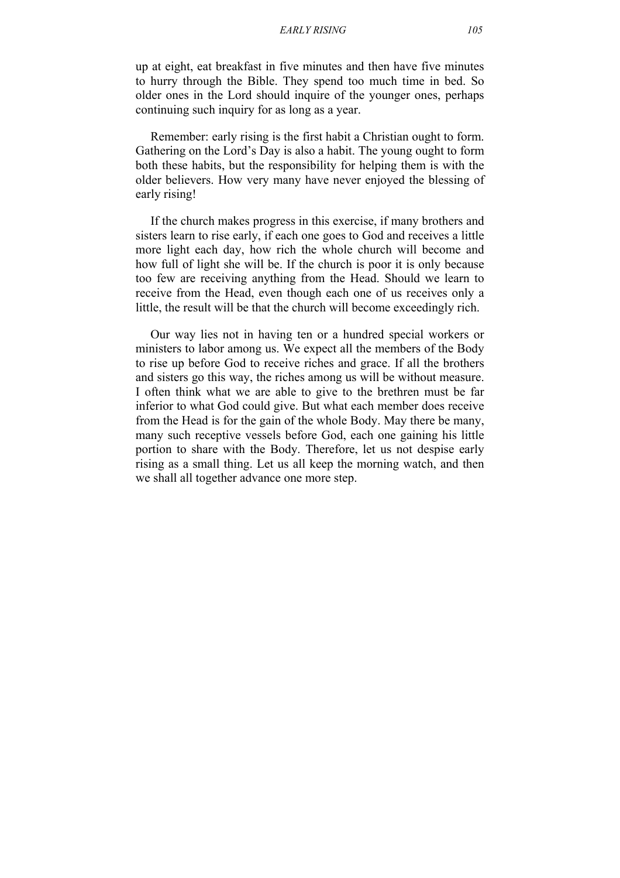up at eight, eat breakfast in five minutes and then have five minutes to hurry through the Bible. They spend too much time in bed. So older ones in the Lord should inquire of the younger ones, perhaps continuing such inquiry for as long as a year.

Remember: early rising is the first habit a Christian ought to form. Gathering on the Lord's Day is also a habit. The young ought to form both these habits, but the responsibility for helping them is with the older believers. How very many have never enjoyed the blessing of early rising!

If the church makes progress in this exercise, if many brothers and sisters learn to rise early, if each one goes to God and receives a little more light each day, how rich the whole church will become and how full of light she will be. If the church is poor it is only because too few are receiving anything from the Head. Should we learn to receive from the Head, even though each one of us receives only a little, the result will be that the church will become exceedingly rich.

Our way lies not in having ten or a hundred special workers or ministers to labor among us. We expect all the members of the Body to rise up before God to receive riches and grace. If all the brothers and sisters go this way, the riches among us will be without measure. I often think what we are able to give to the brethren must be far inferior to what God could give. But what each member does receive from the Head is for the gain of the whole Body. May there be many, many such receptive vessels before God, each one gaining his little portion to share with the Body. Therefore, let us not despise early rising as a small thing. Let us all keep the morning watch, and then we shall all together advance one more step.